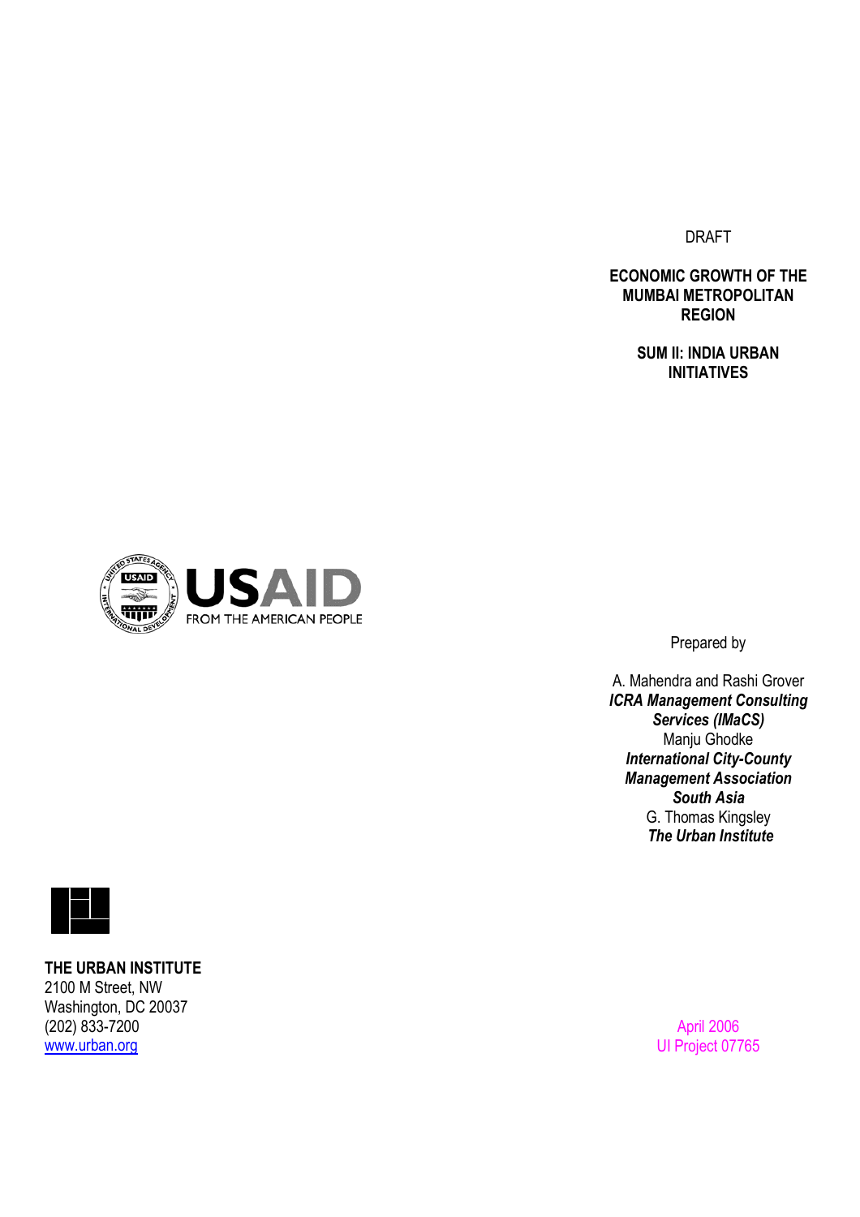DRAFT

# ECONOMIC GROWTH OF THE MUMBAI METROPOLITAN REGION

## SUM II: INDIA URBAN INITIATIVES

USAID
FROM THE AMERICAN PEOPLE

Prepared by

A. Mahendra and Rashi Grover
***ICRA Management Consulting Services (IMaCS)***
Manju Ghodke
***International City-County Management Association South Asia***
G. Thomas Kingsley
***The Urban Institute***

**THE URBAN INSTITUTE**
2100 M Street, NW
Washington, DC 20037
(202) 833-7200
www.urban.org

April 2006
UI Project 07765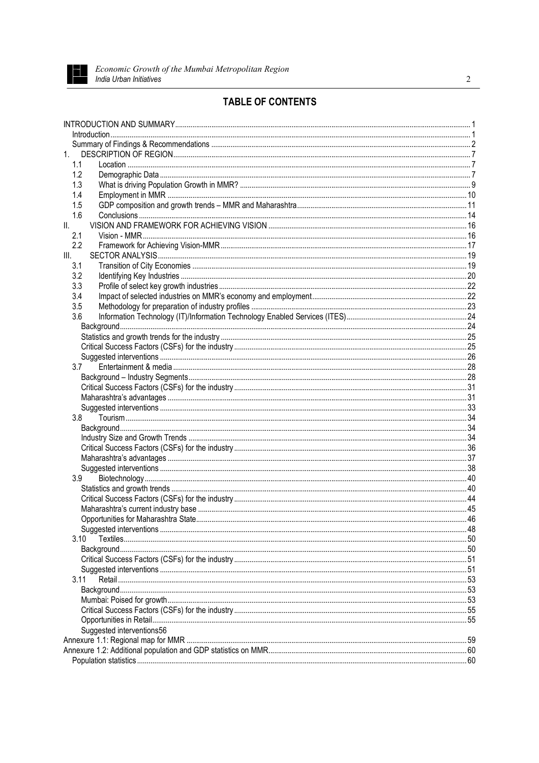## TABLE OF CONTENTS

INTRODUCTION AND SUMMARY ..... 1
- Introduction ..... 1
- Summary of Findings & Recommendations ..... 2

1. DESCRIPTION OF REGION ..... 7
   - 1.1 Location ..... 7
   - 1.2 Demographic Data ..... 7
   - 1.3 What is driving Population Growth in MMR? ..... 9
   - 1.4 Employment in MMR ..... 10
   - 1.5 GDP composition and growth trends – MMR and Maharashtra ..... 11
   - 1.6 Conclusions ..... 14

II. VISION AND FRAMEWORK FOR ACHIEVING VISION ..... 16
   - 2.1 Vision - MMR ..... 16
   - 2.2 Framework for Achieving Vision-MMR ..... 17

III. SECTOR ANALYSIS ..... 19
   - 3.1 Transition of City Economies ..... 19
   - 3.2 Identifying Key Industries ..... 20
   - 3.3 Profile of select key growth industries ..... 22
   - 3.4 Impact of selected industries on MMR's economy and employment ..... 22
   - 3.5 Methodology for preparation of industry profiles ..... 23
   - 3.6 Information Technology (IT)/Information Technology Enabled Services (ITES) ..... 24
     - Background ..... 24
     - Statistics and growth trends for the industry ..... 25
     - Critical Success Factors (CSFs) for the industry ..... 25
     - Suggested interventions ..... 26
   - 3.7 Entertainment & media ..... 28
     - Background – Industry Segments ..... 28
     - Critical Success Factors (CSFs) for the industry ..... 31
     - Maharashtra's advantages ..... 31
     - Suggested interventions ..... 33
   - 3.8 Tourism ..... 34
     - Background ..... 34
     - Industry Size and Growth Trends ..... 34
     - Critical Success Factors (CSFs) for the industry ..... 36
     - Maharashtra's advantages ..... 37
     - Suggested interventions ..... 38
   - 3.9 Biotechnology ..... 40
     - Statistics and growth trends ..... 40
     - Critical Success Factors (CSFs) for the industry ..... 44
     - Maharashtra's current industry base ..... 45
     - Opportunities for Maharashtra State ..... 46
     - Suggested interventions ..... 48
   - 3.10 Textiles ..... 50
     - Background ..... 50
     - Critical Success Factors (CSFs) for the industry ..... 51
     - Suggested interventions ..... 51
   - 3.11 Retail ..... 53
     - Background ..... 53
     - Mumbai: Poised for growth ..... 53
     - Critical Success Factors (CSFs) for the industry ..... 55
     - Opportunities in Retail ..... 55
     - Suggested interventions56

Annexure 1.1: Regional map for MMR ..... 59

Annexure 1.2: Additional population and GDP statistics on MMR ..... 60
- Population statistics ..... 60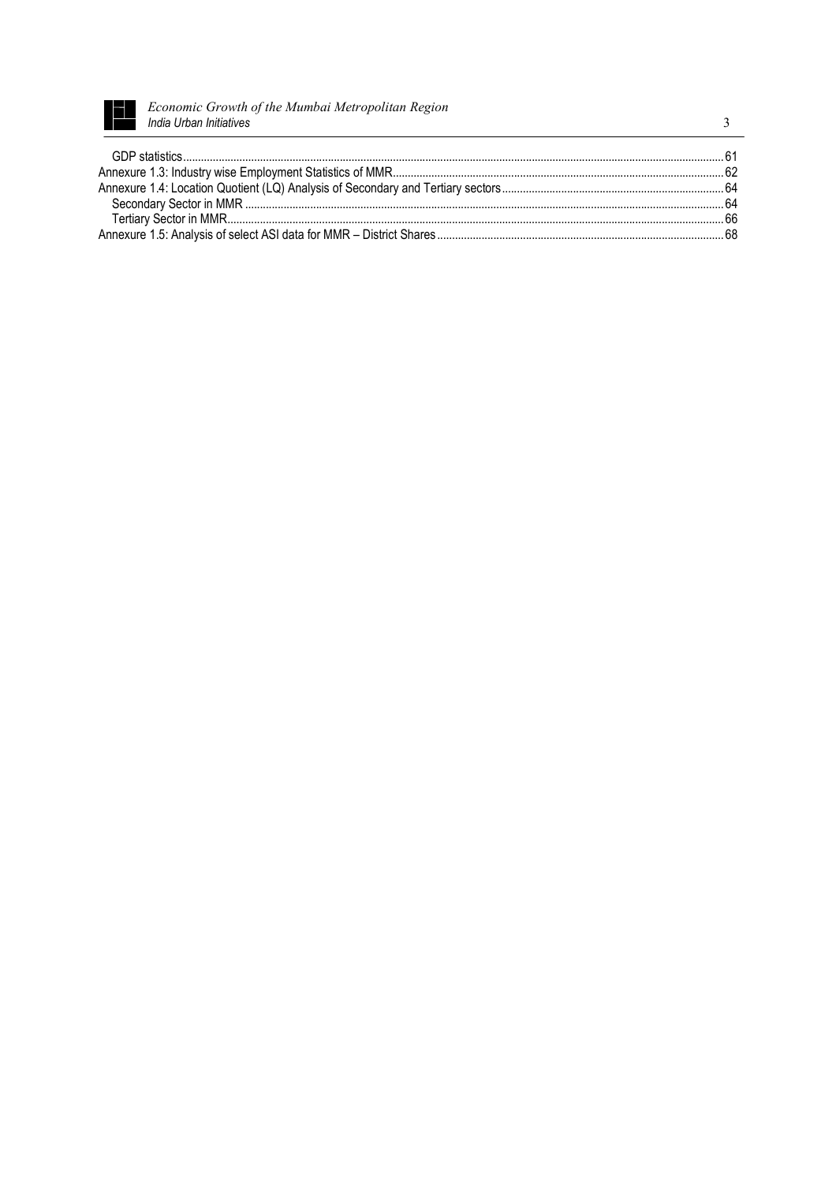GDP statistics ........ 61
Annexure 1.3: Industry wise Employment Statistics of MMR ........ 62
Annexure 1.4: Location Quotient (LQ) Analysis of Secondary and Tertiary sectors ........ 64
Secondary Sector in MMR ........ 64
Tertiary Sector in MMR ........ 66
Annexure 1.5: Analysis of select ASI data for MMR – District Shares ........ 68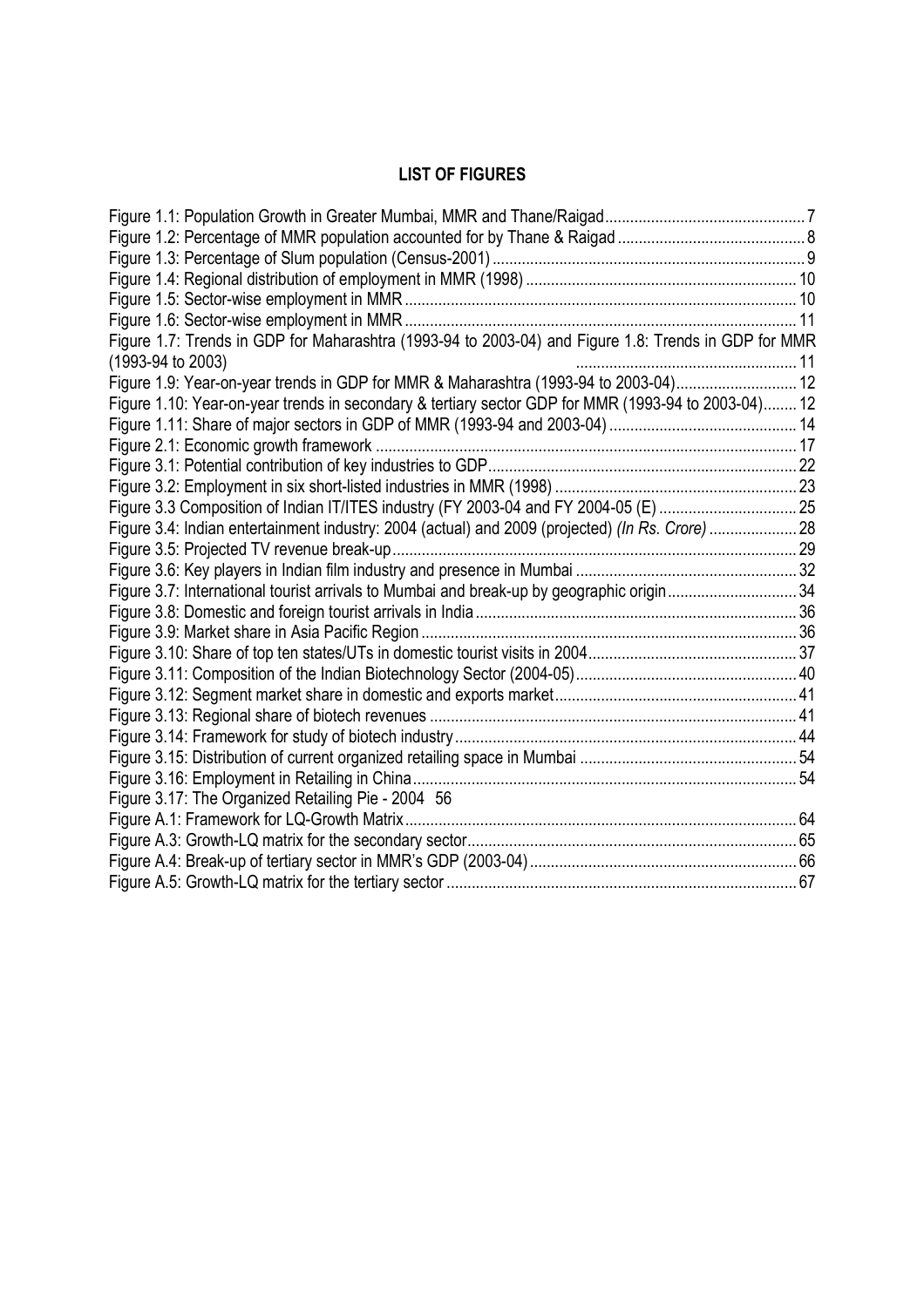# LIST OF FIGURES

Figure 1.1: Population Growth in Greater Mumbai, MMR and Thane/Raigad ........ 7
Figure 1.2: Percentage of MMR population accounted for by Thane & Raigad ........ 8
Figure 1.3: Percentage of Slum population (Census-2001) ........ 9
Figure 1.4: Regional distribution of employment in MMR (1998) ........ 10
Figure 1.5: Sector-wise employment in MMR ........ 10
Figure 1.6: Sector-wise employment in MMR ........ 11
Figure 1.7: Trends in GDP for Maharashtra (1993-94 to 2003-04) and Figure 1.8: Trends in GDP for MMR (1993-94 to 2003) ........ 11
Figure 1.9: Year-on-year trends in GDP for MMR & Maharashtra (1993-94 to 2003-04) ........ 12
Figure 1.10: Year-on-year trends in secondary & tertiary sector GDP for MMR (1993-94 to 2003-04) ........ 12
Figure 1.11: Share of major sectors in GDP of MMR (1993-94 and 2003-04) ........ 14
Figure 2.1: Economic growth framework ........ 17
Figure 3.1: Potential contribution of key industries to GDP ........ 22
Figure 3.2: Employment in six short-listed industries in MMR (1998) ........ 23
Figure 3.3 Composition of Indian IT/ITES industry (FY 2003-04 and FY 2004-05 (E) ........ 25
Figure 3.4: Indian entertainment industry: 2004 (actual) and 2009 (projected) *(In Rs. Crore)* ........ 28
Figure 3.5: Projected TV revenue break-up ........ 29
Figure 3.6: Key players in Indian film industry and presence in Mumbai ........ 32
Figure 3.7: International tourist arrivals to Mumbai and break-up by geographic origin ........ 34
Figure 3.8: Domestic and foreign tourist arrivals in India ........ 36
Figure 3.9: Market share in Asia Pacific Region ........ 36
Figure 3.10: Share of top ten states/UTs in domestic tourist visits in 2004 ........ 37
Figure 3.11: Composition of the Indian Biotechnology Sector (2004-05) ........ 40
Figure 3.12: Segment market share in domestic and exports market ........ 41
Figure 3.13: Regional share of biotech revenues ........ 41
Figure 3.14: Framework for study of biotech industry ........ 44
Figure 3.15: Distribution of current organized retailing space in Mumbai ........ 54
Figure 3.16: Employment in Retailing in China ........ 54
Figure 3.17: The Organized Retailing Pie - 2004 56
Figure A.1: Framework for LQ-Growth Matrix ........ 64
Figure A.3: Growth-LQ matrix for the secondary sector ........ 65
Figure A.4: Break-up of tertiary sector in MMR's GDP (2003-04) ........ 66
Figure A.5: Growth-LQ matrix for the tertiary sector ........ 67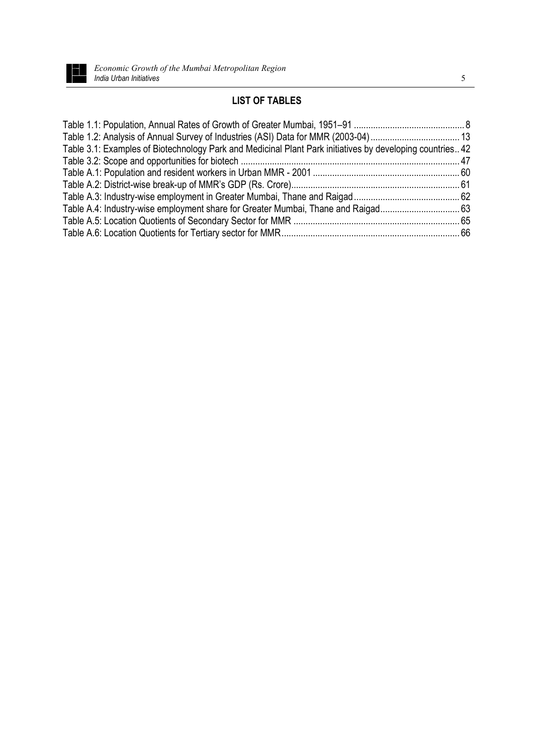## LIST OF TABLES

Table 1.1: Population, Annual Rates of Growth of Greater Mumbai, 1951–91 ............................................. 8
Table 1.2: Analysis of Annual Survey of Industries (ASI) Data for MMR (2003-04) ..................................... 13
Table 3.1: Examples of Biotechnology Park and Medicinal Plant Park initiatives by developing countries.. 42
Table 3.2: Scope and opportunities for biotech ......................................................................................... 47
Table A.1: Population and resident workers in Urban MMR - 2001 ............................................................ 60
Table A.2: District-wise break-up of MMR's GDP (Rs. Crore)..................................................................... 61
Table A.3: Industry-wise employment in Greater Mumbai, Thane and Raigad ............................................ 62
Table A.4: Industry-wise employment share for Greater Mumbai, Thane and Raigad................................. 63
Table A.5: Location Quotients of Secondary Sector for MMR ..................................................................... 65
Table A.6: Location Quotients for Tertiary sector for MMR.......................................................................... 66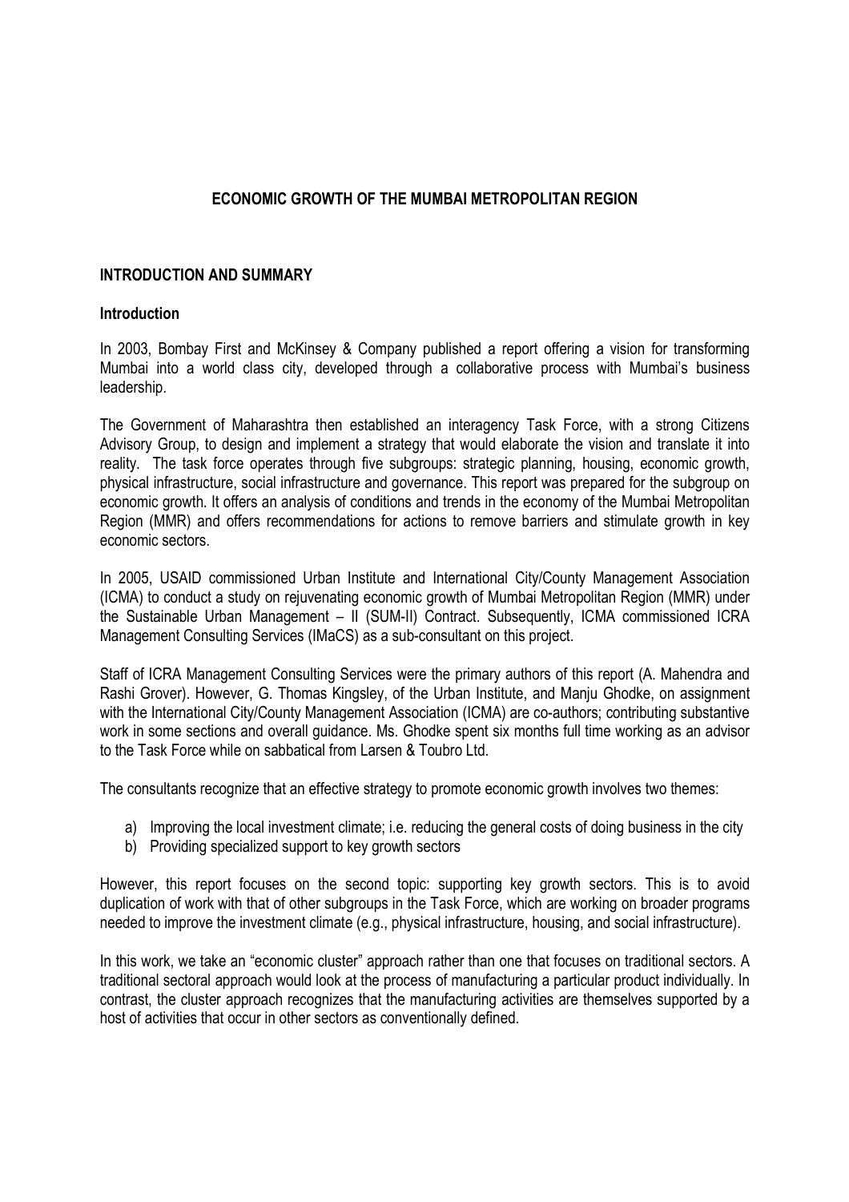# ECONOMIC GROWTH OF THE MUMBAI METROPOLITAN REGION

## INTRODUCTION AND SUMMARY

### Introduction

In 2003, Bombay First and McKinsey & Company published a report offering a vision for transforming Mumbai into a world class city, developed through a collaborative process with Mumbai's business leadership.

The Government of Maharashtra then established an interagency Task Force, with a strong Citizens Advisory Group, to design and implement a strategy that would elaborate the vision and translate it into reality. The task force operates through five subgroups: strategic planning, housing, economic growth, physical infrastructure, social infrastructure and governance. This report was prepared for the subgroup on economic growth. It offers an analysis of conditions and trends in the economy of the Mumbai Metropolitan Region (MMR) and offers recommendations for actions to remove barriers and stimulate growth in key economic sectors.

In 2005, USAID commissioned Urban Institute and International City/County Management Association (ICMA) to conduct a study on rejuvenating economic growth of Mumbai Metropolitan Region (MMR) under the Sustainable Urban Management – II (SUM-II) Contract. Subsequently, ICMA commissioned ICRA Management Consulting Services (IMaCS) as a sub-consultant on this project.

Staff of ICRA Management Consulting Services were the primary authors of this report (A. Mahendra and Rashi Grover). However, G. Thomas Kingsley, of the Urban Institute, and Manju Ghodke, on assignment with the International City/County Management Association (ICMA) are co-authors; contributing substantive work in some sections and overall guidance. Ms. Ghodke spent six months full time working as an advisor to the Task Force while on sabbatical from Larsen & Toubro Ltd.

The consultants recognize that an effective strategy to promote economic growth involves two themes:

a) Improving the local investment climate; i.e. reducing the general costs of doing business in the city
b) Providing specialized support to key growth sectors

However, this report focuses on the second topic: supporting key growth sectors. This is to avoid duplication of work with that of other subgroups in the Task Force, which are working on broader programs needed to improve the investment climate (e.g., physical infrastructure, housing, and social infrastructure).

In this work, we take an "economic cluster" approach rather than one that focuses on traditional sectors. A traditional sectoral approach would look at the process of manufacturing a particular product individually. In contrast, the cluster approach recognizes that the manufacturing activities are themselves supported by a host of activities that occur in other sectors as conventionally defined.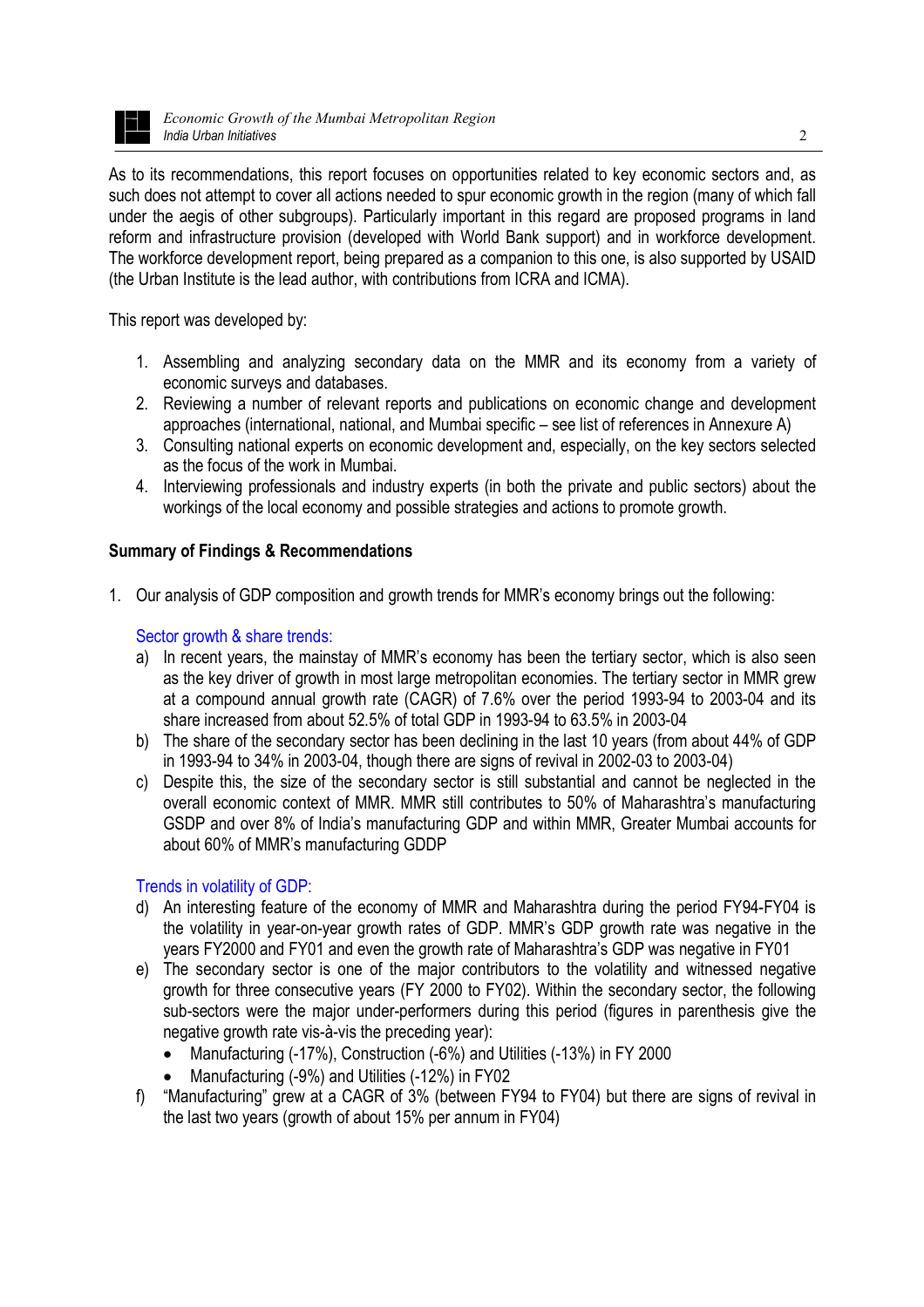As to its recommendations, this report focuses on opportunities related to key economic sectors and, as such does not attempt to cover all actions needed to spur economic growth in the region (many of which fall under the aegis of other subgroups). Particularly important in this regard are proposed programs in land reform and infrastructure provision (developed with World Bank support) and in workforce development. The workforce development report, being prepared as a companion to this one, is also supported by USAID (the Urban Institute is the lead author, with contributions from ICRA and ICMA).

This report was developed by:

1. Assembling and analyzing secondary data on the MMR and its economy from a variety of economic surveys and databases.
2. Reviewing a number of relevant reports and publications on economic change and development approaches (international, national, and Mumbai specific – see list of references in Annexure A)
3. Consulting national experts on economic development and, especially, on the key sectors selected as the focus of the work in Mumbai.
4. Interviewing professionals and industry experts (in both the private and public sectors) about the workings of the local economy and possible strategies and actions to promote growth.

**Summary of Findings & Recommendations**

1. Our analysis of GDP composition and growth trends for MMR's economy brings out the following:

   Sector growth & share trends:

   a) In recent years, the mainstay of MMR's economy has been the tertiary sector, which is also seen as the key driver of growth in most large metropolitan economies. The tertiary sector in MMR grew at a compound annual growth rate (CAGR) of 7.6% over the period 1993-94 to 2003-04 and its share increased from about 52.5% of total GDP in 1993-94 to 63.5% in 2003-04
   b) The share of the secondary sector has been declining in the last 10 years (from about 44% of GDP in 1993-94 to 34% in 2003-04, though there are signs of revival in 2002-03 to 2003-04)
   c) Despite this, the size of the secondary sector is still substantial and cannot be neglected in the overall economic context of MMR. MMR still contributes to 50% of Maharashtra's manufacturing GSDP and over 8% of India's manufacturing GDP and within MMR, Greater Mumbai accounts for about 60% of MMR's manufacturing GDDP

   Trends in volatility of GDP:

   d) An interesting feature of the economy of MMR and Maharashtra during the period FY94-FY04 is the volatility in year-on-year growth rates of GDP. MMR's GDP growth rate was negative in the years FY2000 and FY01 and even the growth rate of Maharashtra's GDP was negative in FY01
   e) The secondary sector is one of the major contributors to the volatility and witnessed negative growth for three consecutive years (FY 2000 to FY02). Within the secondary sector, the following sub-sectors were the major under-performers during this period (figures in parenthesis give the negative growth rate vis-à-vis the preceding year):
      - Manufacturing (-17%), Construction (-6%) and Utilities (-13%) in FY 2000
      - Manufacturing (-9%) and Utilities (-12%) in FY02
   f) "Manufacturing" grew at a CAGR of 3% (between FY94 to FY04) but there are signs of revival in the last two years (growth of about 15% per annum in FY04)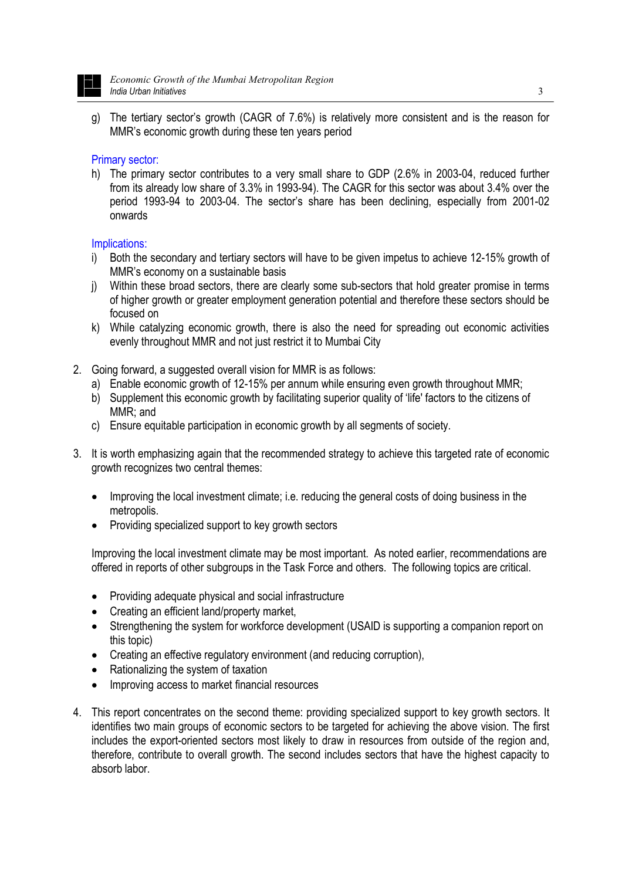g) The tertiary sector's growth (CAGR of 7.6%) is relatively more consistent and is the reason for MMR's economic growth during these ten years period

Primary sector:

h) The primary sector contributes to a very small share to GDP (2.6% in 2003-04, reduced further from its already low share of 3.3% in 1993-94). The CAGR for this sector was about 3.4% over the period 1993-94 to 2003-04. The sector's share has been declining, especially from 2001-02 onwards

Implications:

i) Both the secondary and tertiary sectors will have to be given impetus to achieve 12-15% growth of MMR's economy on a sustainable basis
j) Within these broad sectors, there are clearly some sub-sectors that hold greater promise in terms of higher growth or greater employment generation potential and therefore these sectors should be focused on
k) While catalyzing economic growth, there is also the need for spreading out economic activities evenly throughout MMR and not just restrict it to Mumbai City

2. Going forward, a suggested overall vision for MMR is as follows:
   a) Enable economic growth of 12-15% per annum while ensuring even growth throughout MMR;
   b) Supplement this economic growth by facilitating superior quality of 'life' factors to the citizens of MMR; and
   c) Ensure equitable participation in economic growth by all segments of society.

3. It is worth emphasizing again that the recommended strategy to achieve this targeted rate of economic growth recognizes two central themes:

   - Improving the local investment climate; i.e. reducing the general costs of doing business in the metropolis.
   - Providing specialized support to key growth sectors

   Improving the local investment climate may be most important. As noted earlier, recommendations are offered in reports of other subgroups in the Task Force and others. The following topics are critical.

   - Providing adequate physical and social infrastructure
   - Creating an efficient land/property market,
   - Strengthening the system for workforce development (USAID is supporting a companion report on this topic)
   - Creating an effective regulatory environment (and reducing corruption),
   - Rationalizing the system of taxation
   - Improving access to market financial resources

4. This report concentrates on the second theme: providing specialized support to key growth sectors. It identifies two main groups of economic sectors to be targeted for achieving the above vision. The first includes the export-oriented sectors most likely to draw in resources from outside of the region and, therefore, contribute to overall growth. The second includes sectors that have the highest capacity to absorb labor.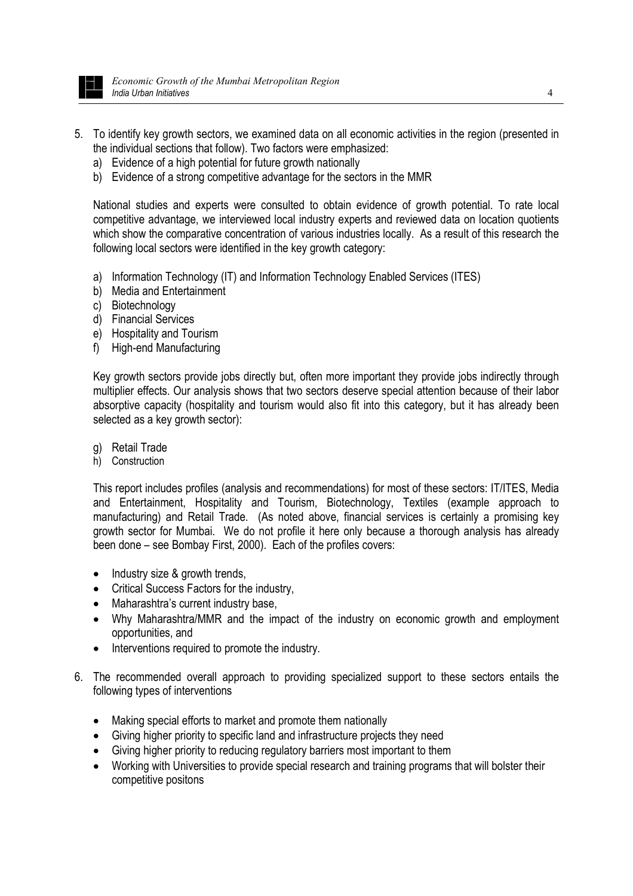5. To identify key growth sectors, we examined data on all economic activities in the region (presented in the individual sections that follow). Two factors were emphasized:
   a) Evidence of a high potential for future growth nationally
   b) Evidence of a strong competitive advantage for the sectors in the MMR

   National studies and experts were consulted to obtain evidence of growth potential. To rate local competitive advantage, we interviewed local industry experts and reviewed data on location quotients which show the comparative concentration of various industries locally. As a result of this research the following local sectors were identified in the key growth category:

   a) Information Technology (IT) and Information Technology Enabled Services (ITES)
   b) Media and Entertainment
   c) Biotechnology
   d) Financial Services
   e) Hospitality and Tourism
   f) High-end Manufacturing

   Key growth sectors provide jobs directly but, often more important they provide jobs indirectly through multiplier effects. Our analysis shows that two sectors deserve special attention because of their labor absorptive capacity (hospitality and tourism would also fit into this category, but it has already been selected as a key growth sector):

   g) Retail Trade
   h) Construction

   This report includes profiles (analysis and recommendations) for most of these sectors: IT/ITES, Media and Entertainment, Hospitality and Tourism, Biotechnology, Textiles (example approach to manufacturing) and Retail Trade. (As noted above, financial services is certainly a promising key growth sector for Mumbai. We do not profile it here only because a thorough analysis has already been done – see Bombay First, 2000). Each of the profiles covers:

   - Industry size & growth trends,
   - Critical Success Factors for the industry,
   - Maharashtra's current industry base,
   - Why Maharashtra/MMR and the impact of the industry on economic growth and employment opportunities, and
   - Interventions required to promote the industry.

6. The recommended overall approach to providing specialized support to these sectors entails the following types of interventions

   - Making special efforts to market and promote them nationally
   - Giving higher priority to specific land and infrastructure projects they need
   - Giving higher priority to reducing regulatory barriers most important to them
   - Working with Universities to provide special research and training programs that will bolster their competitive positons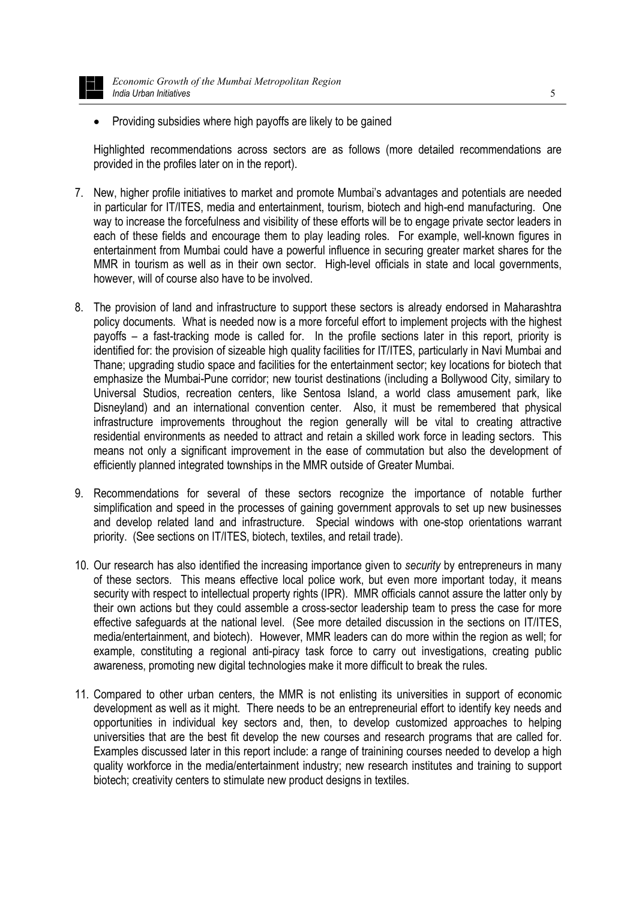- Providing subsidies where high payoffs are likely to be gained

Highlighted recommendations across sectors are as follows (more detailed recommendations are provided in the profiles later on in the report).

7. New, higher profile initiatives to market and promote Mumbai's advantages and potentials are needed in particular for IT/ITES, media and entertainment, tourism, biotech and high-end manufacturing. One way to increase the forcefulness and visibility of these efforts will be to engage private sector leaders in each of these fields and encourage them to play leading roles. For example, well-known figures in entertainment from Mumbai could have a powerful influence in securing greater market shares for the MMR in tourism as well as in their own sector. High-level officials in state and local governments, however, will of course also have to be involved.

8. The provision of land and infrastructure to support these sectors is already endorsed in Maharashtra policy documents. What is needed now is a more forceful effort to implement projects with the highest payoffs – a fast-tracking mode is called for. In the profile sections later in this report, priority is identified for: the provision of sizeable high quality facilities for IT/ITES, particularly in Navi Mumbai and Thane; upgrading studio space and facilities for the entertainment sector; key locations for biotech that emphasize the Mumbai-Pune corridor; new tourist destinations (including a Bollywood City, similary to Universal Studios, recreation centers, like Sentosa Island, a world class amusement park, like Disneyland) and an international convention center. Also, it must be remembered that physical infrastructure improvements throughout the region generally will be vital to creating attractive residential environments as needed to attract and retain a skilled work force in leading sectors. This means not only a significant improvement in the ease of commutation but also the development of efficiently planned integrated townships in the MMR outside of Greater Mumbai.

9. Recommendations for several of these sectors recognize the importance of notable further simplification and speed in the processes of gaining government approvals to set up new businesses and develop related land and infrastructure. Special windows with one-stop orientations warrant priority. (See sections on IT/ITES, biotech, textiles, and retail trade).

10. Our research has also identified the increasing importance given to *security* by entrepreneurs in many of these sectors. This means effective local police work, but even more important today, it means security with respect to intellectual property rights (IPR). MMR officials cannot assure the latter only by their own actions but they could assemble a cross-sector leadership team to press the case for more effective safeguards at the national level. (See more detailed discussion in the sections on IT/ITES, media/entertainment, and biotech). However, MMR leaders can do more within the region as well; for example, constituting a regional anti-piracy task force to carry out investigations, creating public awareness, promoting new digital technologies make it more difficult to break the rules.

11. Compared to other urban centers, the MMR is not enlisting its universities in support of economic development as well as it might. There needs to be an entrepreneurial effort to identify key needs and opportunities in individual key sectors and, then, to develop customized approaches to helping universities that are the best fit develop the new courses and research programs that are called for. Examples discussed later in this report include: a range of trainining courses needed to develop a high quality workforce in the media/entertainment industry; new research institutes and training to support biotech; creativity centers to stimulate new product designs in textiles.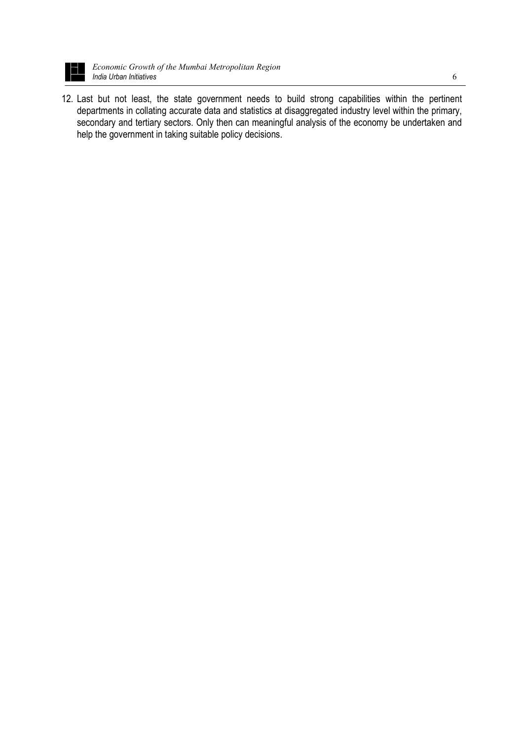12. Last but not least, the state government needs to build strong capabilities within the pertinent departments in collating accurate data and statistics at disaggregated industry level within the primary, secondary and tertiary sectors. Only then can meaningful analysis of the economy be undertaken and help the government in taking suitable policy decisions.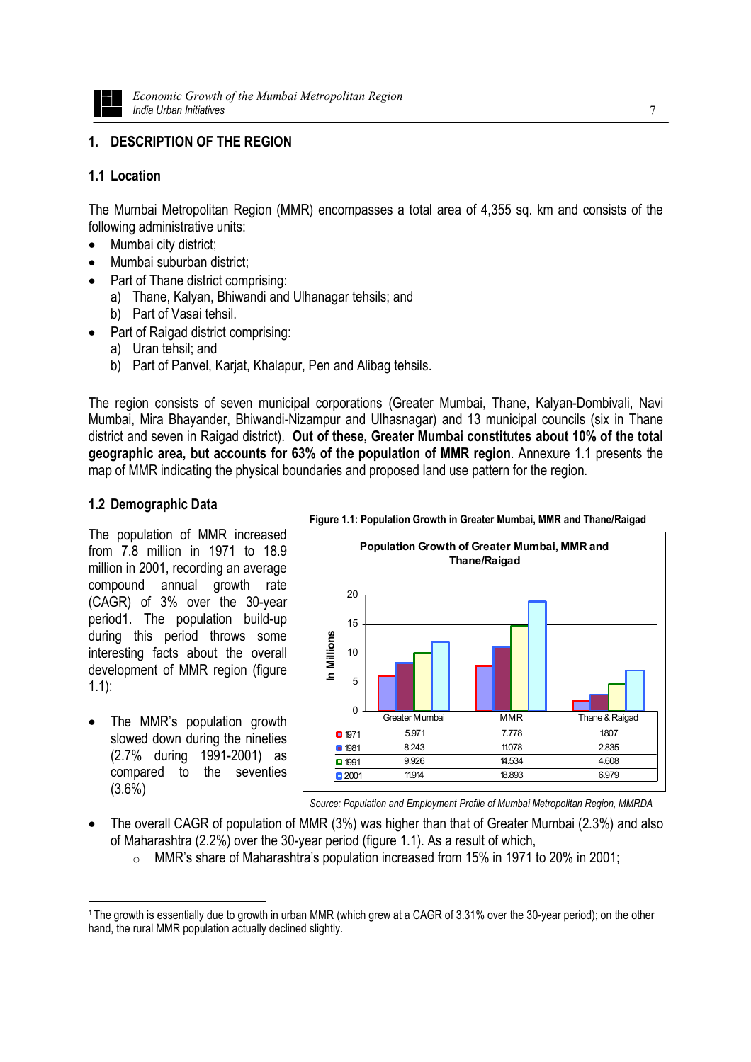## 1. DESCRIPTION OF THE REGION

### 1.1 Location

The Mumbai Metropolitan Region (MMR) encompasses a total area of 4,355 sq. km and consists of the following administrative units:

- Mumbai city district;
- Mumbai suburban district;
- Part of Thane district comprising:
  a) Thane, Kalyan, Bhiwandi and Ulhanagar tehsils; and
  b) Part of Vasai tehsil.
- Part of Raigad district comprising:
  a) Uran tehsil; and
  b) Part of Panvel, Karjat, Khalapur, Pen and Alibag tehsils.

The region consists of seven municipal corporations (Greater Mumbai, Thane, Kalyan-Dombivali, Navi Mumbai, Mira Bhayander, Bhiwandi-Nizampur and Ulhasnagar) and 13 municipal councils (six in Thane district and seven in Raigad district). **Out of these, Greater Mumbai constitutes about 10% of the total geographic area, but accounts for 63% of the population of MMR region**. Annexure 1.1 presents the map of MMR indicating the physical boundaries and proposed land use pattern for the region.

### 1.2 Demographic Data

The population of MMR increased from 7.8 million in 1971 to 18.9 million in 2001, recording an average compound annual growth rate (CAGR) of 3% over the 30-year period[1]. The population build-up during this period throws some interesting facts about the overall development of MMR region (figure 1.1):

- The MMR's population growth slowed down during the nineties (2.7% during 1991-2001) as compared to the seventies (3.6%)

**Figure 1.1: Population Growth in Greater Mumbai, MMR and Thane/Raigad**

Population Growth of Greater Mumbai, MMR and Thane/Raigad (In Millions)

| | Greater Mumbai | MMR | Thane & Raigad |
|---|---|---|---|
| 1971 | 5.971 | 7.778 | 1.807 |
| 1981 | 8.243 | 11.078 | 2.835 |
| 1991 | 9.926 | 14.534 | 4.608 |
| 2001 | 11.914 | 18.893 | 6.979 |

*Source: Population and Employment Profile of Mumbai Metropolitan Region, MMRDA*

- The overall CAGR of population of MMR (3%) was higher than that of Greater Mumbai (2.3%) and also of Maharashtra (2.2%) over the 30-year period (figure 1.1). As a result of which,
  - MMR's share of Maharashtra's population increased from 15% in 1971 to 20% in 2001;

[1] The growth is essentially due to growth in urban MMR (which grew at a CAGR of 3.31% over the 30-year period); on the other hand, the rural MMR population actually declined slightly.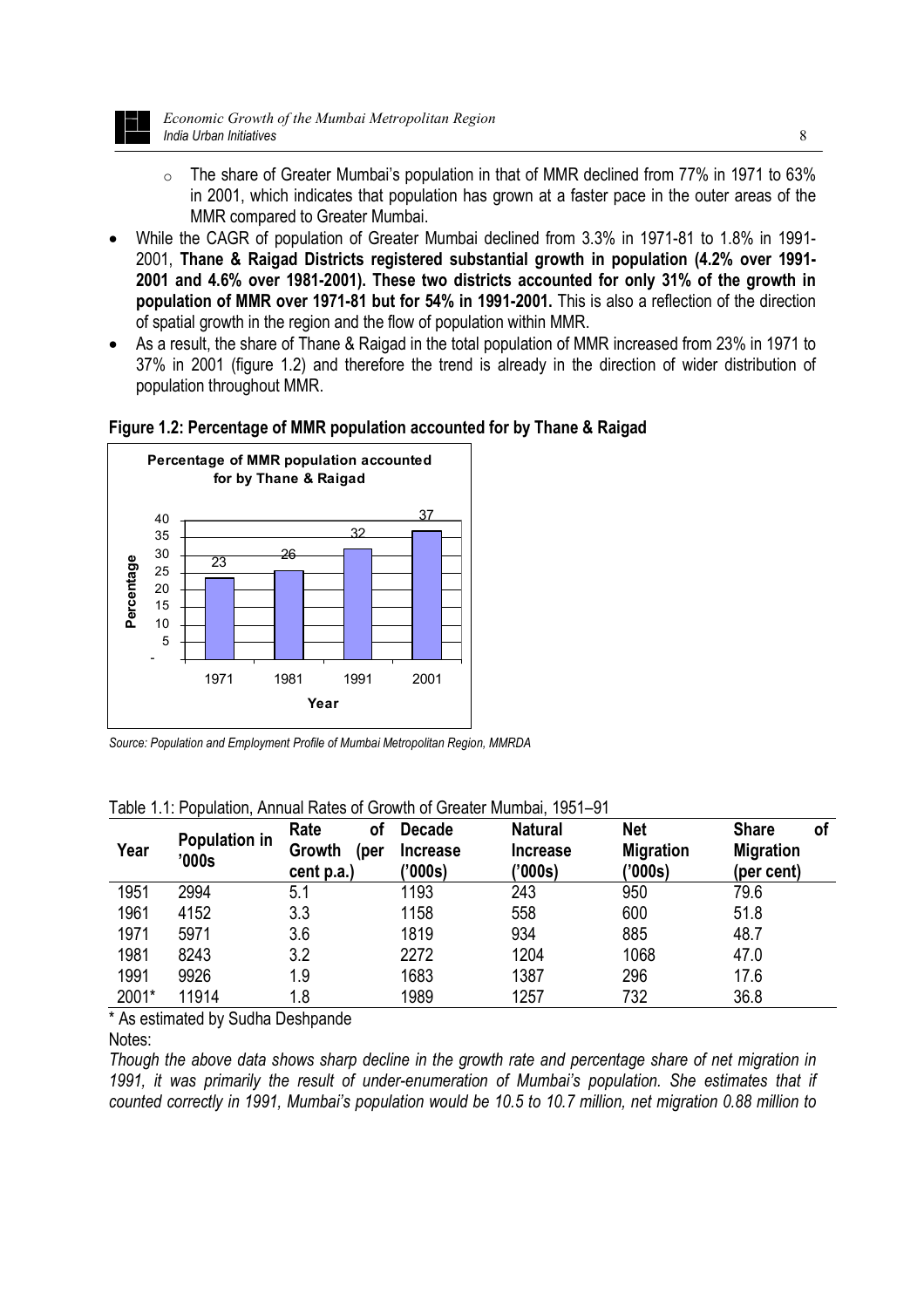- The share of Greater Mumbai's population in that of MMR declined from 77% in 1971 to 63% in 2001, which indicates that population has grown at a faster pace in the outer areas of the MMR compared to Greater Mumbai.

- While the CAGR of population of Greater Mumbai declined from 3.3% in 1971-81 to 1.8% in 1991-2001, **Thane & Raigad Districts registered substantial growth in population (4.2% over 1991-2001 and 4.6% over 1981-2001). These two districts accounted for only 31% of the growth in population of MMR over 1971-81 but for 54% in 1991-2001.** This is also a reflection of the direction of spatial growth in the region and the flow of population within MMR.
- As a result, the share of Thane & Raigad in the total population of MMR increased from 23% in 1971 to 37% in 2001 (figure 1.2) and therefore the trend is already in the direction of wider distribution of population throughout MMR.

**Figure 1.2: Percentage of MMR population accounted for by Thane & Raigad**

**Percentage of MMR population accounted for by Thane & Raigad**

| Year | Percentage |
|---|---|
| 1971 | 23 |
| 1981 | 26 |
| 1991 | 32 |
| 2001 | 37 |

*Source: Population and Employment Profile of Mumbai Metropolitan Region, MMRDA*

Table 1.1: Population, Annual Rates of Growth of Greater Mumbai, 1951–91

| Year | Population in '000s | Rate of Growth (per cent p.a.) | Decade Increase ('000s) | Natural Increase ('000s) | Net Migration ('000s) | Share of Migration (per cent) |
|---|---|---|---|---|---|---|
| 1951 | 2994 | 5.1 | 1193 | 243 | 950 | 79.6 |
| 1961 | 4152 | 3.3 | 1158 | 558 | 600 | 51.8 |
| 1971 | 5971 | 3.6 | 1819 | 934 | 885 | 48.7 |
| 1981 | 8243 | 3.2 | 2272 | 1204 | 1068 | 47.0 |
| 1991 | 9926 | 1.9 | 1683 | 1387 | 296 | 17.6 |
| 2001* | 11914 | 1.8 | 1989 | 1257 | 732 | 36.8 |

\* As estimated by Sudha Deshpande

Notes:

*Though the above data shows sharp decline in the growth rate and percentage share of net migration in 1991, it was primarily the result of under-enumeration of Mumbai's population. She estimates that if counted correctly in 1991, Mumbai's population would be 10.5 to 10.7 million, net migration 0.88 million to*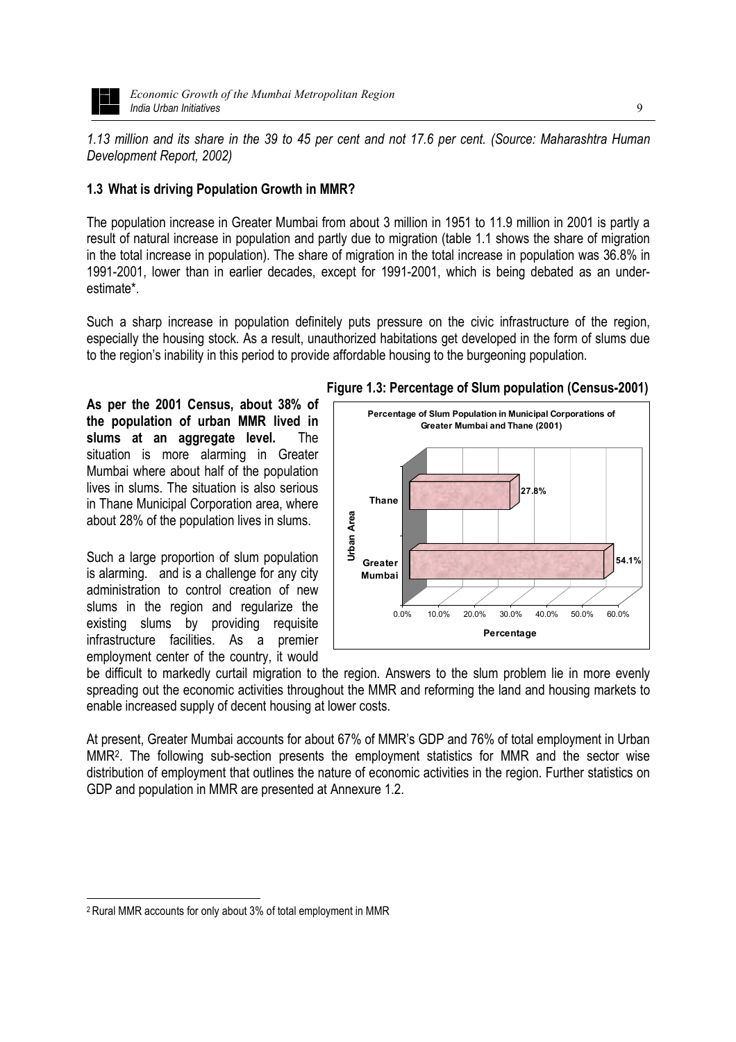*1.13 million and its share in the 39 to 45 per cent and not 17.6 per cent. (Source: Maharashtra Human Development Report, 2002)*

### 1.3 What is driving Population Growth in MMR?

The population increase in Greater Mumbai from about 3 million in 1951 to 11.9 million in 2001 is partly a result of natural increase in population and partly due to migration (table 1.1 shows the share of migration in the total increase in population). The share of migration in the total increase in population was 36.8% in 1991-2001, lower than in earlier decades, except for 1991-2001, which is being debated as an under-estimate*.

Such a sharp increase in population definitely puts pressure on the civic infrastructure of the region, especially the housing stock. As a result, unauthorized habitations get developed in the form of slums due to the region's inability in this period to provide affordable housing to the burgeoning population.

**Figure 1.3: Percentage of Slum population (Census-2001)**

Percentage of Slum Population in Municipal Corporations of Greater Mumbai and Thane (2001)

| Urban Area | Percentage |
| --- | --- |
| Thane | 27.8% |
| Greater Mumbai | 54.1% |

**As per the 2001 Census, about 38% of the population of urban MMR lived in slums at an aggregate level.** The situation is more alarming in Greater Mumbai where about half of the population lives in slums. The situation is also serious in Thane Municipal Corporation area, where about 28% of the population lives in slums.

Such a large proportion of slum population is alarming. and is a challenge for any city administration to control creation of new slums in the region and regularize the existing slums by providing requisite infrastructure facilities. As a premier employment center of the country, it would be difficult to markedly curtail migration to the region. Answers to the slum problem lie in more evenly spreading out the economic activities throughout the MMR and reforming the land and housing markets to enable increased supply of decent housing at lower costs.

At present, Greater Mumbai accounts for about 67% of MMR's GDP and 76% of total employment in Urban MMR[2]. The following sub-section presents the employment statistics for MMR and the sector wise distribution of employment that outlines the nature of economic activities in the region. Further statistics on GDP and population in MMR are presented at Annexure 1.2.

[2] Rural MMR accounts for only about 3% of total employment in MMR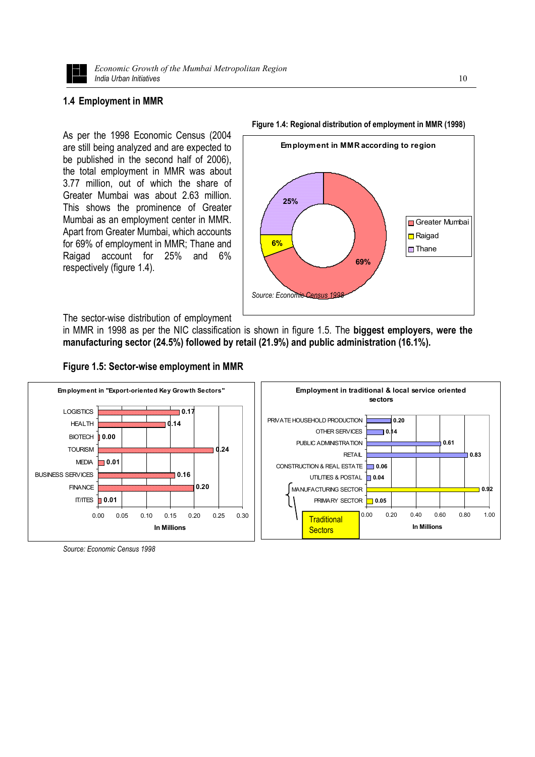## 1.4 Employment in MMR

As per the 1998 Economic Census (2004 are still being analyzed and are expected to be published in the second half of 2006), the total employment in MMR was about 3.77 million, out of which the share of Greater Mumbai was about 2.63 million. This shows the prominence of Greater Mumbai as an employment center in MMR. Apart from Greater Mumbai, which accounts for 69% of employment in MMR; Thane and Raigad account for 25% and 6% respectively (figure 1.4).

**Figure 1.4: Regional distribution of employment in MMR (1998)**

**Employment in MMR according to region**

| Region | Share |
|---|---|
| Greater Mumbai | 69% |
| Raigad | 6% |
| Thane | 25% |

*Source: Economic Census 1998*

The sector-wise distribution of employment in MMR in 1998 as per the NIC classification is shown in figure 1.5. The **biggest employers, were the manufacturing sector (24.5%) followed by retail (21.9%) and public administration (16.1%).**

**Figure 1.5: Sector-wise employment in MMR**

**Employment in "Export-oriented Key Growth Sectors"** (In Millions)

| Sector | Employment |
|---|---|
| LOGISTICS | 0.17 |
| HEALTH | 0.14 |
| BIOTECH | 0.00 |
| TOURISM | 0.24 |
| MEDIA | 0.01 |
| BUSINESS SERVICES | 0.16 |
| FINANCE | 0.20 |
| IT/ITES | 0.01 |

**Employment in traditional & local service oriented sectors** (In Millions)

| Sector | Employment |
|---|---|
| PRIVATE HOUSEHOLD PRODUCTION | 0.20 |
| OTHER SERVICES | 0.14 |
| PUBLIC ADMINISTRATION | 0.61 |
| RETAIL | 0.83 |
| CONSTRUCTION & REAL ESTATE | 0.06 |
| UTILITIES & POSTAL | 0.04 |
| MANUFACTURING SECTOR (Traditional Sectors) | 0.92 |
| PRIMARY SECTOR (Traditional Sectors) | 0.05 |

*Source: Economic Census 1998*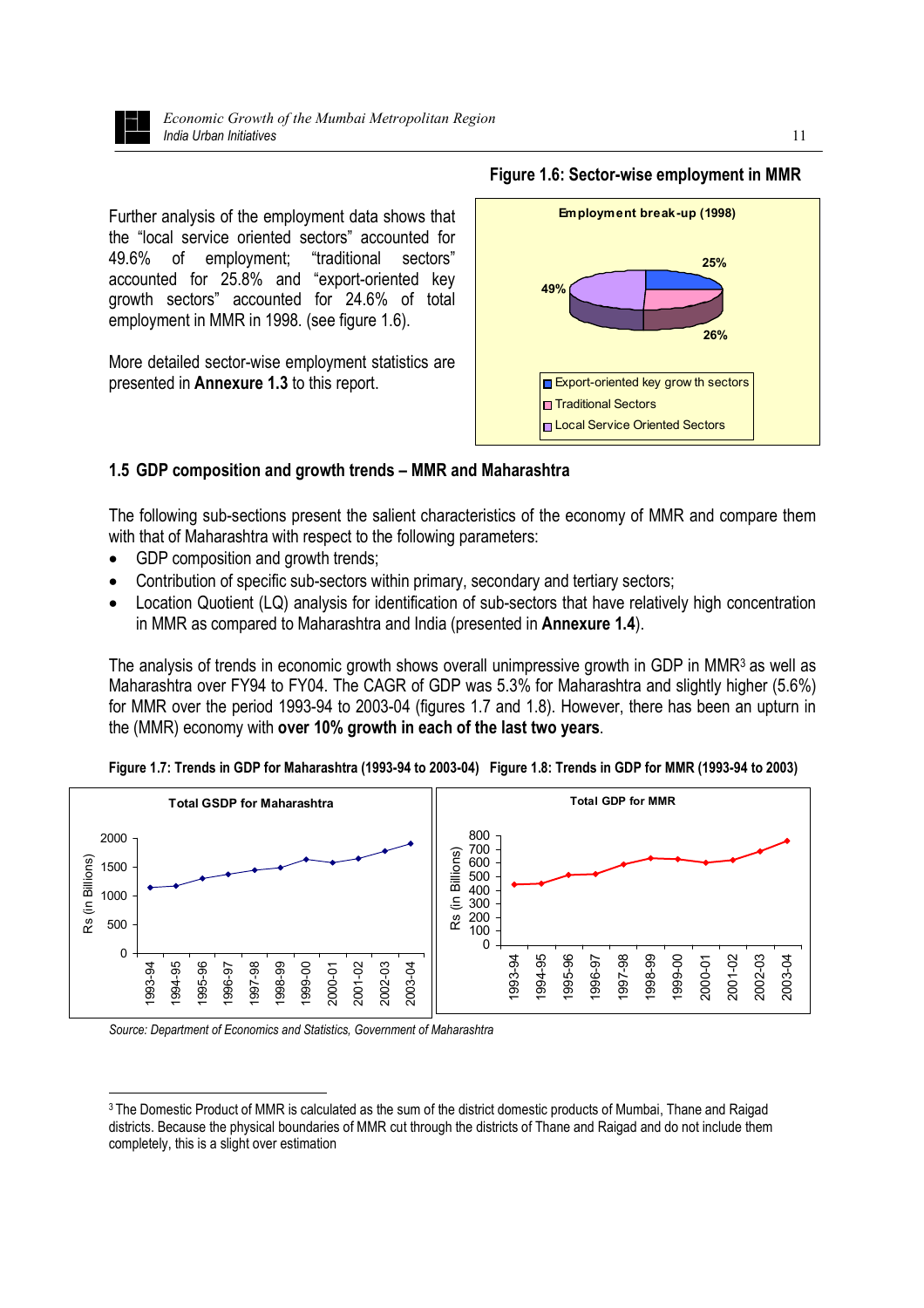Further analysis of the employment data shows that the "local service oriented sectors" accounted for 49.6% of employment; "traditional sectors" accounted for 25.8% and "export-oriented key growth sectors" accounted for 24.6% of total employment in MMR in 1998. (see figure 1.6).

More detailed sector-wise employment statistics are presented in **Annexure 1.3** to this report.

**Figure 1.6: Sector-wise employment in MMR**

Employment break-up (1998)

- Export-oriented key growth sectors: 25%
- Traditional Sectors: 26%
- Local Service Oriented Sectors: 49%

### 1.5 GDP composition and growth trends – MMR and Maharashtra

The following sub-sections present the salient characteristics of the economy of MMR and compare them with that of Maharashtra with respect to the following parameters:

- GDP composition and growth trends;
- Contribution of specific sub-sectors within primary, secondary and tertiary sectors;
- Location Quotient (LQ) analysis for identification of sub-sectors that have relatively high concentration in MMR as compared to Maharashtra and India (presented in **Annexure 1.4**).

The analysis of trends in economic growth shows overall unimpressive growth in GDP in MMR[3] as well as Maharashtra over FY94 to FY04. The CAGR of GDP was 5.3% for Maharashtra and slightly higher (5.6%) for MMR over the period 1993-94 to 2003-04 (figures 1.7 and 1.8). However, there has been an upturn in the (MMR) economy with **over 10% growth in each of the last two years**.

**Figure 1.7: Trends in GDP for Maharashtra (1993-94 to 2003-04)** **Figure 1.8: Trends in GDP for MMR (1993-94 to 2003)**

Total GSDP for Maharashtra (Rs (in Billions); 1993-94 to 2003-04)

Total GDP for MMR (Rs (in Billions); 1993-94 to 2003-04)

*Source: Department of Economics and Statistics, Government of Maharashtra*

[3] The Domestic Product of MMR is calculated as the sum of the district domestic products of Mumbai, Thane and Raigad districts. Because the physical boundaries of MMR cut through the districts of Thane and Raigad and do not include them completely, this is a slight over estimation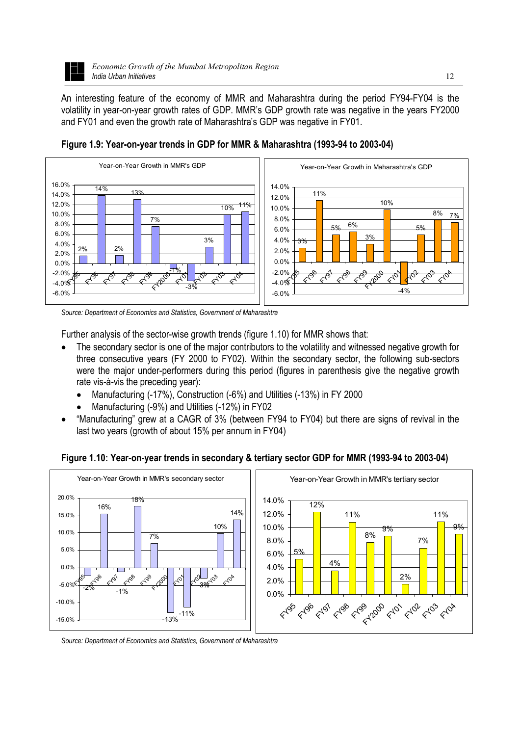An interesting feature of the economy of MMR and Maharashtra during the period FY94-FY04 is the volatility in year-on-year growth rates of GDP. MMR's GDP growth rate was negative in the years FY2000 and FY01 and even the growth rate of Maharashtra's GDP was negative in FY01.

**Figure 1.9: Year-on-year trends in GDP for MMR & Maharashtra (1993-94 to 2003-04)**

*Source: Department of Economics and Statistics, Government of Maharashtra*

Further analysis of the sector-wise growth trends (figure 1.10) for MMR shows that:

- The secondary sector is one of the major contributors to the volatility and witnessed negative growth for three consecutive years (FY 2000 to FY02). Within the secondary sector, the following sub-sectors were the major under-performers during this period (figures in parenthesis give the negative growth rate vis-à-vis the preceding year):
  - Manufacturing (-17%), Construction (-6%) and Utilities (-13%) in FY 2000
  - Manufacturing (-9%) and Utilities (-12%) in FY02
- "Manufacturing" grew at a CAGR of 3% (between FY94 to FY04) but there are signs of revival in the last two years (growth of about 15% per annum in FY04)

**Figure 1.10: Year-on-year trends in secondary & tertiary sector GDP for MMR (1993-94 to 2003-04)**

*Source: Department of Economics and Statistics, Government of Maharashtra*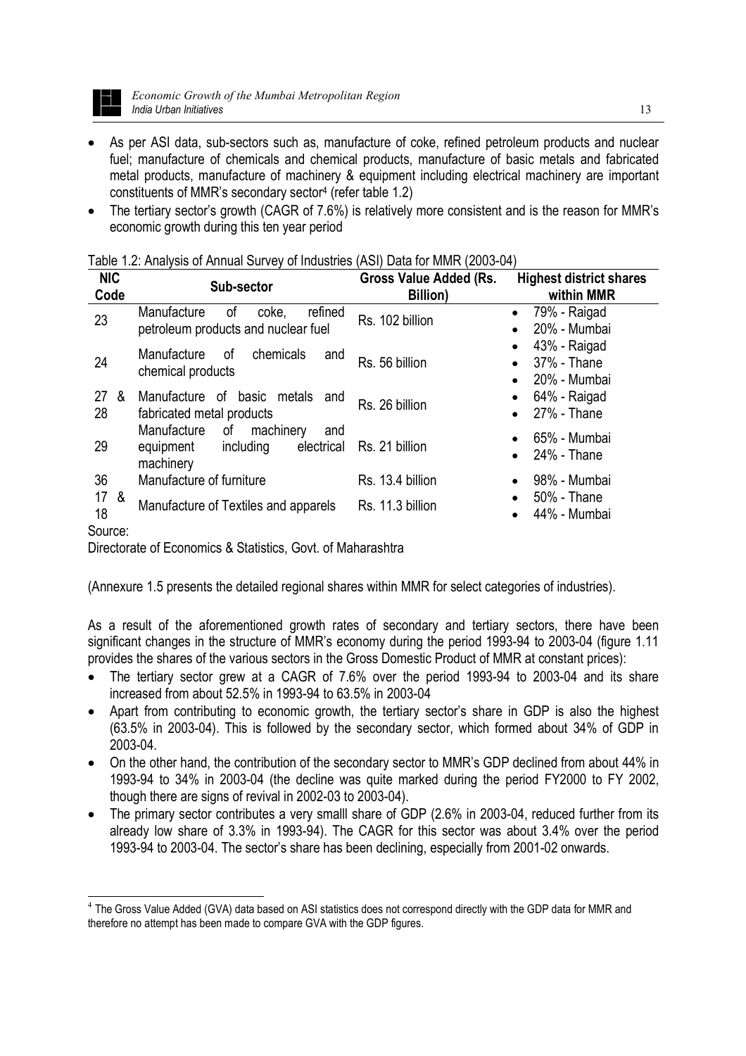- As per ASI data, sub-sectors such as, manufacture of coke, refined petroleum products and nuclear fuel; manufacture of chemicals and chemical products, manufacture of basic metals and fabricated metal products, manufacture of machinery & equipment including electrical machinery are important constituents of MMR's secondary sector[4] (refer table 1.2)
- The tertiary sector's growth (CAGR of 7.6%) is relatively more consistent and is the reason for MMR's economic growth during this ten year period

Table 1.2: Analysis of Annual Survey of Industries (ASI) Data for MMR (2003-04)

| NIC Code | Sub-sector | Gross Value Added (Rs. Billion) | Highest district shares within MMR |
|---|---|---|---|
| 23 | Manufacture of coke, refined petroleum products and nuclear fuel | Rs. 102 billion | • 79% - Raigad<br>• 20% - Mumbai |
| 24 | Manufacture of chemicals and chemical products | Rs. 56 billion | • 43% - Raigad<br>• 37% - Thane<br>• 20% - Mumbai |
| 27 & 28 | Manufacture of basic metals and fabricated metal products | Rs. 26 billion | • 64% - Raigad<br>• 27% - Thane |
| 29 | Manufacture of machinery and equipment including electrical machinery | Rs. 21 billion | • 65% - Mumbai<br>• 24% - Thane |
| 36 | Manufacture of furniture | Rs. 13.4 billion | • 98% - Mumbai |
| 17 & 18 | Manufacture of Textiles and apparels | Rs. 11.3 billion | • 50% - Thane<br>• 44% - Mumbai |

Source:
Directorate of Economics & Statistics, Govt. of Maharashtra

(Annexure 1.5 presents the detailed regional shares within MMR for select categories of industries).

As a result of the aforementioned growth rates of secondary and tertiary sectors, there have been significant changes in the structure of MMR's economy during the period 1993-94 to 2003-04 (figure 1.11 provides the shares of the various sectors in the Gross Domestic Product of MMR at constant prices):

- The tertiary sector grew at a CAGR of 7.6% over the period 1993-94 to 2003-04 and its share increased from about 52.5% in 1993-94 to 63.5% in 2003-04
- Apart from contributing to economic growth, the tertiary sector's share in GDP is also the highest (63.5% in 2003-04). This is followed by the secondary sector, which formed about 34% of GDP in 2003-04.
- On the other hand, the contribution of the secondary sector to MMR's GDP declined from about 44% in 1993-94 to 34% in 2003-04 (the decline was quite marked during the period FY2000 to FY 2002, though there are signs of revival in 2002-03 to 2003-04).
- The primary sector contributes a very smalll share of GDP (2.6% in 2003-04, reduced further from its already low share of 3.3% in 1993-94). The CAGR for this sector was about 3.4% over the period 1993-94 to 2003-04. The sector's share has been declining, especially from 2001-02 onwards.

---

[4] The Gross Value Added (GVA) data based on ASI statistics does not correspond directly with the GDP data for MMR and therefore no attempt has been made to compare GVA with the GDP figures.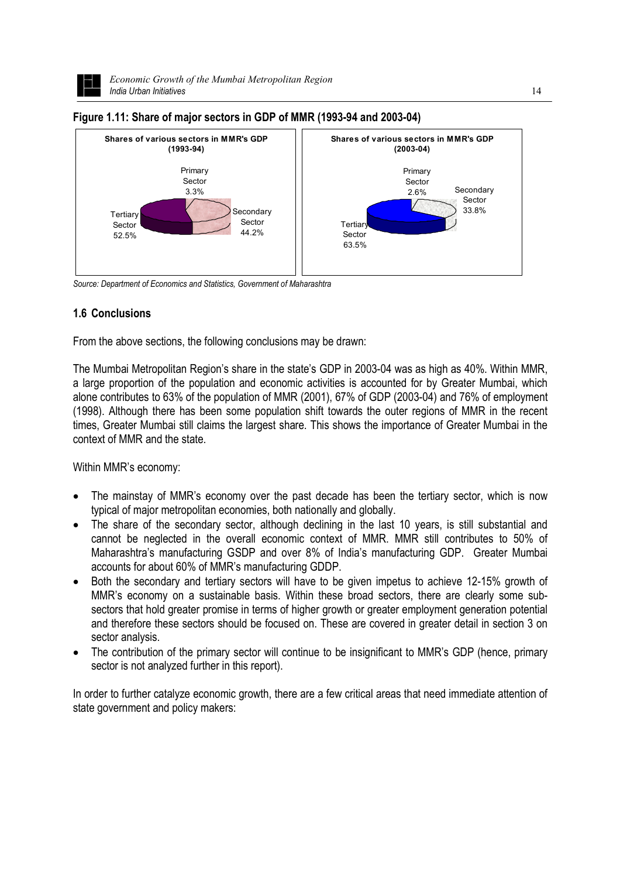**Figure 1.11: Share of major sectors in GDP of MMR (1993-94 and 2003-04)**

**Shares of various sectors in MMR's GDP (1993-94)**

Primary Sector 3.3%

Secondary Sector 44.2%

Tertiary Sector 52.5%

**Shares of various sectors in MMR's GDP (2003-04)**

Primary Sector 2.6%

Secondary Sector 33.8%

Tertiary Sector 63.5%

*Source: Department of Economics and Statistics, Government of Maharashtra*

### 1.6 Conclusions

From the above sections, the following conclusions may be drawn:

The Mumbai Metropolitan Region's share in the state's GDP in 2003-04 was as high as 40%. Within MMR, a large proportion of the population and economic activities is accounted for by Greater Mumbai, which alone contributes to 63% of the population of MMR (2001), 67% of GDP (2003-04) and 76% of employment (1998). Although there has been some population shift towards the outer regions of MMR in the recent times, Greater Mumbai still claims the largest share. This shows the importance of Greater Mumbai in the context of MMR and the state.

Within MMR's economy:

- The mainstay of MMR's economy over the past decade has been the tertiary sector, which is now typical of major metropolitan economies, both nationally and globally.
- The share of the secondary sector, although declining in the last 10 years, is still substantial and cannot be neglected in the overall economic context of MMR. MMR still contributes to 50% of Maharashtra's manufacturing GSDP and over 8% of India's manufacturing GDP. Greater Mumbai accounts for about 60% of MMR's manufacturing GDDP.
- Both the secondary and tertiary sectors will have to be given impetus to achieve 12-15% growth of MMR's economy on a sustainable basis. Within these broad sectors, there are clearly some sub-sectors that hold greater promise in terms of higher growth or greater employment generation potential and therefore these sectors should be focused on. These are covered in greater detail in section 3 on sector analysis.
- The contribution of the primary sector will continue to be insignificant to MMR's GDP (hence, primary sector is not analyzed further in this report).

In order to further catalyze economic growth, there are a few critical areas that need immediate attention of state government and policy makers: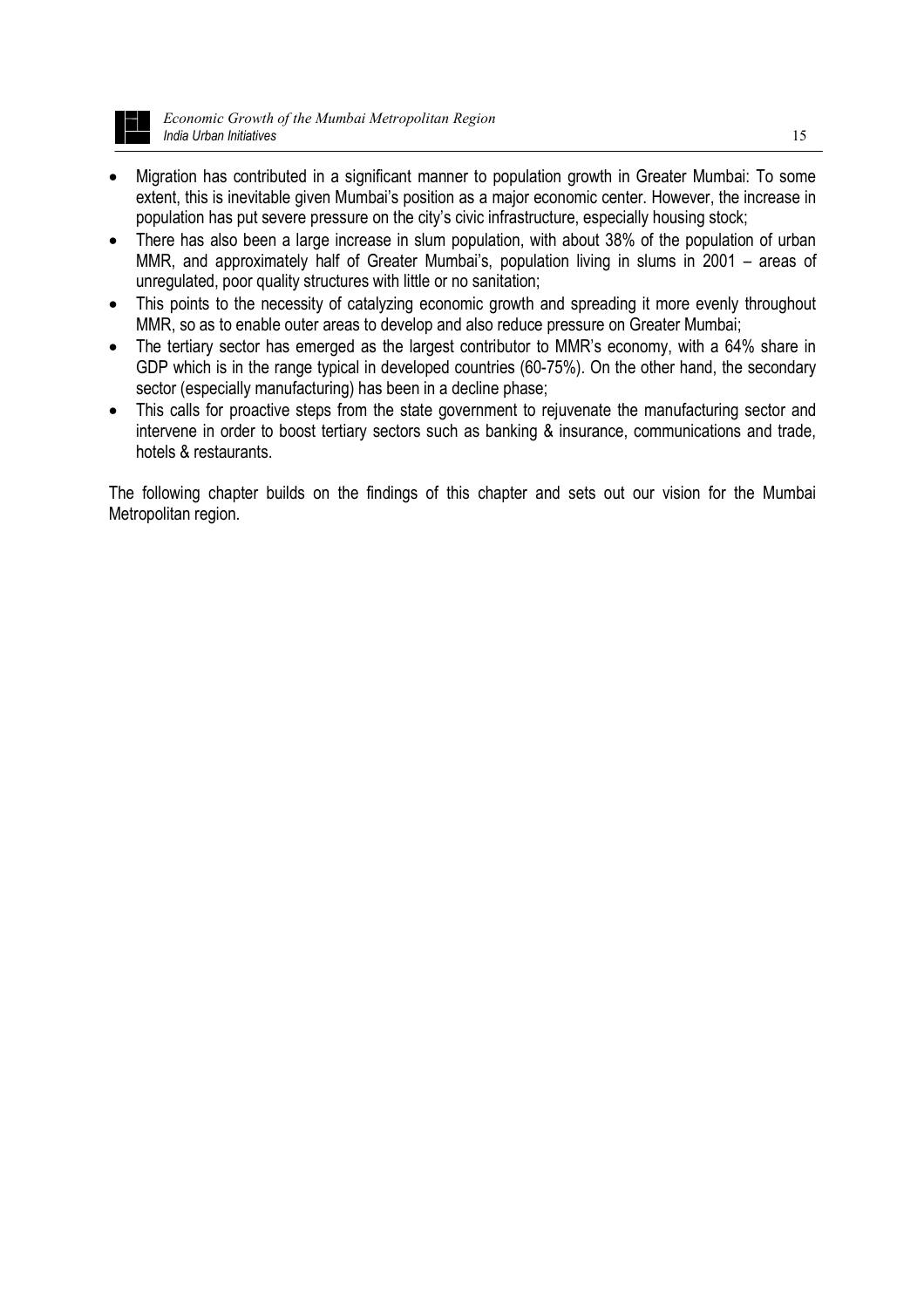- Migration has contributed in a significant manner to population growth in Greater Mumbai: To some extent, this is inevitable given Mumbai's position as a major economic center. However, the increase in population has put severe pressure on the city's civic infrastructure, especially housing stock;
- There has also been a large increase in slum population, with about 38% of the population of urban MMR, and approximately half of Greater Mumbai's, population living in slums in 2001 – areas of unregulated, poor quality structures with little or no sanitation;
- This points to the necessity of catalyzing economic growth and spreading it more evenly throughout MMR, so as to enable outer areas to develop and also reduce pressure on Greater Mumbai;
- The tertiary sector has emerged as the largest contributor to MMR's economy, with a 64% share in GDP which is in the range typical in developed countries (60-75%). On the other hand, the secondary sector (especially manufacturing) has been in a decline phase;
- This calls for proactive steps from the state government to rejuvenate the manufacturing sector and intervene in order to boost tertiary sectors such as banking & insurance, communications and trade, hotels & restaurants.

The following chapter builds on the findings of this chapter and sets out our vision for the Mumbai Metropolitan region.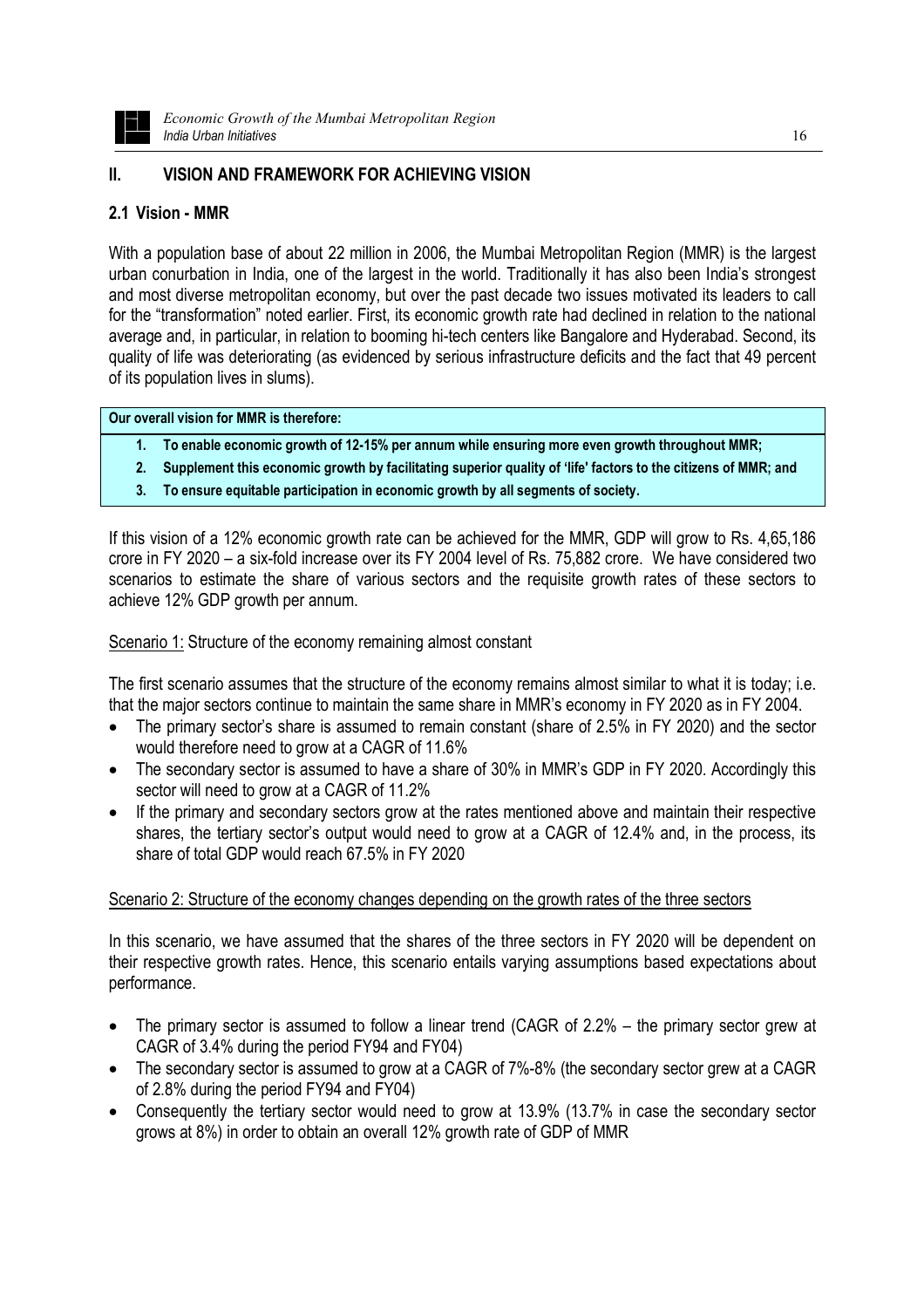## II. VISION AND FRAMEWORK FOR ACHIEVING VISION

### 2.1 Vision - MMR

With a population base of about 22 million in 2006, the Mumbai Metropolitan Region (MMR) is the largest urban conurbation in India, one of the largest in the world. Traditionally it has also been India's strongest and most diverse metropolitan economy, but over the past decade two issues motivated its leaders to call for the "transformation" noted earlier. First, its economic growth rate had declined in relation to the national average and, in particular, in relation to booming hi-tech centers like Bangalore and Hyderabad. Second, its quality of life was deteriorating (as evidenced by serious infrastructure deficits and the fact that 49 percent of its population lives in slums).

**Our overall vision for MMR is therefore:**

1. **To enable economic growth of 12-15% per annum while ensuring more even growth throughout MMR;**
2. **Supplement this economic growth by facilitating superior quality of 'life' factors to the citizens of MMR; and**
3. **To ensure equitable participation in economic growth by all segments of society.**

If this vision of a 12% economic growth rate can be achieved for the MMR, GDP will grow to Rs. 4,65,186 crore in FY 2020 – a six-fold increase over its FY 2004 level of Rs. 75,882 crore. We have considered two scenarios to estimate the share of various sectors and the requisite growth rates of these sectors to achieve 12% GDP growth per annum.

Scenario 1: Structure of the economy remaining almost constant

The first scenario assumes that the structure of the economy remains almost similar to what it is today; i.e. that the major sectors continue to maintain the same share in MMR's economy in FY 2020 as in FY 2004.

- The primary sector's share is assumed to remain constant (share of 2.5% in FY 2020) and the sector would therefore need to grow at a CAGR of 11.6%
- The secondary sector is assumed to have a share of 30% in MMR's GDP in FY 2020. Accordingly this sector will need to grow at a CAGR of 11.2%
- If the primary and secondary sectors grow at the rates mentioned above and maintain their respective shares, the tertiary sector's output would need to grow at a CAGR of 12.4% and, in the process, its share of total GDP would reach 67.5% in FY 2020

Scenario 2: Structure of the economy changes depending on the growth rates of the three sectors

In this scenario, we have assumed that the shares of the three sectors in FY 2020 will be dependent on their respective growth rates. Hence, this scenario entails varying assumptions based expectations about performance.

- The primary sector is assumed to follow a linear trend (CAGR of 2.2% – the primary sector grew at CAGR of 3.4% during the period FY94 and FY04)
- The secondary sector is assumed to grow at a CAGR of 7%-8% (the secondary sector grew at a CAGR of 2.8% during the period FY94 and FY04)
- Consequently the tertiary sector would need to grow at 13.9% (13.7% in case the secondary sector grows at 8%) in order to obtain an overall 12% growth rate of GDP of MMR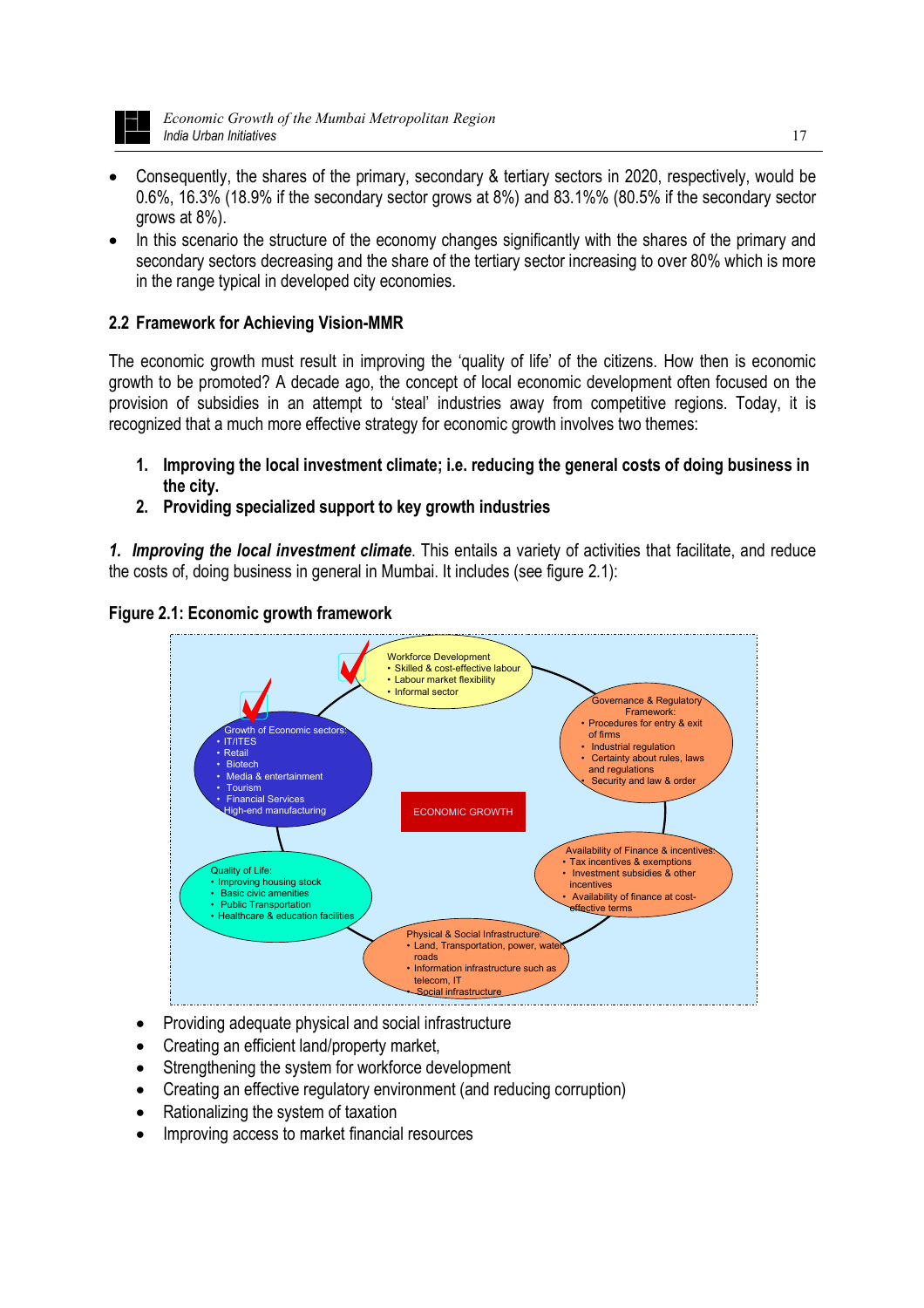- Consequently, the shares of the primary, secondary & tertiary sectors in 2020, respectively, would be 0.6%, 16.3% (18.9% if the secondary sector grows at 8%) and 83.1%% (80.5% if the secondary sector grows at 8%).
- In this scenario the structure of the economy changes significantly with the shares of the primary and secondary sectors decreasing and the share of the tertiary sector increasing to over 80% which is more in the range typical in developed city economies.

## 2.2 Framework for Achieving Vision-MMR

The economic growth must result in improving the 'quality of life' of the citizens. How then is economic growth to be promoted? A decade ago, the concept of local economic development often focused on the provision of subsidies in an attempt to 'steal' industries away from competitive regions. Today, it is recognized that a much more effective strategy for economic growth involves two themes:

1. **Improving the local investment climate; i.e. reducing the general costs of doing business in the city.**
2. **Providing specialized support to key growth industries**

***1. Improving the local investment climate***. This entails a variety of activities that facilitate, and reduce the costs of, doing business in general in Mumbai. It includes (see figure 2.1):

**Figure 2.1: Economic growth framework**

ECONOMIC GROWTH

Workforce Development
- Skilled & cost-effective labour
- Labour market flexibility
- Informal sector

Governance & Regulatory Framework:
- Procedures for entry & exit of firms
- Industrial regulation
- Certainty about rules, laws and regulations
- Security and law & order

Availability of Finance & incentives:
- Tax incentives & exemptions
- Investment subsidies & other incentives
- Availability of finance at cost-effective terms

Physical & Social Infrastructure:
- Land, Transportation, power, water, roads
- Information infrastructure such as telecom, IT
- Social infrastructure

Quality of Life:
- Improving housing stock
- Basic civic amenities
- Public Transportation
- Healthcare & education facilities

Growth of Economic sectors:
- IT/ITES
- Retail
- Biotech
- Media & entertainment
- Tourism
- Financial Services
- High-end manufacturing

- Providing adequate physical and social infrastructure
- Creating an efficient land/property market,
- Strengthening the system for workforce development
- Creating an effective regulatory environment (and reducing corruption)
- Rationalizing the system of taxation
- Improving access to market financial resources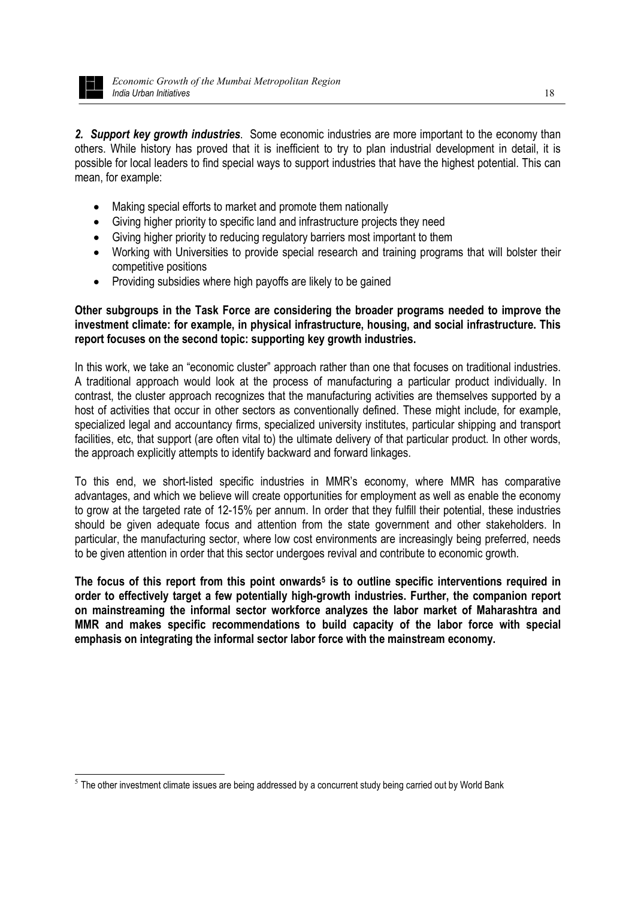***2. Support key growth industries***. Some economic industries are more important to the economy than others. While history has proved that it is inefficient to try to plan industrial development in detail, it is possible for local leaders to find special ways to support industries that have the highest potential. This can mean, for example:

- Making special efforts to market and promote them nationally
- Giving higher priority to specific land and infrastructure projects they need
- Giving higher priority to reducing regulatory barriers most important to them
- Working with Universities to provide special research and training programs that will bolster their competitive positions
- Providing subsidies where high payoffs are likely to be gained

**Other subgroups in the Task Force are considering the broader programs needed to improve the investment climate: for example, in physical infrastructure, housing, and social infrastructure. This report focuses on the second topic: supporting key growth industries.**

In this work, we take an "economic cluster" approach rather than one that focuses on traditional industries. A traditional approach would look at the process of manufacturing a particular product individually. In contrast, the cluster approach recognizes that the manufacturing activities are themselves supported by a host of activities that occur in other sectors as conventionally defined. These might include, for example, specialized legal and accountancy firms, specialized university institutes, particular shipping and transport facilities, etc, that support (are often vital to) the ultimate delivery of that particular product. In other words, the approach explicitly attempts to identify backward and forward linkages.

To this end, we short-listed specific industries in MMR's economy, where MMR has comparative advantages, and which we believe will create opportunities for employment as well as enable the economy to grow at the targeted rate of 12-15% per annum. In order that they fulfill their potential, these industries should be given adequate focus and attention from the state government and other stakeholders. In particular, the manufacturing sector, where low cost environments are increasingly being preferred, needs to be given attention in order that this sector undergoes revival and contribute to economic growth.

**The focus of this report from this point onwards[5] is to outline specific interventions required in order to effectively target a few potentially high-growth industries. Further, the companion report on mainstreaming the informal sector workforce analyzes the labor market of Maharashtra and MMR and makes specific recommendations to build capacity of the labor force with special emphasis on integrating the informal sector labor force with the mainstream economy.**

[5] The other investment climate issues are being addressed by a concurrent study being carried out by World Bank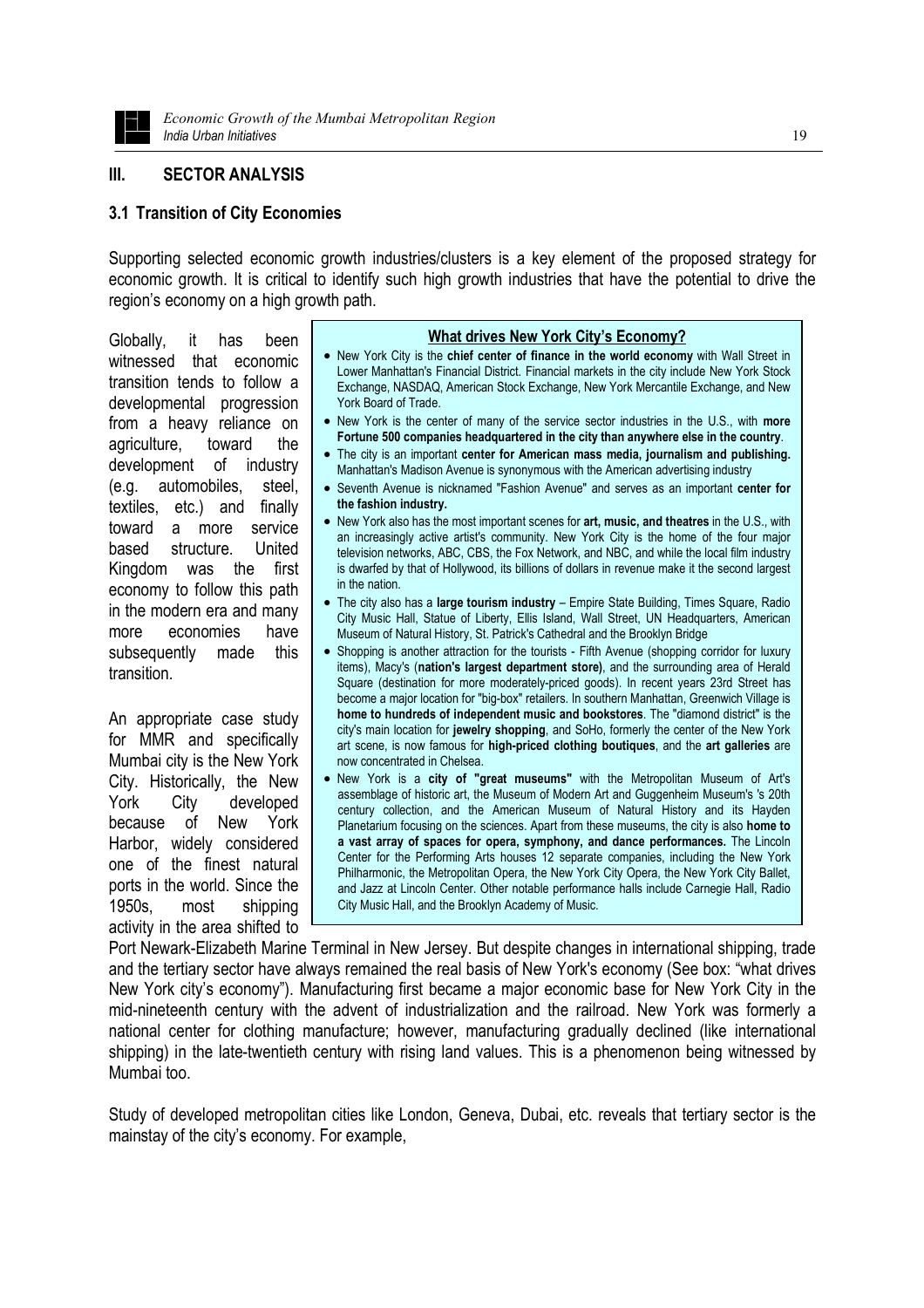## III. SECTOR ANALYSIS

### 3.1 Transition of City Economies

Supporting selected economic growth industries/clusters is a key element of the proposed strategy for economic growth. It is critical to identify such high growth industries that have the potential to drive the region's economy on a high growth path.

Globally, it has been witnessed that economic transition tends to follow a developmental progression from a heavy reliance on agriculture, toward the development of industry (e.g. automobiles, steel, textiles, etc.) and finally toward a more service based structure. United Kingdom was the first economy to follow this path in the modern era and many more economies have subsequently made this transition.

An appropriate case study for MMR and specifically Mumbai city is the New York City. Historically, the New York City developed because of New York Harbor, widely considered one of the finest natural ports in the world. Since the 1950s, most shipping activity in the area shifted to Port Newark-Elizabeth Marine Terminal in New Jersey. But despite changes in international shipping, trade and the tertiary sector have always remained the real basis of New York's economy (See box: "what drives New York city's economy"). Manufacturing first became a major economic base for New York City in the mid-nineteenth century with the advent of industrialization and the railroad. New York was formerly a national center for clothing manufacture; however, manufacturing gradually declined (like international shipping) in the late-twentieth century with rising land values. This is a phenomenon being witnessed by Mumbai too.

> **What drives New York City's Economy?**
>
> - New York City is the **chief center of finance in the world economy** with Wall Street in Lower Manhattan's Financial District. Financial markets in the city include New York Stock Exchange, NASDAQ, American Stock Exchange, New York Mercantile Exchange, and New York Board of Trade.
> - New York is the center of many of the service sector industries in the U.S., with **more Fortune 500 companies headquartered in the city than anywhere else in the country**.
> - The city is an important **center for American mass media, journalism and publishing.** Manhattan's Madison Avenue is synonymous with the American advertising industry
> - Seventh Avenue is nicknamed "Fashion Avenue" and serves as an important **center for the fashion industry.**
> - New York also has the most important scenes for **art, music, and theatres** in the U.S., with an increasingly active artist's community. New York City is the home of the four major television networks, ABC, CBS, the Fox Network, and NBC, and while the local film industry is dwarfed by that of Hollywood, its billions of dollars in revenue make it the second largest in the nation.
> - The city also has a **large tourism industry** – Empire State Building, Times Square, Radio City Music Hall, Statue of Liberty, Ellis Island, Wall Street, UN Headquarters, American Museum of Natural History, St. Patrick's Cathedral and the Brooklyn Bridge
> - Shopping is another attraction for the tourists - Fifth Avenue (shopping corridor for luxury items), Macy's (**nation's largest department store)**, and the surrounding area of Herald Square (destination for more moderately-priced goods). In recent years 23rd Street has become a major location for "big-box" retailers. In southern Manhattan, Greenwich Village is **home to hundreds of independent music and bookstores**. The "diamond district" is the city's main location for **jewelry shopping**, and SoHo, formerly the center of the New York art scene, is now famous for **high-priced clothing boutiques**, and the **art galleries** are now concentrated in Chelsea.
> - New York is a **city of "great museums"** with the Metropolitan Museum of Art's assemblage of historic art, the Museum of Modern Art and Guggenheim Museum's 's 20th century collection, and the American Museum of Natural History and its Hayden Planetarium focusing on the sciences. Apart from these museums, the city is also **home to a vast array of spaces for opera, symphony, and dance performances.** The Lincoln Center for the Performing Arts houses 12 separate companies, including the New York Philharmonic, the Metropolitan Opera, the New York City Opera, the New York City Ballet, and Jazz at Lincoln Center. Other notable performance halls include Carnegie Hall, Radio City Music Hall, and the Brooklyn Academy of Music.

Study of developed metropolitan cities like London, Geneva, Dubai, etc. reveals that tertiary sector is the mainstay of the city's economy. For example,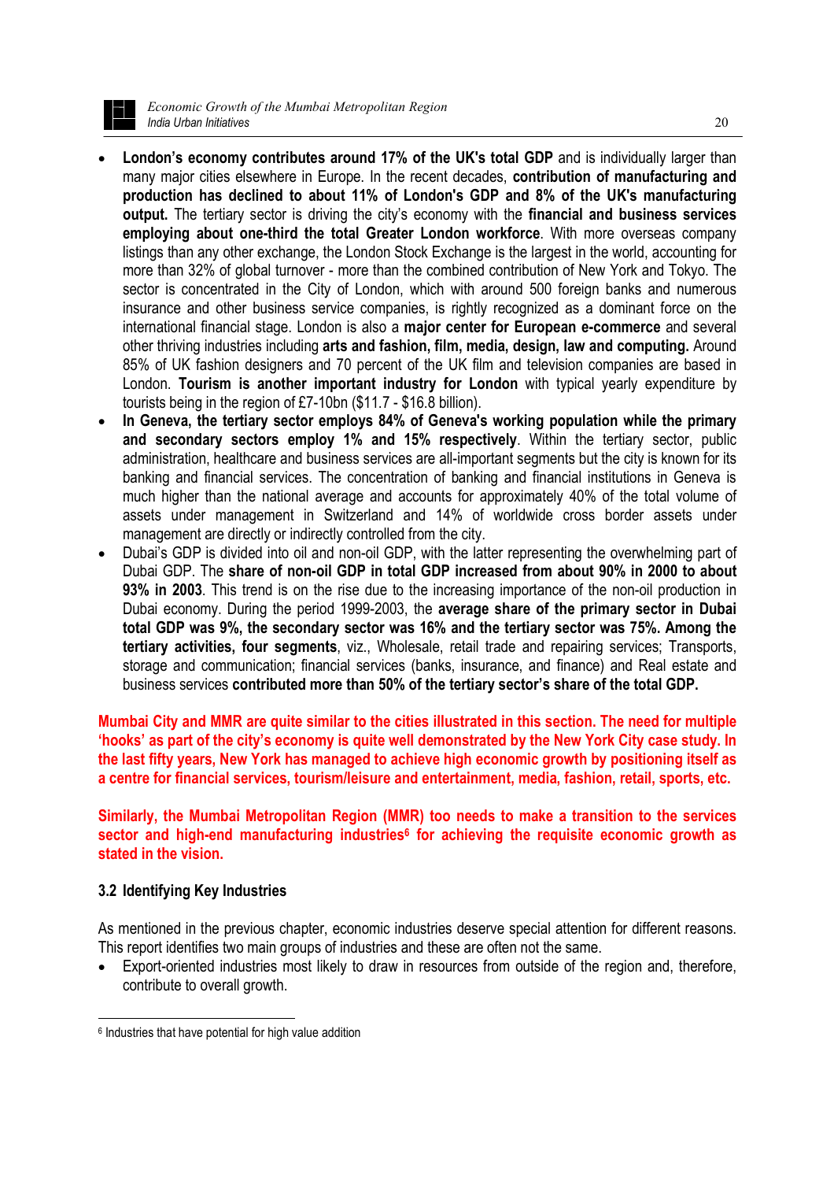- **London's economy contributes around 17% of the UK's total GDP** and is individually larger than many major cities elsewhere in Europe. In the recent decades, **contribution of manufacturing and production has declined to about 11% of London's GDP and 8% of the UK's manufacturing output.** The tertiary sector is driving the city's economy with the **financial and business services employing about one-third the total Greater London workforce**. With more overseas company listings than any other exchange, the London Stock Exchange is the largest in the world, accounting for more than 32% of global turnover - more than the combined contribution of New York and Tokyo. The sector is concentrated in the City of London, which with around 500 foreign banks and numerous insurance and other business service companies, is rightly recognized as a dominant force on the international financial stage. London is also a **major center for European e-commerce** and several other thriving industries including **arts and fashion, film, media, design, law and computing.** Around 85% of UK fashion designers and 70 percent of the UK film and television companies are based in London. **Tourism is another important industry for London** with typical yearly expenditure by tourists being in the region of £7-10bn ($11.7 - $16.8 billion).
- **In Geneva, the tertiary sector employs 84% of Geneva's working population while the primary and secondary sectors employ 1% and 15% respectively**. Within the tertiary sector, public administration, healthcare and business services are all-important segments but the city is known for its banking and financial services. The concentration of banking and financial institutions in Geneva is much higher than the national average and accounts for approximately 40% of the total volume of assets under management in Switzerland and 14% of worldwide cross border assets under management are directly or indirectly controlled from the city.
- Dubai's GDP is divided into oil and non-oil GDP, with the latter representing the overwhelming part of Dubai GDP. The **share of non-oil GDP in total GDP increased from about 90% in 2000 to about 93% in 2003**. This trend is on the rise due to the increasing importance of the non-oil production in Dubai economy. During the period 1999-2003, the **average share of the primary sector in Dubai total GDP was 9%, the secondary sector was 16% and the tertiary sector was 75%. Among the tertiary activities, four segments**, viz., Wholesale, retail trade and repairing services; Transports, storage and communication; financial services (banks, insurance, and finance) and Real estate and business services **contributed more than 50% of the tertiary sector's share of the total GDP.**

**Mumbai City and MMR are quite similar to the cities illustrated in this section. The need for multiple 'hooks' as part of the city's economy is quite well demonstrated by the New York City case study. In the last fifty years, New York has managed to achieve high economic growth by positioning itself as a centre for financial services, tourism/leisure and entertainment, media, fashion, retail, sports, etc.**

**Similarly, the Mumbai Metropolitan Region (MMR) too needs to make a transition to the services sector and high-end manufacturing industries[6] for achieving the requisite economic growth as stated in the vision.**

### 3.2 Identifying Key Industries

As mentioned in the previous chapter, economic industries deserve special attention for different reasons. This report identifies two main groups of industries and these are often not the same.

- Export-oriented industries most likely to draw in resources from outside of the region and, therefore, contribute to overall growth.

---

[6] Industries that have potential for high value addition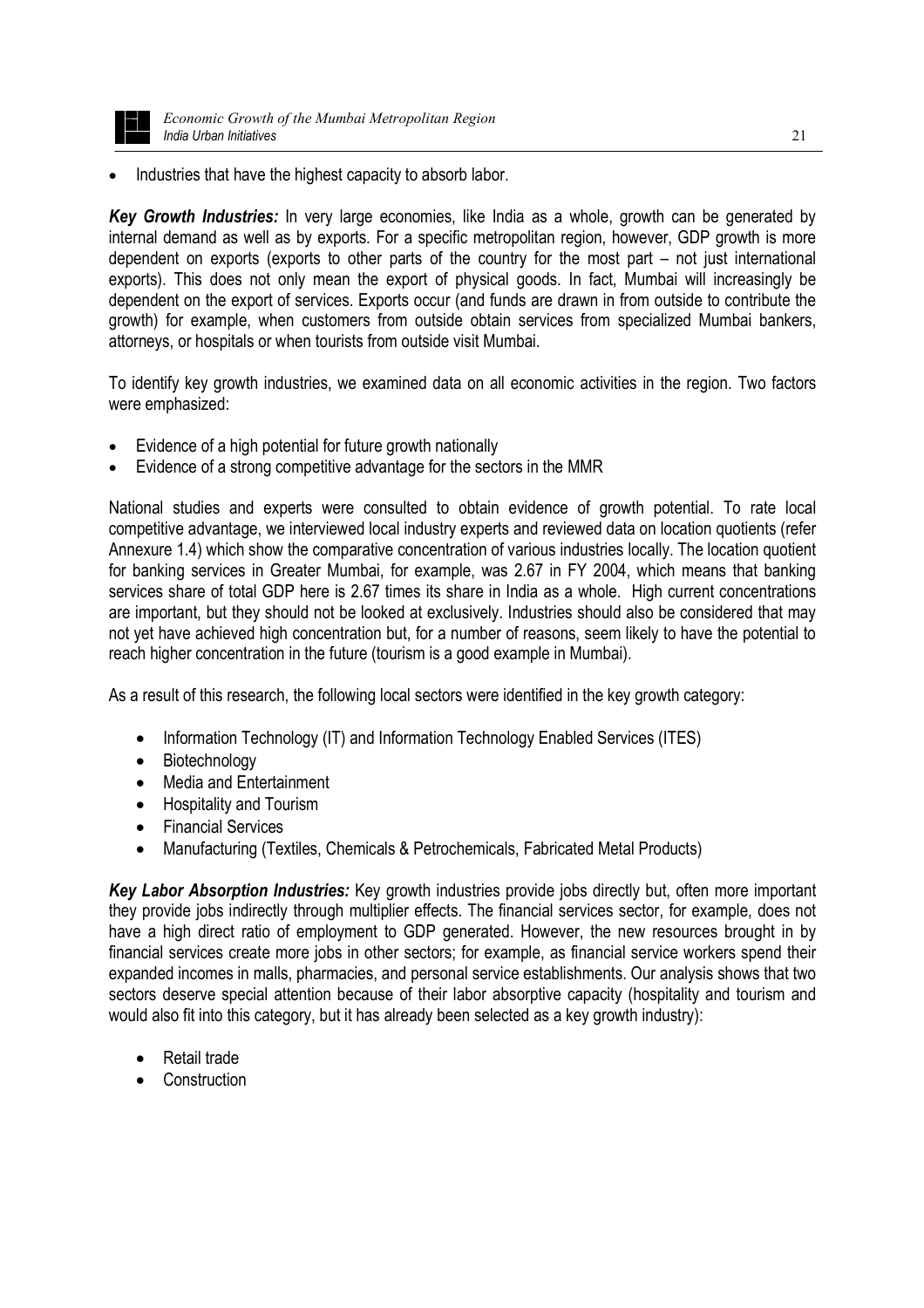- Industries that have the highest capacity to absorb labor.

***Key Growth Industries:*** In very large economies, like India as a whole, growth can be generated by internal demand as well as by exports. For a specific metropolitan region, however, GDP growth is more dependent on exports (exports to other parts of the country for the most part – not just international exports). This does not only mean the export of physical goods. In fact, Mumbai will increasingly be dependent on the export of services. Exports occur (and funds are drawn in from outside to contribute the growth) for example, when customers from outside obtain services from specialized Mumbai bankers, attorneys, or hospitals or when tourists from outside visit Mumbai.

To identify key growth industries, we examined data on all economic activities in the region. Two factors were emphasized:

- Evidence of a high potential for future growth nationally
- Evidence of a strong competitive advantage for the sectors in the MMR

National studies and experts were consulted to obtain evidence of growth potential. To rate local competitive advantage, we interviewed local industry experts and reviewed data on location quotients (refer Annexure 1.4) which show the comparative concentration of various industries locally. The location quotient for banking services in Greater Mumbai, for example, was 2.67 in FY 2004, which means that banking services share of total GDP here is 2.67 times its share in India as a whole. High current concentrations are important, but they should not be looked at exclusively. Industries should also be considered that may not yet have achieved high concentration but, for a number of reasons, seem likely to have the potential to reach higher concentration in the future (tourism is a good example in Mumbai).

As a result of this research, the following local sectors were identified in the key growth category:

- Information Technology (IT) and Information Technology Enabled Services (ITES)
- Biotechnology
- Media and Entertainment
- Hospitality and Tourism
- Financial Services
- Manufacturing (Textiles, Chemicals & Petrochemicals, Fabricated Metal Products)

***Key Labor Absorption Industries:*** Key growth industries provide jobs directly but, often more important they provide jobs indirectly through multiplier effects. The financial services sector, for example, does not have a high direct ratio of employment to GDP generated. However, the new resources brought in by financial services create more jobs in other sectors; for example, as financial service workers spend their expanded incomes in malls, pharmacies, and personal service establishments. Our analysis shows that two sectors deserve special attention because of their labor absorptive capacity (hospitality and tourism and would also fit into this category, but it has already been selected as a key growth industry):

- Retail trade
- Construction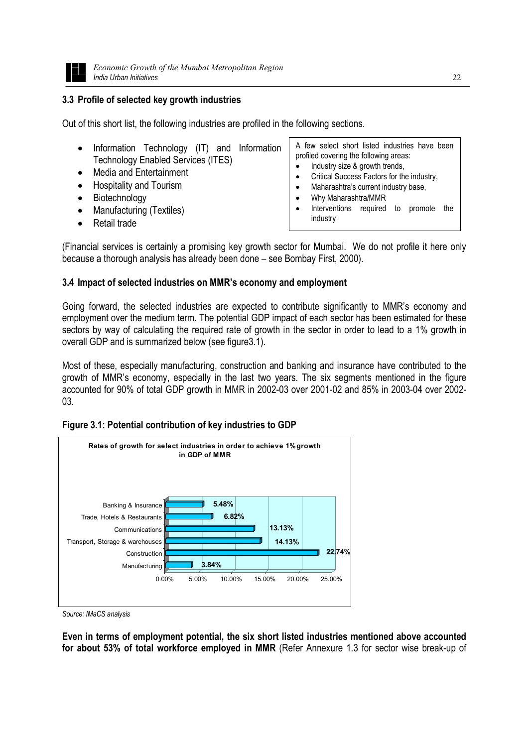## 3.3 Profile of selected key growth industries

Out of this short list, the following industries are profiled in the following sections.

- Information Technology (IT) and Information Technology Enabled Services (ITES)
- Media and Entertainment
- Hospitality and Tourism
- Biotechnology
- Manufacturing (Textiles)
- Retail trade

> A few select short listed industries have been profiled covering the following areas:
> - Industry size & growth trends,
> - Critical Success Factors for the industry,
> - Maharashtra's current industry base,
> - Why Maharashtra/MMR
> - Interventions required to promote the industry

(Financial services is certainly a promising key growth sector for Mumbai. We do not profile it here only because a thorough analysis has already been done – see Bombay First, 2000).

## 3.4 Impact of selected industries on MMR's economy and employment

Going forward, the selected industries are expected to contribute significantly to MMR's economy and employment over the medium term. The potential GDP impact of each sector has been estimated for these sectors by way of calculating the required rate of growth in the sector in order to lead to a 1% growth in overall GDP and is summarized below (see figure3.1).

Most of these, especially manufacturing, construction and banking and insurance have contributed to the growth of MMR's economy, especially in the last two years. The six segments mentioned in the figure accounted for 90% of total GDP growth in MMR in 2002-03 over 2001-02 and 85% in 2003-04 over 2002-03.

**Figure 3.1: Potential contribution of key industries to GDP**

Rates of growth for select industries in order to achieve 1% growth in GDP of MMR

| Industry | Rate of growth |
|---|---|
| Banking & Insurance | 5.48% |
| Trade, Hotels & Restaurants | 6.82% |
| Communications | 13.13% |
| Transport, Storage & warehouses | 14.13% |
| Construction | 22.74% |
| Manufacturing | 3.84% |

*Source: IMaCS analysis*

**Even in terms of employment potential, the six short listed industries mentioned above accounted for about 53% of total workforce employed in MMR** (Refer Annexure 1.3 for sector wise break-up of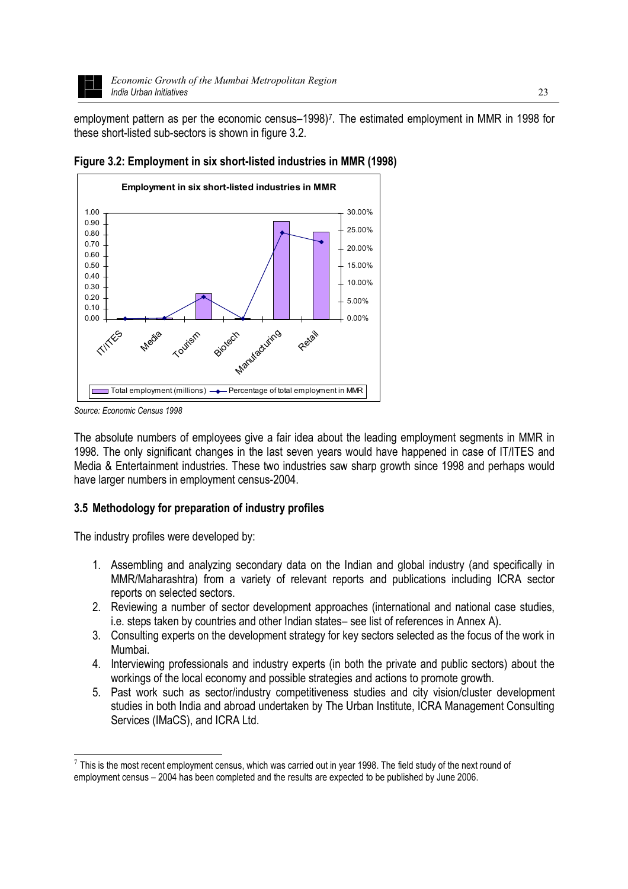employment pattern as per the economic census–1998)[7]. The estimated employment in MMR in 1998 for these short-listed sub-sectors is shown in figure 3.2.

**Figure 3.2: Employment in six short-listed industries in MMR (1998)**

*Source: Economic Census 1998*

The absolute numbers of employees give a fair idea about the leading employment segments in MMR in 1998. The only significant changes in the last seven years would have happened in case of IT/ITES and Media & Entertainment industries. These two industries saw sharp growth since 1998 and perhaps would have larger numbers in employment census-2004.

### 3.5 Methodology for preparation of industry profiles

The industry profiles were developed by:

1. Assembling and analyzing secondary data on the Indian and global industry (and specifically in MMR/Maharashtra) from a variety of relevant reports and publications including ICRA sector reports on selected sectors.
2. Reviewing a number of sector development approaches (international and national case studies, i.e. steps taken by countries and other Indian states– see list of references in Annex A).
3. Consulting experts on the development strategy for key sectors selected as the focus of the work in Mumbai.
4. Interviewing professionals and industry experts (in both the private and public sectors) about the workings of the local economy and possible strategies and actions to promote growth.
5. Past work such as sector/industry competitiveness studies and city vision/cluster development studies in both India and abroad undertaken by The Urban Institute, ICRA Management Consulting Services (IMaCS), and ICRA Ltd.

---

[7] This is the most recent employment census, which was carried out in year 1998. The field study of the next round of employment census – 2004 has been completed and the results are expected to be published by June 2006.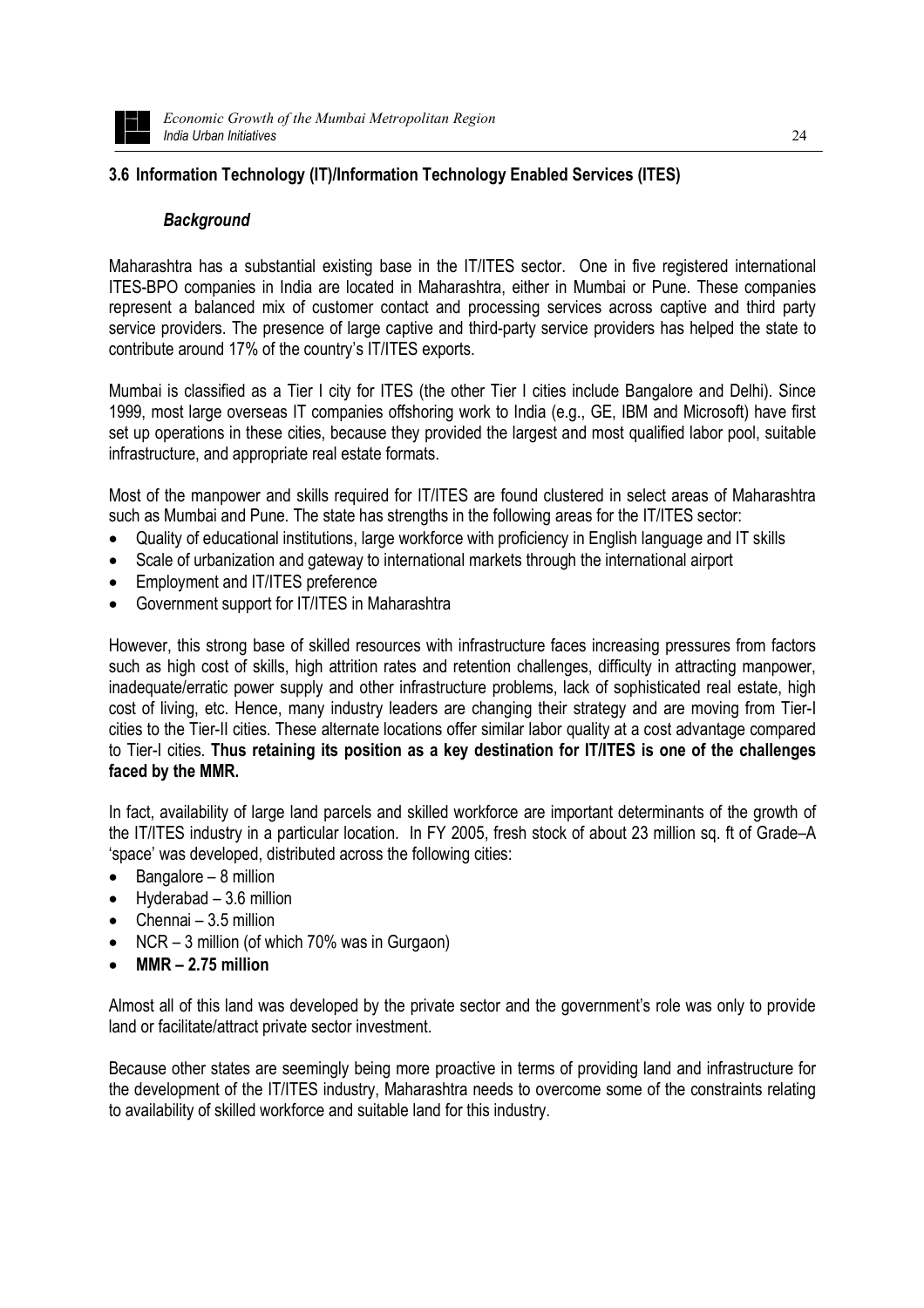## 3.6 Information Technology (IT)/Information Technology Enabled Services (ITES)

### *Background*

Maharashtra has a substantial existing base in the IT/ITES sector. One in five registered international ITES-BPO companies in India are located in Maharashtra, either in Mumbai or Pune. These companies represent a balanced mix of customer contact and processing services across captive and third party service providers. The presence of large captive and third-party service providers has helped the state to contribute around 17% of the country's IT/ITES exports.

Mumbai is classified as a Tier I city for ITES (the other Tier I cities include Bangalore and Delhi). Since 1999, most large overseas IT companies offshoring work to India (e.g., GE, IBM and Microsoft) have first set up operations in these cities, because they provided the largest and most qualified labor pool, suitable infrastructure, and appropriate real estate formats.

Most of the manpower and skills required for IT/ITES are found clustered in select areas of Maharashtra such as Mumbai and Pune. The state has strengths in the following areas for the IT/ITES sector:

- Quality of educational institutions, large workforce with proficiency in English language and IT skills
- Scale of urbanization and gateway to international markets through the international airport
- Employment and IT/ITES preference
- Government support for IT/ITES in Maharashtra

However, this strong base of skilled resources with infrastructure faces increasing pressures from factors such as high cost of skills, high attrition rates and retention challenges, difficulty in attracting manpower, inadequate/erratic power supply and other infrastructure problems, lack of sophisticated real estate, high cost of living, etc. Hence, many industry leaders are changing their strategy and are moving from Tier-I cities to the Tier-II cities. These alternate locations offer similar labor quality at a cost advantage compared to Tier-I cities. **Thus retaining its position as a key destination for IT/ITES is one of the challenges faced by the MMR.**

In fact, availability of large land parcels and skilled workforce are important determinants of the growth of the IT/ITES industry in a particular location. In FY 2005, fresh stock of about 23 million sq. ft of Grade–A 'space' was developed, distributed across the following cities:

- Bangalore – 8 million
- Hyderabad – 3.6 million
- Chennai – 3.5 million
- NCR – 3 million (of which 70% was in Gurgaon)
- **MMR – 2.75 million**

Almost all of this land was developed by the private sector and the government's role was only to provide land or facilitate/attract private sector investment.

Because other states are seemingly being more proactive in terms of providing land and infrastructure for the development of the IT/ITES industry, Maharashtra needs to overcome some of the constraints relating to availability of skilled workforce and suitable land for this industry.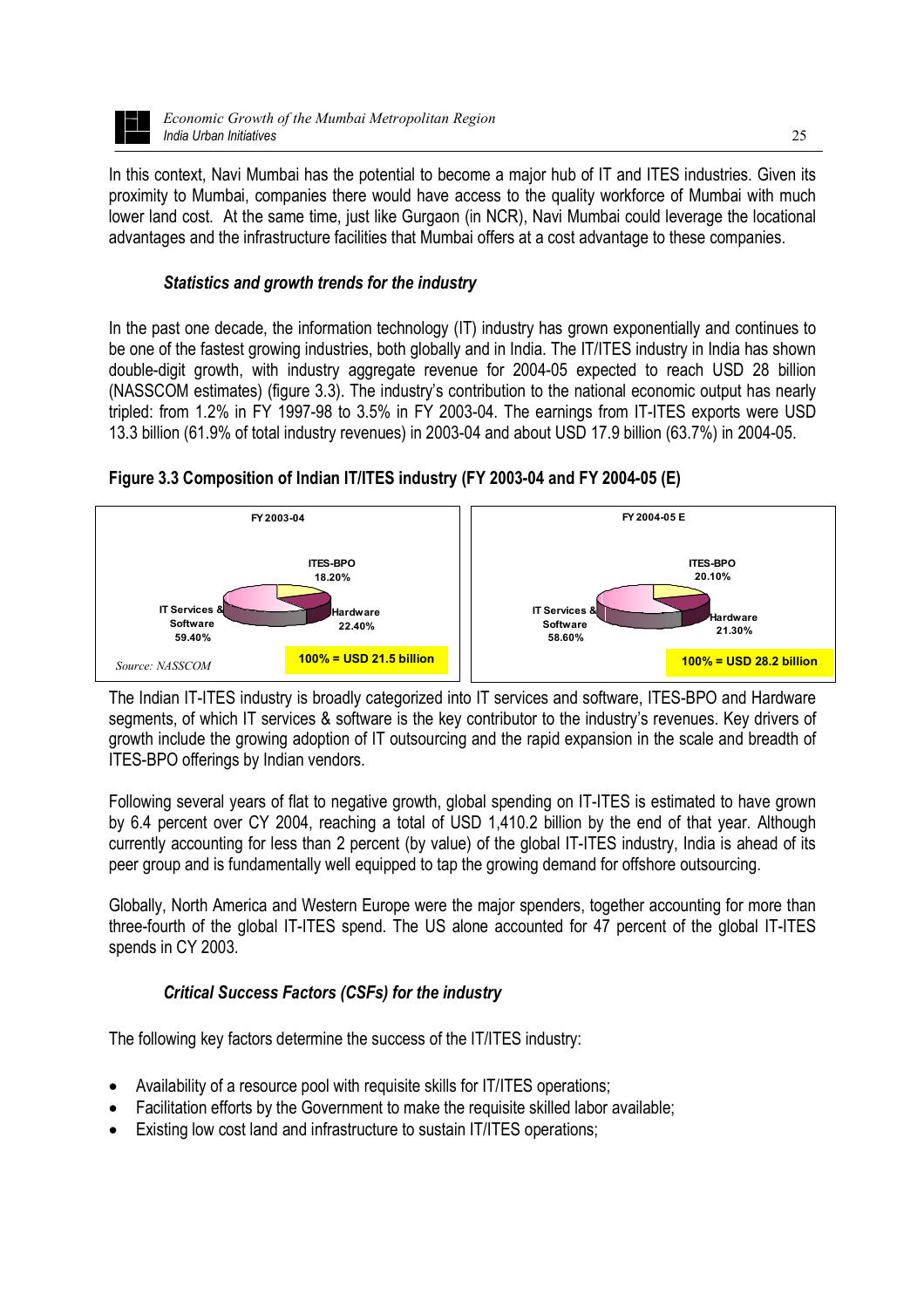In this context, Navi Mumbai has the potential to become a major hub of IT and ITES industries. Given its proximity to Mumbai, companies there would have access to the quality workforce of Mumbai with much lower land cost. At the same time, just like Gurgaon (in NCR), Navi Mumbai could leverage the locational advantages and the infrastructure facilities that Mumbai offers at a cost advantage to these companies.

### *Statistics and growth trends for the industry*

In the past one decade, the information technology (IT) industry has grown exponentially and continues to be one of the fastest growing industries, both globally and in India. The IT/ITES industry in India has shown double-digit growth, with industry aggregate revenue for 2004-05 expected to reach USD 28 billion (NASSCOM estimates) (figure 3.3). The industry's contribution to the national economic output has nearly tripled: from 1.2% in FY 1997-98 to 3.5% in FY 2003-04. The earnings from IT-ITES exports were USD 13.3 billion (61.9% of total industry revenues) in 2003-04 and about USD 17.9 billion (63.7%) in 2004-05.

**Figure 3.3 Composition of Indian IT/ITES industry (FY 2003-04 and FY 2004-05 (E)**

| Segment | FY 2003-04 | FY 2004-05 E |
|---|---|---|
| IT Services & Software | 59.40% | 58.60% |
| ITES-BPO | 18.20% | 20.10% |
| Hardware | 22.40% | 21.30% |
| 100% = | USD 21.5 billion | USD 28.2 billion |

*Source: NASSCOM*

The Indian IT-ITES industry is broadly categorized into IT services and software, ITES-BPO and Hardware segments, of which IT services & software is the key contributor to the industry's revenues. Key drivers of growth include the growing adoption of IT outsourcing and the rapid expansion in the scale and breadth of ITES-BPO offerings by Indian vendors.

Following several years of flat to negative growth, global spending on IT-ITES is estimated to have grown by 6.4 percent over CY 2004, reaching a total of USD 1,410.2 billion by the end of that year. Although currently accounting for less than 2 percent (by value) of the global IT-ITES industry, India is ahead of its peer group and is fundamentally well equipped to tap the growing demand for offshore outsourcing.

Globally, North America and Western Europe were the major spenders, together accounting for more than three-fourth of the global IT-ITES spend. The US alone accounted for 47 percent of the global IT-ITES spends in CY 2003.

### *Critical Success Factors (CSFs) for the industry*

The following key factors determine the success of the IT/ITES industry:

- Availability of a resource pool with requisite skills for IT/ITES operations;
- Facilitation efforts by the Government to make the requisite skilled labor available;
- Existing low cost land and infrastructure to sustain IT/ITES operations;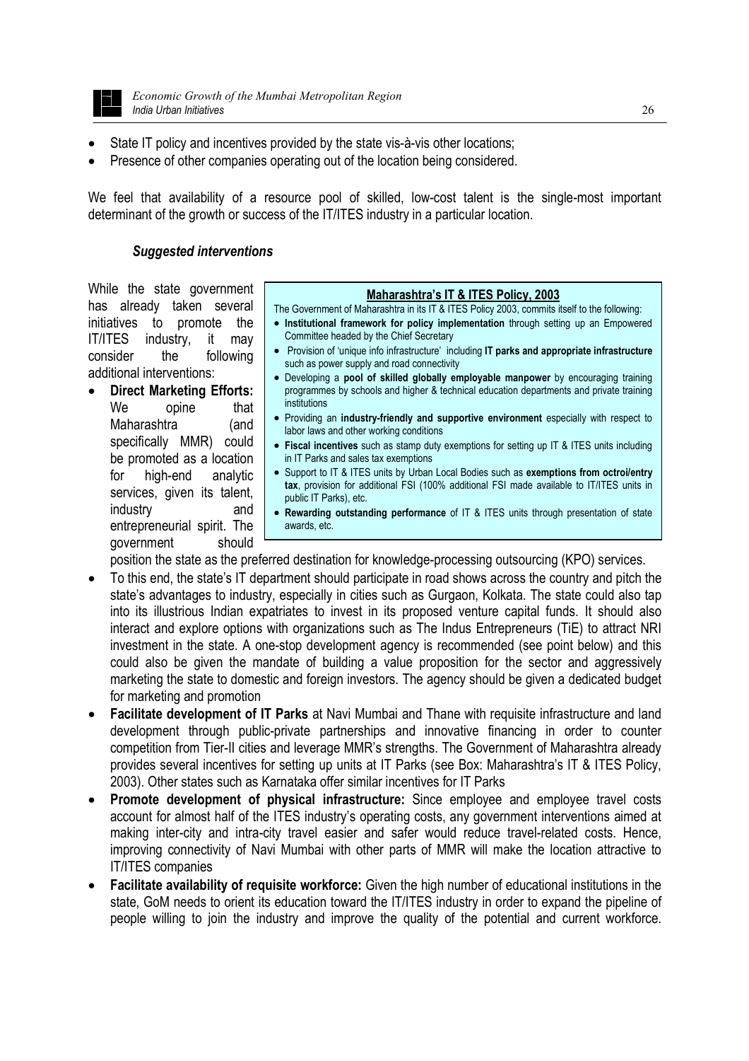- State IT policy and incentives provided by the state vis-à-vis other locations;
- Presence of other companies operating out of the location being considered.

We feel that availability of a resource pool of skilled, low-cost talent is the single-most important determinant of the growth or success of the IT/ITES industry in a particular location.

### *Suggested interventions*

> **Maharashtra's IT & ITES Policy, 2003**
>
> The Government of Maharashtra in its IT & ITES Policy 2003, commits itself to the following:
>
> - **Institutional framework for policy implementation** through setting up an Empowered Committee headed by the Chief Secretary
> - Provision of 'unique info infrastructure' including **IT parks and appropriate infrastructure** such as power supply and road connectivity
> - Developing a **pool of skilled globally employable manpower** by encouraging training programmes by schools and higher & technical education departments and private training institutions
> - Providing an **industry-friendly and supportive environment** especially with respect to labor laws and other working conditions
> - **Fiscal incentives** such as stamp duty exemptions for setting up IT & ITES units including in IT Parks and sales tax exemptions
> - Support to IT & ITES units by Urban Local Bodies such as **exemptions from octroi/entry tax**, provision for additional FSI (100% additional FSI made available to IT/ITES units in public IT Parks), etc.
> - **Rewarding outstanding performance** of IT & ITES units through presentation of state awards, etc.

While the state government has already taken several initiatives to promote the IT/ITES industry, it may consider the following additional interventions:

- **Direct Marketing Efforts:** We opine that Maharashtra (and specifically MMR) could be promoted as a location for high-end analytic services, given its talent, industry and entrepreneurial spirit. The government should position the state as the preferred destination for knowledge-processing outsourcing (KPO) services.
- To this end, the state's IT department should participate in road shows across the country and pitch the state's advantages to industry, especially in cities such as Gurgaon, Kolkata. The state could also tap into its illustrious Indian expatriates to invest in its proposed venture capital funds. It should also interact and explore options with organizations such as The Indus Entrepreneurs (TiE) to attract NRI investment in the state. A one-stop development agency is recommended (see point below) and this could also be given the mandate of building a value proposition for the sector and aggressively marketing the state to domestic and foreign investors. The agency should be given a dedicated budget for marketing and promotion
- **Facilitate development of IT Parks** at Navi Mumbai and Thane with requisite infrastructure and land development through public-private partnerships and innovative financing in order to counter competition from Tier-II cities and leverage MMR's strengths. The Government of Maharashtra already provides several incentives for setting up units at IT Parks (see Box: Maharashtra's IT & ITES Policy, 2003). Other states such as Karnataka offer similar incentives for IT Parks
- **Promote development of physical infrastructure:** Since employee and employee travel costs account for almost half of the ITES industry's operating costs, any government interventions aimed at making inter-city and intra-city travel easier and safer would reduce travel-related costs. Hence, improving connectivity of Navi Mumbai with other parts of MMR will make the location attractive to IT/ITES companies
- **Facilitate availability of requisite workforce:** Given the high number of educational institutions in the state, GoM needs to orient its education toward the IT/ITES industry in order to expand the pipeline of people willing to join the industry and improve the quality of the potential and current workforce.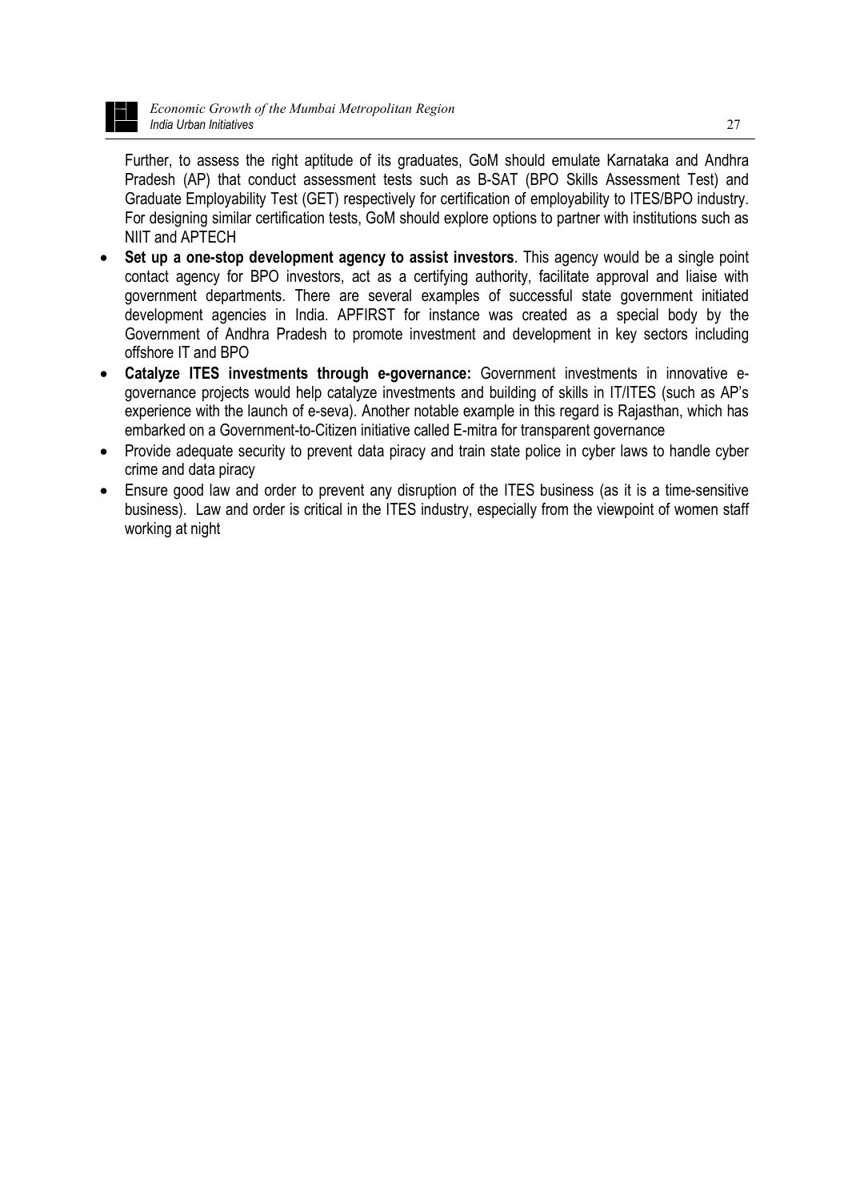Further, to assess the right aptitude of its graduates, GoM should emulate Karnataka and Andhra Pradesh (AP) that conduct assessment tests such as B-SAT (BPO Skills Assessment Test) and Graduate Employability Test (GET) respectively for certification of employability to ITES/BPO industry. For designing similar certification tests, GoM should explore options to partner with institutions such as NIIT and APTECH

- **Set up a one-stop development agency to assist investors**. This agency would be a single point contact agency for BPO investors, act as a certifying authority, facilitate approval and liaise with government departments. There are several examples of successful state government initiated development agencies in India. APFIRST for instance was created as a special body by the Government of Andhra Pradesh to promote investment and development in key sectors including offshore IT and BPO
- **Catalyze ITES investments through e-governance:** Government investments in innovative e-governance projects would help catalyze investments and building of skills in IT/ITES (such as AP's experience with the launch of e-seva). Another notable example in this regard is Rajasthan, which has embarked on a Government-to-Citizen initiative called E-mitra for transparent governance
- Provide adequate security to prevent data piracy and train state police in cyber laws to handle cyber crime and data piracy
- Ensure good law and order to prevent any disruption of the ITES business (as it is a time-sensitive business). Law and order is critical in the ITES industry, especially from the viewpoint of women staff working at night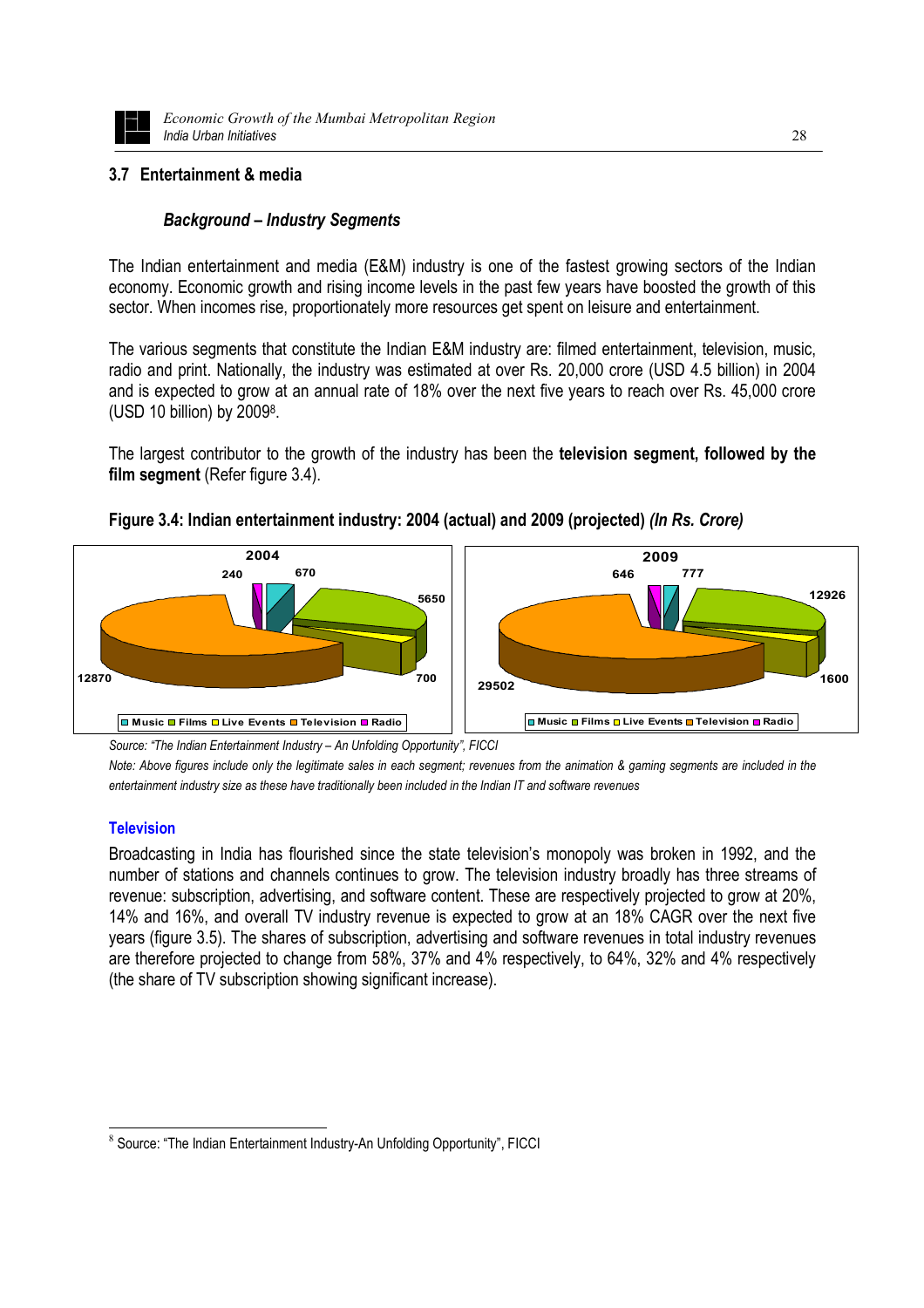## 3.7 Entertainment & media

### *Background – Industry Segments*

The Indian entertainment and media (E&M) industry is one of the fastest growing sectors of the Indian economy. Economic growth and rising income levels in the past few years have boosted the growth of this sector. When incomes rise, proportionately more resources get spent on leisure and entertainment.

The various segments that constitute the Indian E&M industry are: filmed entertainment, television, music, radio and print. Nationally, the industry was estimated at over Rs. 20,000 crore (USD 4.5 billion) in 2004 and is expected to grow at an annual rate of 18% over the next five years to reach over Rs. 45,000 crore (USD 10 billion) by 2009[8].

The largest contributor to the growth of the industry has been the **television segment, followed by the film segment** (Refer figure 3.4).

**Figure 3.4: Indian entertainment industry: 2004 (actual) and 2009 (projected)** ***(In Rs. Crore)***

| Segment | 2004 | 2009 |
|---|---|---|
| Music | 670 | 777 |
| Films | 5650 | 12926 |
| Live Events | 700 | 1600 |
| Television | 12870 | 29502 |
| Radio | 240 | 646 |

*Source: "The Indian Entertainment Industry – An Unfolding Opportunity", FICCI*

*Note: Above figures include only the legitimate sales in each segment; revenues from the animation & gaming segments are included in the entertainment industry size as these have traditionally been included in the Indian IT and software revenues*

#### Television

Broadcasting in India has flourished since the state television's monopoly was broken in 1992, and the number of stations and channels continues to grow. The television industry broadly has three streams of revenue: subscription, advertising, and software content. These are respectively projected to grow at 20%, 14% and 16%, and overall TV industry revenue is expected to grow at an 18% CAGR over the next five years (figure 3.5). The shares of subscription, advertising and software revenues in total industry revenues are therefore projected to change from 58%, 37% and 4% respectively, to 64%, 32% and 4% respectively (the share of TV subscription showing significant increase).

---

[8] Source: "The Indian Entertainment Industry-An Unfolding Opportunity", FICCI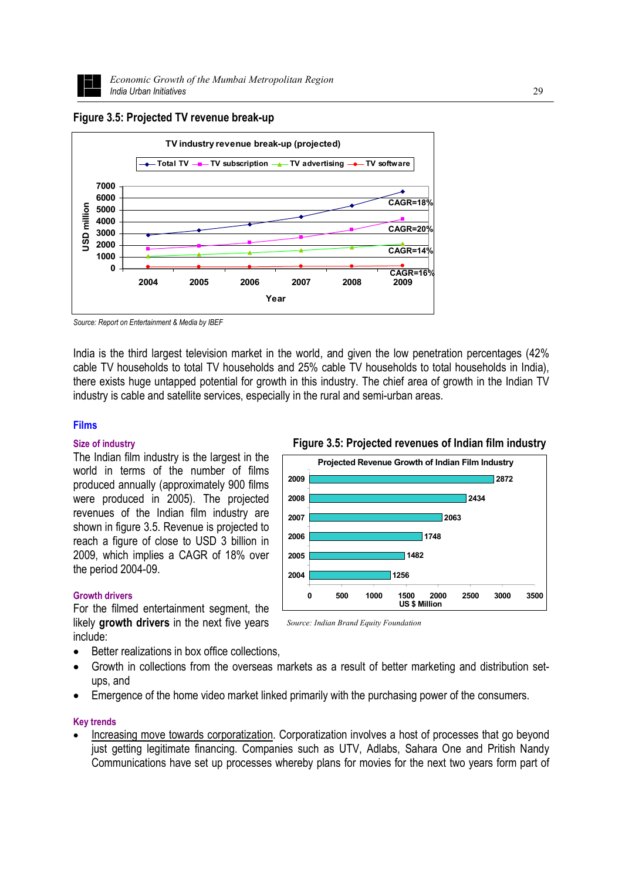**Figure 3.5: Projected TV revenue break-up**

TV industry revenue break-up (projected)

Total TV — TV subscription — TV advertising — TV software

CAGR=18%
CAGR=20%
CAGR=14%
CAGR=16%

USD million

Year

*Source: Report on Entertainment & Media by IBEF*

India is the third largest television market in the world, and given the low penetration percentages (42% cable TV households to total TV households and 25% cable TV households to total households in India), there exists huge untapped potential for growth in this industry. The chief area of growth in the Indian TV industry is cable and satellite services, especially in the rural and semi-urban areas.

## Films

### Size of industry

The Indian film industry is the largest in the world in terms of the number of films produced annually (approximately 900 films were produced in 2005). The projected revenues of the Indian film industry are shown in figure 3.5. Revenue is projected to reach a figure of close to USD 3 billion in 2009, which implies a CAGR of 18% over the period 2004-09.

**Figure 3.5: Projected revenues of Indian film industry**

Projected Revenue Growth of Indian Film Industry

| Year | US $ Million |
|---|---|
| 2009 | 2872 |
| 2008 | 2434 |
| 2007 | 2063 |
| 2006 | 1748 |
| 2005 | 1482 |
| 2004 | 1256 |

*Source: Indian Brand Equity Foundation*

### Growth drivers

For the filmed entertainment segment, the likely **growth drivers** in the next five years include:

- Better realizations in box office collections,
- Growth in collections from the overseas markets as a result of better marketing and distribution set-ups, and
- Emergence of the home video market linked primarily with the purchasing power of the consumers.

### Key trends

- Increasing move towards corporatization. Corporatization involves a host of processes that go beyond just getting legitimate financing. Companies such as UTV, Adlabs, Sahara One and Pritish Nandy Communications have set up processes whereby plans for movies for the next two years form part of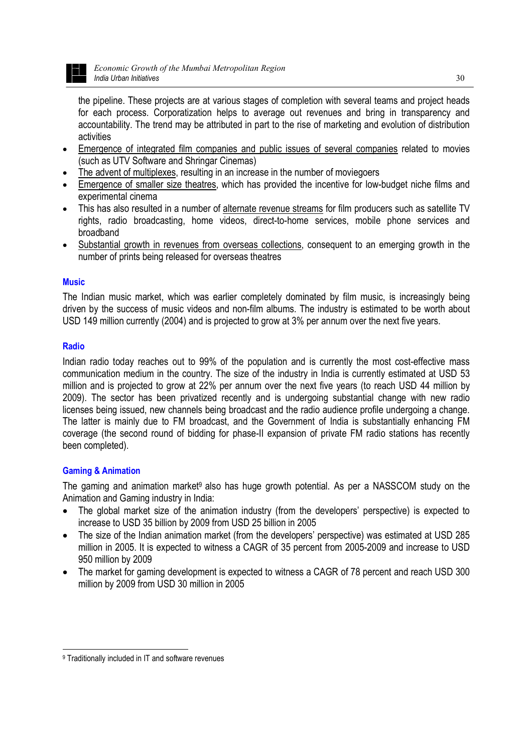the pipeline. These projects are at various stages of completion with several teams and project heads for each process. Corporatization helps to average out revenues and bring in transparency and accountability. The trend may be attributed in part to the rise of marketing and evolution of distribution activities

- Emergence of integrated film companies and public issues of several companies related to movies (such as UTV Software and Shringar Cinemas)
- The advent of multiplexes, resulting in an increase in the number of moviegoers
- Emergence of smaller size theatres, which has provided the incentive for low-budget niche films and experimental cinema
- This has also resulted in a number of alternate revenue streams for film producers such as satellite TV rights, radio broadcasting, home videos, direct-to-home services, mobile phone services and broadband
- Substantial growth in revenues from overseas collections, consequent to an emerging growth in the number of prints being released for overseas theatres

### Music

The Indian music market, which was earlier completely dominated by film music, is increasingly being driven by the success of music videos and non-film albums. The industry is estimated to be worth about USD 149 million currently (2004) and is projected to grow at 3% per annum over the next five years.

### Radio

Indian radio today reaches out to 99% of the population and is currently the most cost-effective mass communication medium in the country. The size of the industry in India is currently estimated at USD 53 million and is projected to grow at 22% per annum over the next five years (to reach USD 44 million by 2009). The sector has been privatized recently and is undergoing substantial change with new radio licenses being issued, new channels being broadcast and the radio audience profile undergoing a change. The latter is mainly due to FM broadcast, and the Government of India is substantially enhancing FM coverage (the second round of bidding for phase-II expansion of private FM radio stations has recently been completed).

### Gaming & Animation

The gaming and animation market[9] also has huge growth potential. As per a NASSCOM study on the Animation and Gaming industry in India:

- The global market size of the animation industry (from the developers' perspective) is expected to increase to USD 35 billion by 2009 from USD 25 billion in 2005
- The size of the Indian animation market (from the developers' perspective) was estimated at USD 285 million in 2005. It is expected to witness a CAGR of 35 percent from 2005-2009 and increase to USD 950 million by 2009
- The market for gaming development is expected to witness a CAGR of 78 percent and reach USD 300 million by 2009 from USD 30 million in 2005

---

[9] Traditionally included in IT and software revenues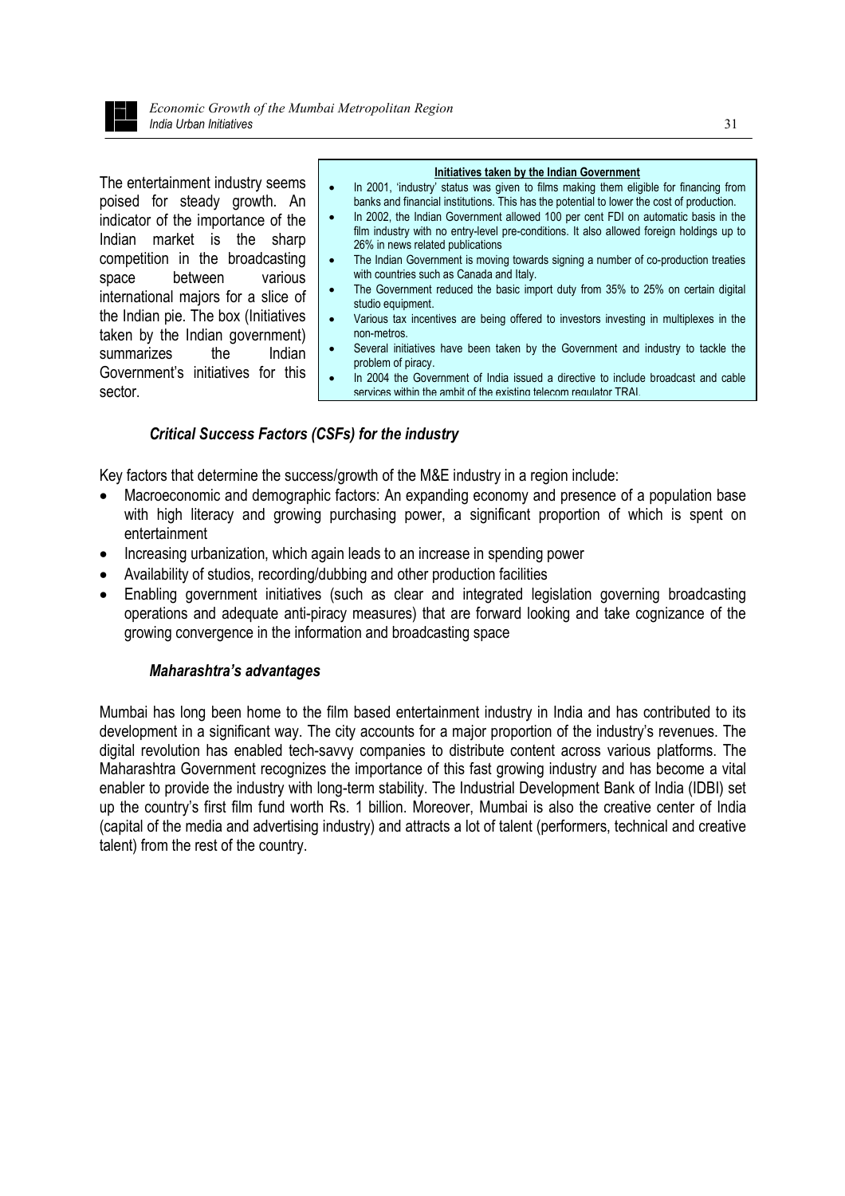The entertainment industry seems poised for steady growth. An indicator of the importance of the Indian market is the sharp competition in the broadcasting space between various international majors for a slice of the Indian pie. The box (Initiatives taken by the Indian government) summarizes the Indian Government's initiatives for this sector.

**Initiatives taken by the Indian Government**

- In 2001, 'industry' status was given to films making them eligible for financing from banks and financial institutions. This has the potential to lower the cost of production.
- In 2002, the Indian Government allowed 100 per cent FDI on automatic basis in the film industry with no entry-level pre-conditions. It also allowed foreign holdings up to 26% in news related publications
- The Indian Government is moving towards signing a number of co-production treaties with countries such as Canada and Italy.
- The Government reduced the basic import duty from 35% to 25% on certain digital studio equipment.
- Various tax incentives are being offered to investors investing in multiplexes in the non-metros.
- Several initiatives have been taken by the Government and industry to tackle the problem of piracy.
- In 2004 the Government of India issued a directive to include broadcast and cable services within the ambit of the existing telecom regulator TRAI.

### *Critical Success Factors (CSFs) for the industry*

Key factors that determine the success/growth of the M&E industry in a region include:

- Macroeconomic and demographic factors: An expanding economy and presence of a population base with high literacy and growing purchasing power, a significant proportion of which is spent on entertainment
- Increasing urbanization, which again leads to an increase in spending power
- Availability of studios, recording/dubbing and other production facilities
- Enabling government initiatives (such as clear and integrated legislation governing broadcasting operations and adequate anti-piracy measures) that are forward looking and take cognizance of the growing convergence in the information and broadcasting space

### *Maharashtra's advantages*

Mumbai has long been home to the film based entertainment industry in India and has contributed to its development in a significant way. The city accounts for a major proportion of the industry's revenues. The digital revolution has enabled tech-savvy companies to distribute content across various platforms. The Maharashtra Government recognizes the importance of this fast growing industry and has become a vital enabler to provide the industry with long-term stability. The Industrial Development Bank of India (IDBI) set up the country's first film fund worth Rs. 1 billion. Moreover, Mumbai is also the creative center of India (capital of the media and advertising industry) and attracts a lot of talent (performers, technical and creative talent) from the rest of the country.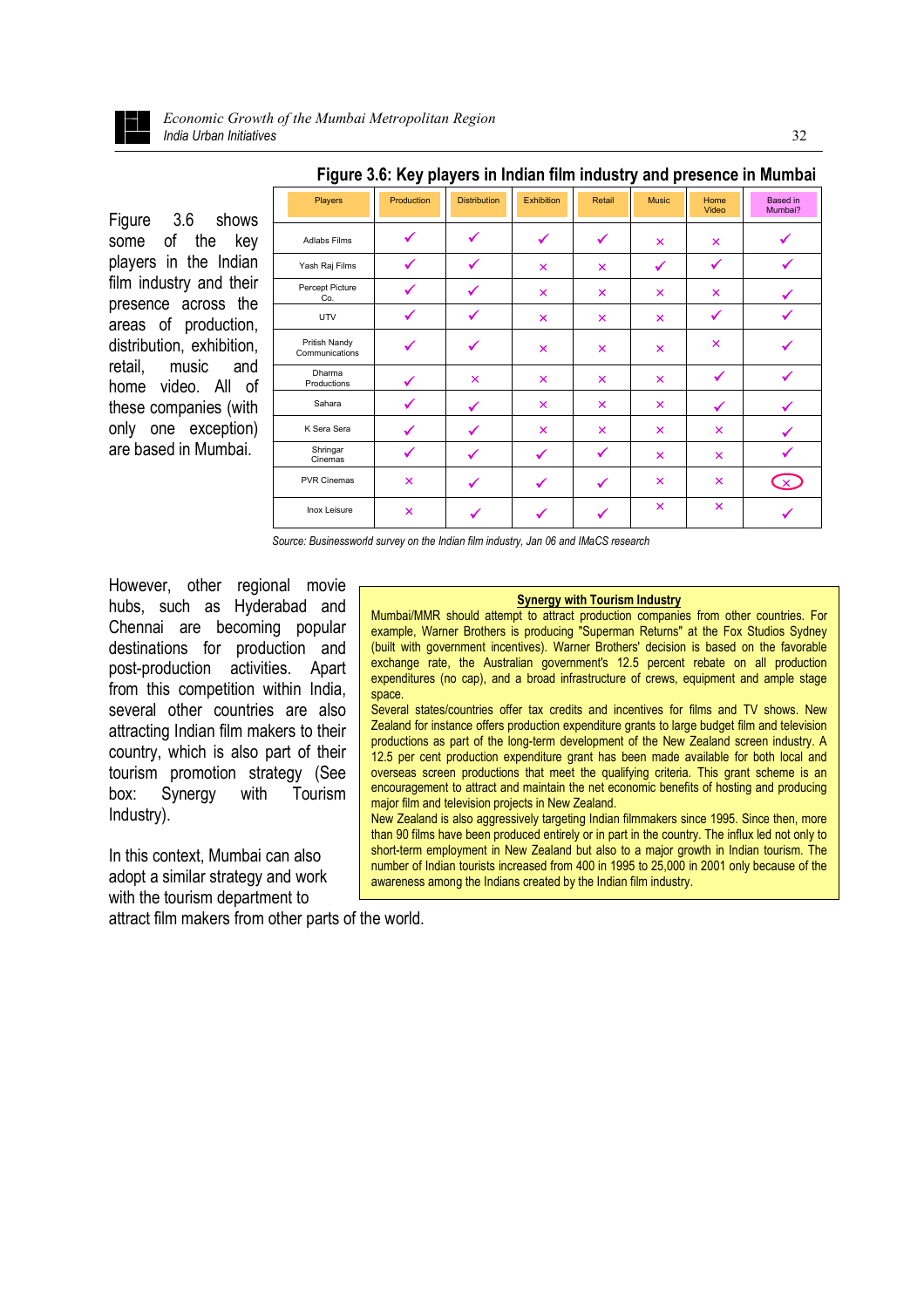Figure 3.6 shows some of the key players in the Indian film industry and their presence across the areas of production, distribution, exhibition, retail, music and home video. All of these companies (with only one exception) are based in Mumbai.

**Figure 3.6: Key players in Indian film industry and presence in Mumbai**

| Players | Production | Distribution | Exhibition | Retail | Music | Home Video | Based in Mumbai? |
|---|---|---|---|---|---|---|---|
| Adlabs Films | ✓ | ✓ | ✓ | ✓ | × | × | ✓ |
| Yash Raj Films | ✓ | ✓ | × | × | ✓ | ✓ | ✓ |
| Percept Picture Co. | ✓ | ✓ | × | × | × | × | ✓ |
| UTV | ✓ | ✓ | × | × | × | ✓ | ✓ |
| Pritish Nandy Communications | ✓ | ✓ | × | × | × | × | ✓ |
| Dharma Productions | ✓ | × | × | × | × | ✓ | ✓ |
| Sahara | ✓ | ✓ | × | × | × | ✓ | ✓ |
| K Sera Sera | ✓ | ✓ | × | × | × | × | ✓ |
| Shringar Cinemas | ✓ | ✓ | ✓ | ✓ | × | × | ✓ |
| PVR Cinemas | × | ✓ | ✓ | ✓ | × | × | × |
| Inox Leisure | × | ✓ | ✓ | ✓ | × | × | ✓ |

*Source: Businessworld survey on the Indian film industry, Jan 06 and IMaCS research*

However, other regional movie hubs, such as Hyderabad and Chennai are becoming popular destinations for production and post-production activities. Apart from this competition within India, several other countries are also attracting Indian film makers to their country, which is also part of their tourism promotion strategy (See box: Synergy with Tourism Industry).

**Synergy with Tourism Industry**

Mumbai/MMR should attempt to attract production companies from other countries. For example, Warner Brothers is producing "Superman Returns" at the Fox Studios Sydney (built with government incentives). Warner Brothers' decision is based on the favorable exchange rate, the Australian government's 12.5 percent rebate on all production expenditures (no cap), and a broad infrastructure of crews, equipment and ample stage space.

Several states/countries offer tax credits and incentives for films and TV shows. New Zealand for instance offers production expenditure grants to large budget film and television productions as part of the long-term development of the New Zealand screen industry. A 12.5 per cent production expenditure grant has been made available for both local and overseas screen productions that meet the qualifying criteria. This grant scheme is an encouragement to attract and maintain the net economic benefits of hosting and producing major film and television projects in New Zealand.

New Zealand is also aggressively targeting Indian filmmakers since 1995. Since then, more than 90 films have been produced entirely or in part in the country. The influx led not only to short-term employment in New Zealand but also to a major growth in Indian tourism. The number of Indian tourists increased from 400 in 1995 to 25,000 in 2001 only because of the awareness among the Indians created by the Indian film industry.

In this context, Mumbai can also adopt a similar strategy and work with the tourism department to attract film makers from other parts of the world.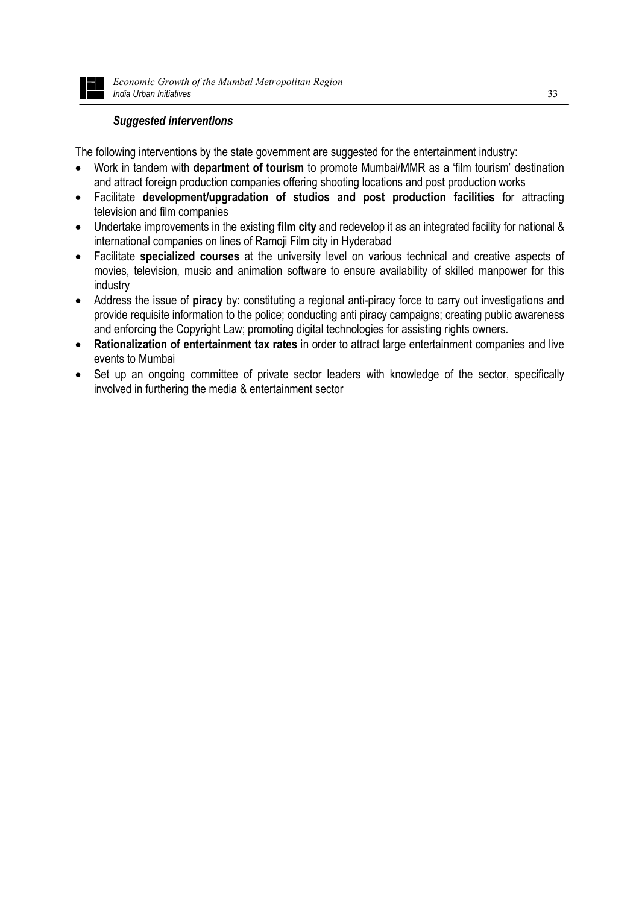### *Suggested interventions*

The following interventions by the state government are suggested for the entertainment industry:

- Work in tandem with **department of tourism** to promote Mumbai/MMR as a 'film tourism' destination and attract foreign production companies offering shooting locations and post production works
- Facilitate **development/upgradation of studios and post production facilities** for attracting television and film companies
- Undertake improvements in the existing **film city** and redevelop it as an integrated facility for national & international companies on lines of Ramoji Film city in Hyderabad
- Facilitate **specialized courses** at the university level on various technical and creative aspects of movies, television, music and animation software to ensure availability of skilled manpower for this industry
- Address the issue of **piracy** by: constituting a regional anti-piracy force to carry out investigations and provide requisite information to the police; conducting anti piracy campaigns; creating public awareness and enforcing the Copyright Law; promoting digital technologies for assisting rights owners.
- **Rationalization of entertainment tax rates** in order to attract large entertainment companies and live events to Mumbai
- Set up an ongoing committee of private sector leaders with knowledge of the sector, specifically involved in furthering the media & entertainment sector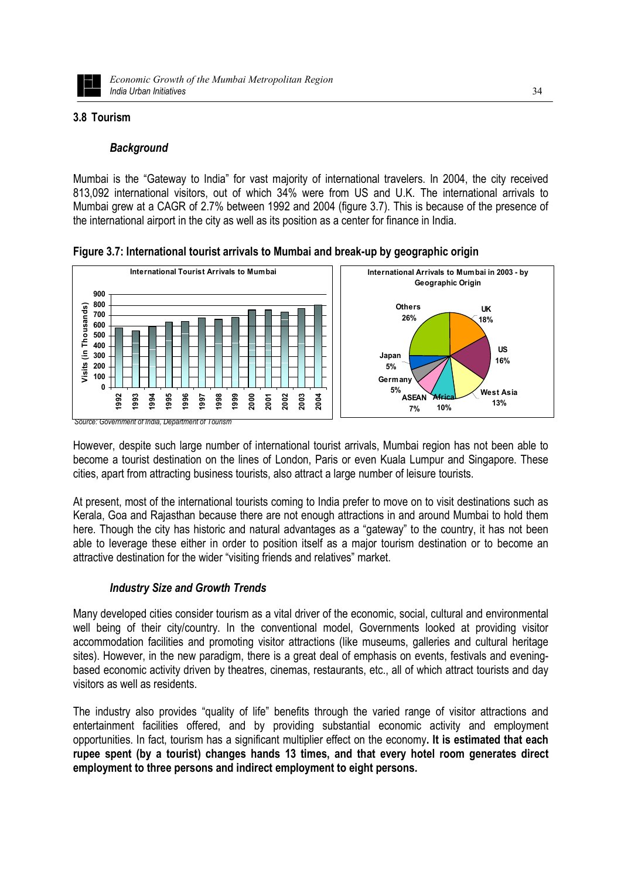## 3.8 Tourism

### *Background*

Mumbai is the "Gateway to India" for vast majority of international travelers. In 2004, the city received 813,092 international visitors, out of which 34% were from US and U.K. The international arrivals to Mumbai grew at a CAGR of 2.7% between 1992 and 2004 (figure 3.7). This is because of the presence of the international airport in the city as well as its position as a center for finance in India.

**Figure 3.7: International tourist arrivals to Mumbai and break-up by geographic origin**

International Tourist Arrivals to Mumbai

International Arrivals to Mumbai in 2003 - by Geographic Origin

| Origin | Share |
|---|---|
| UK | 18% |
| US | 16% |
| West Asia | 13% |
| Africa | 10% |
| ASEAN | 7% |
| Germany | 5% |
| Japan | 5% |
| Others | 26% |

*Source: Government of India, Department of Tourism*

However, despite such large number of international tourist arrivals, Mumbai region has not been able to become a tourist destination on the lines of London, Paris or even Kuala Lumpur and Singapore. These cities, apart from attracting business tourists, also attract a large number of leisure tourists.

At present, most of the international tourists coming to India prefer to move on to visit destinations such as Kerala, Goa and Rajasthan because there are not enough attractions in and around Mumbai to hold them here. Though the city has historic and natural advantages as a "gateway" to the country, it has not been able to leverage these either in order to position itself as a major tourism destination or to become an attractive destination for the wider "visiting friends and relatives" market.

### *Industry Size and Growth Trends*

Many developed cities consider tourism as a vital driver of the economic, social, cultural and environmental well being of their city/country. In the conventional model, Governments looked at providing visitor accommodation facilities and promoting visitor attractions (like museums, galleries and cultural heritage sites). However, in the new paradigm, there is a great deal of emphasis on events, festivals and evening-based economic activity driven by theatres, cinemas, restaurants, etc., all of which attract tourists and day visitors as well as residents.

The industry also provides "quality of life" benefits through the varied range of visitor attractions and entertainment facilities offered, and by providing substantial economic activity and employment opportunities. In fact, tourism has a significant multiplier effect on the economy**. It is estimated that each rupee spent (by a tourist) changes hands 13 times, and that every hotel room generates direct employment to three persons and indirect employment to eight persons.**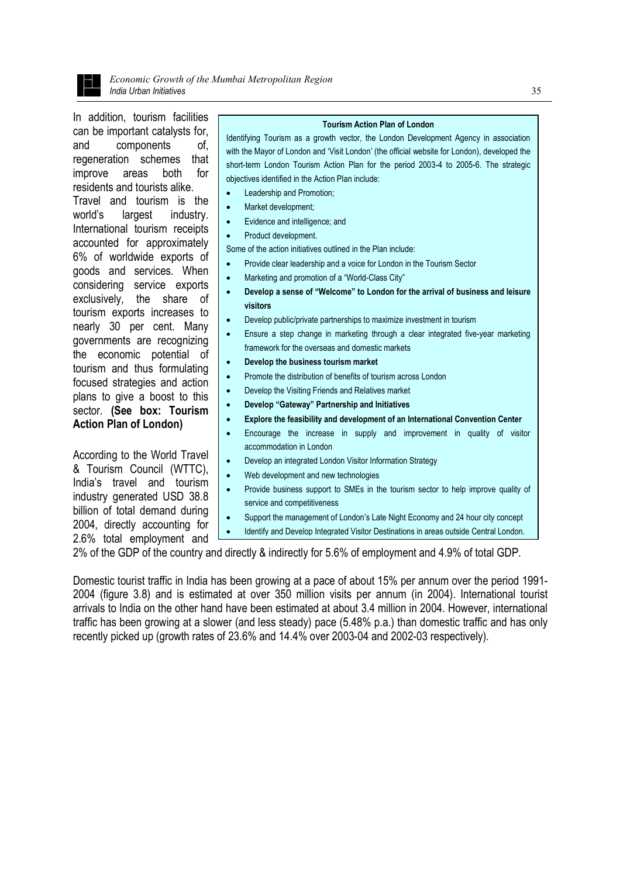In addition, tourism facilities can be important catalysts for, and components of, regeneration schemes that improve areas both for residents and tourists alike.

Travel and tourism is the world's largest industry. International tourism receipts accounted for approximately 6% of worldwide exports of goods and services. When considering service exports exclusively, the share of tourism exports increases to nearly 30 per cent. Many governments are recognizing the economic potential of tourism and thus formulating focused strategies and action plans to give a boost to this sector. **(See box: Tourism Action Plan of London)**

> **Tourism Action Plan of London**
>
> Identifying Tourism as a growth vector, the London Development Agency in association with the Mayor of London and 'Visit London' (the official website for London), developed the short-term London Tourism Action Plan for the period 2003-4 to 2005-6. The strategic objectives identified in the Action Plan include:
>
> - Leadership and Promotion;
> - Market development;
> - Evidence and intelligence; and
> - Product development.
>
> Some of the action initiatives outlined in the Plan include:
>
> - Provide clear leadership and a voice for London in the Tourism Sector
> - Marketing and promotion of a "World-Class City"
> - **Develop a sense of "Welcome" to London for the arrival of business and leisure visitors**
> - Develop public/private partnerships to maximize investment in tourism
> - Ensure a step change in marketing through a clear integrated five-year marketing framework for the overseas and domestic markets
> - **Develop the business tourism market**
> - Promote the distribution of benefits of tourism across London
> - Develop the Visiting Friends and Relatives market
> - **Develop "Gateway" Partnership and Initiatives**
> - **Explore the feasibility and development of an International Convention Center**
> - Encourage the increase in supply and improvement in quality of visitor accommodation in London
> - Develop an integrated London Visitor Information Strategy
> - Web development and new technologies
> - Provide business support to SMEs in the tourism sector to help improve quality of service and competitiveness
> - Support the management of London's Late Night Economy and 24 hour city concept
> - Identify and Develop Integrated Visitor Destinations in areas outside Central London.

According to the World Travel & Tourism Council (WTTC), India's travel and tourism industry generated USD 38.8 billion of total demand during 2004, directly accounting for 2.6% total employment and 2% of the GDP of the country and directly & indirectly for 5.6% of employment and 4.9% of total GDP.

Domestic tourist traffic in India has been growing at a pace of about 15% per annum over the period 1991-2004 (figure 3.8) and is estimated at over 350 million visits per annum (in 2004). International tourist arrivals to India on the other hand have been estimated at about 3.4 million in 2004. However, international traffic has been growing at a slower (and less steady) pace (5.48% p.a.) than domestic traffic and has only recently picked up (growth rates of 23.6% and 14.4% over 2003-04 and 2002-03 respectively).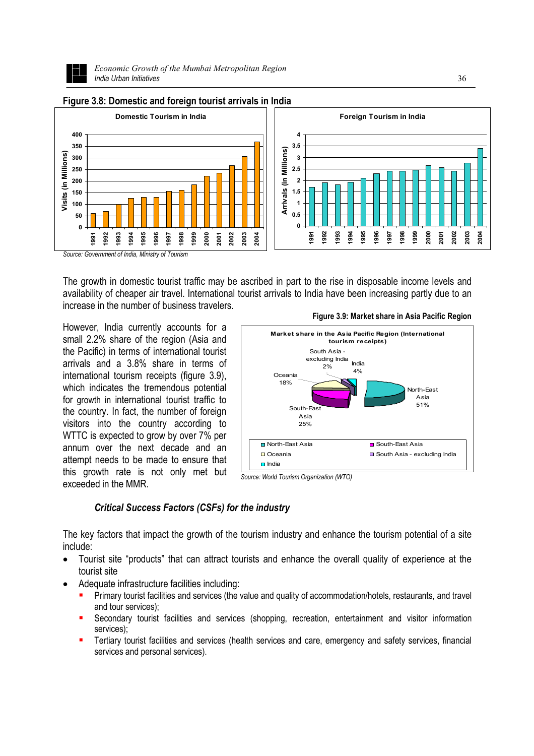**Figure 3.8: Domestic and foreign tourist arrivals in India**

Source: Government of India, Ministry of Tourism

The growth in domestic tourist traffic may be ascribed in part to the rise in disposable income levels and availability of cheaper air travel. International tourist arrivals to India have been increasing partly due to an increase in the number of business travelers.

However, India currently accounts for a small 2.2% share of the region (Asia and the Pacific) in terms of international tourist arrivals and a 3.8% share in terms of international tourism receipts (figure 3.9), which indicates the tremendous potential for growth in international tourist traffic to the country. In fact, the number of foreign visitors into the country according to WTTC is expected to grow by over 7% per annum over the next decade and an attempt needs to be made to ensure that this growth rate is not only met but exceeded in the MMR.

**Figure 3.9: Market share in Asia Pacific Region**

Source: World Tourism Organization (WTO)

### *Critical Success Factors (CSFs) for the industry*

The key factors that impact the growth of the tourism industry and enhance the tourism potential of a site include:

- Tourist site “products” that can attract tourists and enhance the overall quality of experience at the tourist site
- Adequate infrastructure facilities including:
  - Primary tourist facilities and services (the value and quality of accommodation/hotels, restaurants, and travel and tour services);
  - Secondary tourist facilities and services (shopping, recreation, entertainment and visitor information services);
  - Tertiary tourist facilities and services (health services and care, emergency and safety services, financial services and personal services).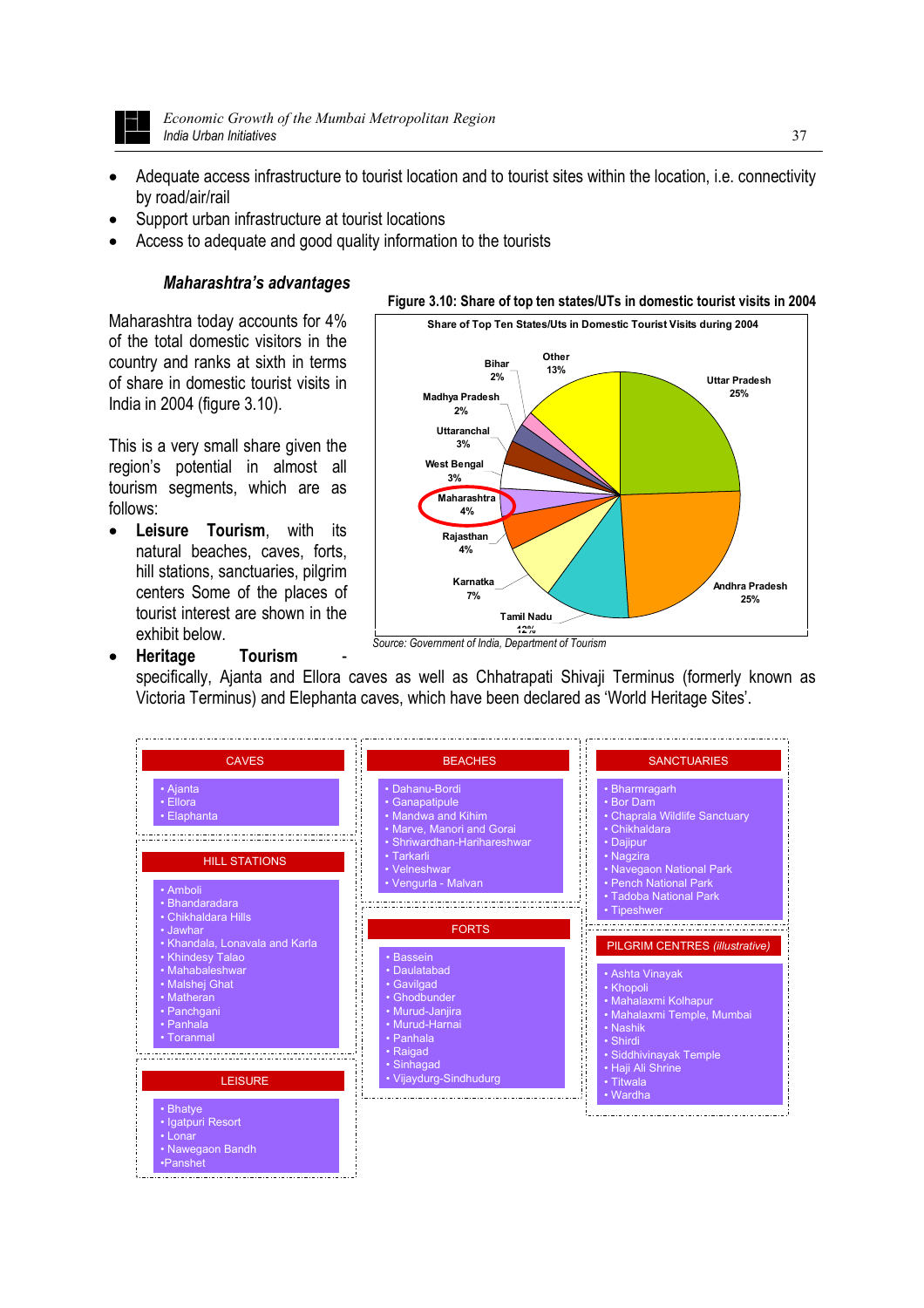- Adequate access infrastructure to tourist location and to tourist sites within the location, i.e. connectivity by road/air/rail
- Support urban infrastructure at tourist locations
- Access to adequate and good quality information to the tourists

### *Maharashtra's advantages*

Maharashtra today accounts for 4% of the total domestic visitors in the country and ranks at sixth in terms of share in domestic tourist visits in India in 2004 (figure 3.10).

**Figure 3.10: Share of top ten states/UTs in domestic tourist visits in 2004**

Share of Top Ten States/Uts in Domestic Tourist Visits during 2004

| State/UT | Share |
|---|---|
| Uttar Pradesh | 25% |
| Andhra Pradesh | 25% |
| Tamil Nadu | 12% |
| Karnataka | 7% |
| Rajasthan | 4% |
| Maharashtra | 4% |
| West Bengal | 3% |
| Uttaranchal | 3% |
| Madhya Pradesh | 2% |
| Bihar | 2% |
| Other | 13% |

*Source: Government of India, Department of Tourism*

This is a very small share given the region's potential in almost all tourism segments, which are as follows:

- **Leisure Tourism**, with its natural beaches, caves, forts, hill stations, sanctuaries, pilgrim centers Some of the places of tourist interest are shown in the exhibit below.
- **Heritage Tourism** - specifically, Ajanta and Ellora caves as well as Chhatrapati Shivaji Terminus (formerly known as Victoria Terminus) and Elephanta caves, which have been declared as 'World Heritage Sites'.

**CAVES**
- Ajanta
- Ellora
- Elaphanta

**HILL STATIONS**
- Amboli
- Bhandaradara
- Chikhaldara Hills
- Jawhar
- Khandala, Lonavala and Karla
- Khindesy Talao
- Mahabaleshwar
- Malshej Ghat
- Matheran
- Panchgani
- Panhala
- Toranmal

**LEISURE**
- Bhatye
- Igatpuri Resort
- Lonar
- Nawegaon Bandh
- Panshet

**BEACHES**
- Dahanu-Bordi
- Ganapatipule
- Mandwa and Kihim
- Marve, Manori and Gorai
- Shriwardhan-Harihareshwar
- Tarkarli
- Velneshwar
- Vengurla - Malvan

**FORTS**
- Bassein
- Daulatabad
- Gavilgad
- Ghodbunder
- Murud-Janjira
- Murud-Harnai
- Panhala
- Raigad
- Sinhagad
- Vijaydurg-Sindhudurg

**SANCTUARIES**
- Bharmragarh
- Bor Dam
- Chaprala Wildlife Sanctuary
- Chikhaldara
- Dajipur
- Nagzira
- Navegaon National Park
- Pench National Park
- Tadoba National Park
- Tipeshwer

**PILGRIM CENTRES** *(illustrative)*
- Ashta Vinayak
- Khopoli
- Mahalaxmi Kolhapur
- Mahalaxmi Temple, Mumbai
- Nashik
- Shirdi
- Siddhivinayak Temple
- Haji Ali Shrine
- Titwala
- Wardha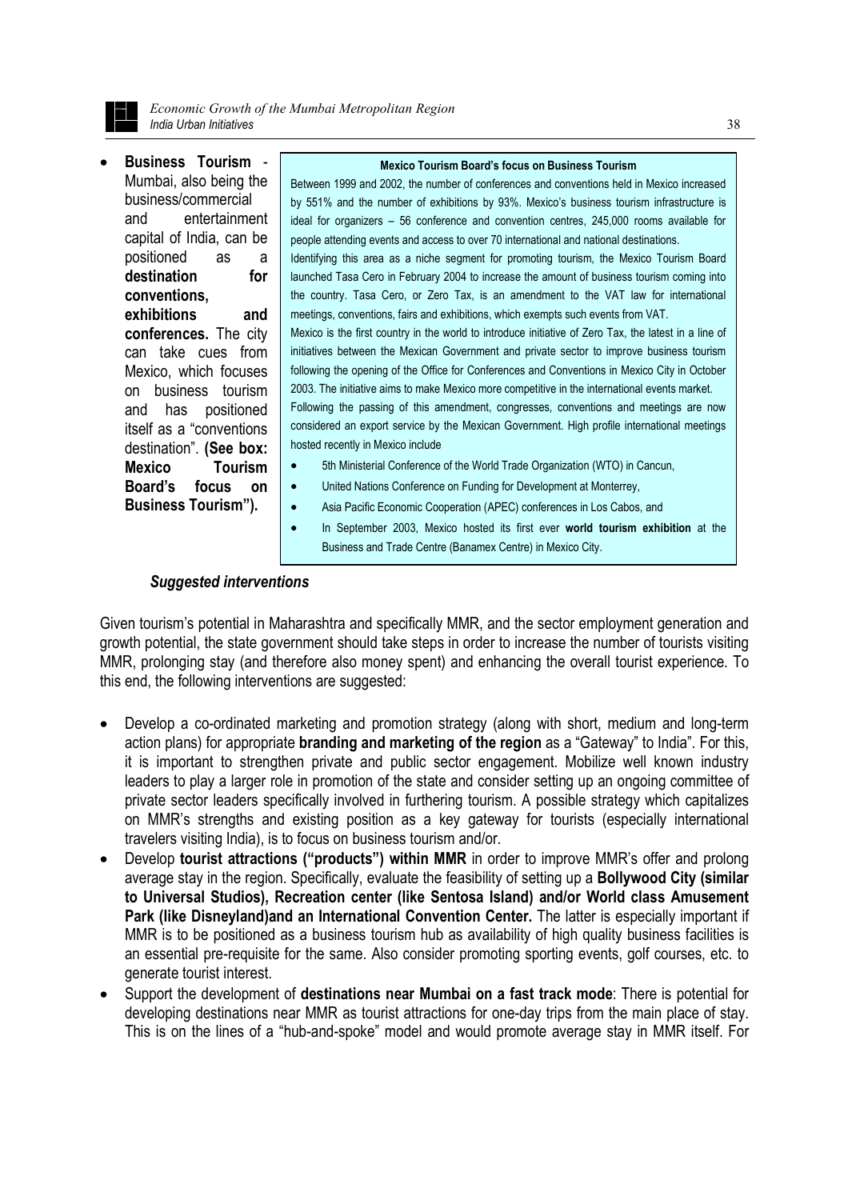- **Business Tourism** - Mumbai, also being the business/commercial and entertainment capital of India, can be positioned as a **destination for conventions, exhibitions and conferences.** The city can take cues from Mexico, which focuses on business tourism and has positioned itself as a "conventions destination". **(See box: Mexico Tourism Board's focus on Business Tourism").**

> **Mexico Tourism Board's focus on Business Tourism**
>
> Between 1999 and 2002, the number of conferences and conventions held in Mexico increased by 551% and the number of exhibitions by 93%. Mexico's business tourism infrastructure is ideal for organizers – 56 conference and convention centres, 245,000 rooms available for people attending events and access to over 70 international and national destinations.
>
> Identifying this area as a niche segment for promoting tourism, the Mexico Tourism Board launched Tasa Cero in February 2004 to increase the amount of business tourism coming into the country. Tasa Cero, or Zero Tax, is an amendment to the VAT law for international meetings, conventions, fairs and exhibitions, which exempts such events from VAT.
>
> Mexico is the first country in the world to introduce initiative of Zero Tax, the latest in a line of initiatives between the Mexican Government and private sector to improve business tourism following the opening of the Office for Conferences and Conventions in Mexico City in October 2003. The initiative aims to make Mexico more competitive in the international events market.
>
> Following the passing of this amendment, congresses, conventions and meetings are now considered an export service by the Mexican Government. High profile international meetings hosted recently in Mexico include
>
> - 5th Ministerial Conference of the World Trade Organization (WTO) in Cancun,
> - United Nations Conference on Funding for Development at Monterrey,
> - Asia Pacific Economic Cooperation (APEC) conferences in Los Cabos, and
> - In September 2003, Mexico hosted its first ever **world tourism exhibition** at the Business and Trade Centre (Banamex Centre) in Mexico City.

***Suggested interventions***

Given tourism's potential in Maharashtra and specifically MMR, and the sector employment generation and growth potential, the state government should take steps in order to increase the number of tourists visiting MMR, prolonging stay (and therefore also money spent) and enhancing the overall tourist experience. To this end, the following interventions are suggested:

- Develop a co-ordinated marketing and promotion strategy (along with short, medium and long-term action plans) for appropriate **branding and marketing of the region** as a "Gateway" to India". For this, it is important to strengthen private and public sector engagement. Mobilize well known industry leaders to play a larger role in promotion of the state and consider setting up an ongoing committee of private sector leaders specifically involved in furthering tourism. A possible strategy which capitalizes on MMR's strengths and existing position as a key gateway for tourists (especially international travelers visiting India), is to focus on business tourism and/or.
- Develop **tourist attractions ("products") within MMR** in order to improve MMR's offer and prolong average stay in the region. Specifically, evaluate the feasibility of setting up a **Bollywood City (similar to Universal Studios), Recreation center (like Sentosa Island) and/or World class Amusement Park (like Disneyland)and an International Convention Center.** The latter is especially important if MMR is to be positioned as a business tourism hub as availability of high quality business facilities is an essential pre-requisite for the same. Also consider promoting sporting events, golf courses, etc. to generate tourist interest.
- Support the development of **destinations near Mumbai on a fast track mode**: There is potential for developing destinations near MMR as tourist attractions for one-day trips from the main place of stay. This is on the lines of a "hub-and-spoke" model and would promote average stay in MMR itself. For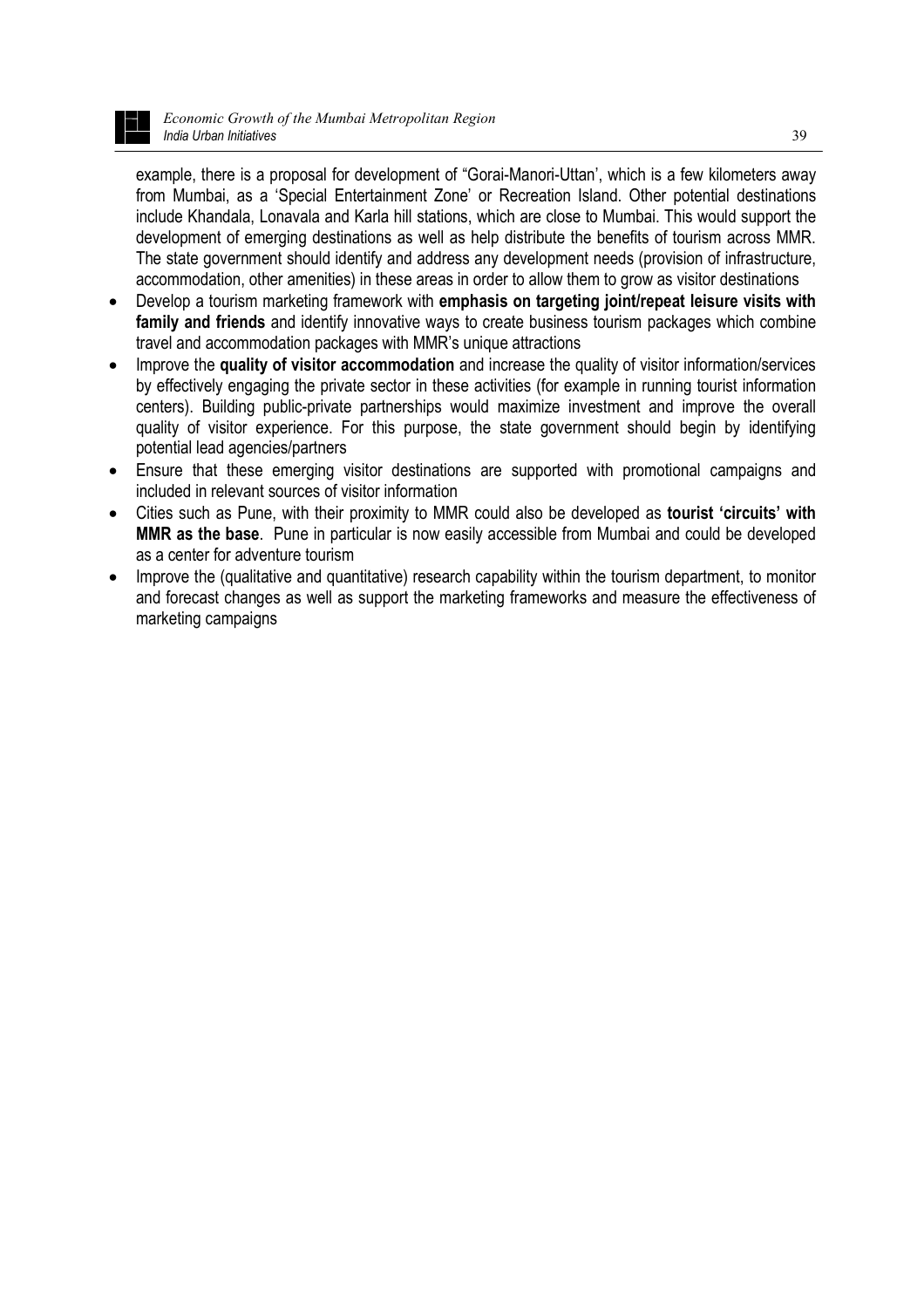example, there is a proposal for development of "Gorai-Manori-Uttan', which is a few kilometers away from Mumbai, as a 'Special Entertainment Zone' or Recreation Island. Other potential destinations include Khandala, Lonavala and Karla hill stations, which are close to Mumbai. This would support the development of emerging destinations as well as help distribute the benefits of tourism across MMR. The state government should identify and address any development needs (provision of infrastructure, accommodation, other amenities) in these areas in order to allow them to grow as visitor destinations

- Develop a tourism marketing framework with **emphasis on targeting joint/repeat leisure visits with family and friends** and identify innovative ways to create business tourism packages which combine travel and accommodation packages with MMR's unique attractions
- Improve the **quality of visitor accommodation** and increase the quality of visitor information/services by effectively engaging the private sector in these activities (for example in running tourist information centers). Building public-private partnerships would maximize investment and improve the overall quality of visitor experience. For this purpose, the state government should begin by identifying potential lead agencies/partners
- Ensure that these emerging visitor destinations are supported with promotional campaigns and included in relevant sources of visitor information
- Cities such as Pune, with their proximity to MMR could also be developed as **tourist 'circuits' with MMR as the base**. Pune in particular is now easily accessible from Mumbai and could be developed as a center for adventure tourism
- Improve the (qualitative and quantitative) research capability within the tourism department, to monitor and forecast changes as well as support the marketing frameworks and measure the effectiveness of marketing campaigns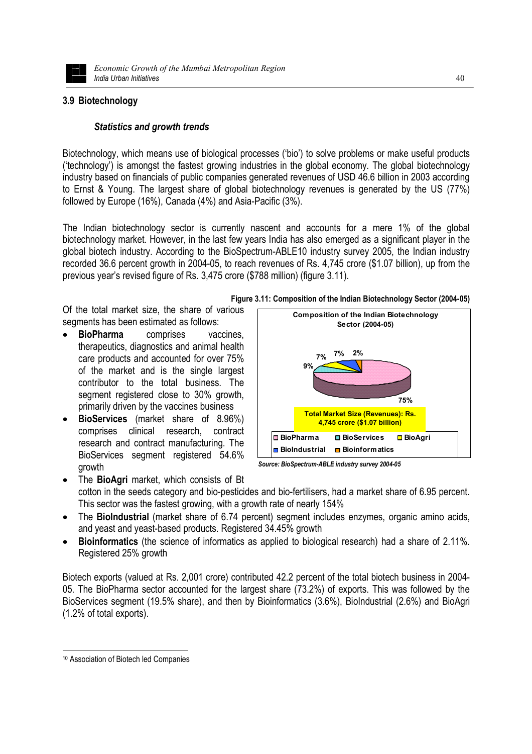## 3.9 Biotechnology

### *Statistics and growth trends*

Biotechnology, which means use of biological processes ('bio') to solve problems or make useful products ('technology') is amongst the fastest growing industries in the global economy. The global biotechnology industry based on financials of public companies generated revenues of USD 46.6 billion in 2003 according to Ernst & Young. The largest share of global biotechnology revenues is generated by the US (77%) followed by Europe (16%), Canada (4%) and Asia-Pacific (3%).

The Indian biotechnology sector is currently nascent and accounts for a mere 1% of the global biotechnology market. However, in the last few years India has also emerged as a significant player in the global biotech industry. According to the BioSpectrum-ABLE[10] industry survey 2005, the Indian industry recorded 36.6 percent growth in 2004-05, to reach revenues of Rs. 4,745 crore ($1.07 billion), up from the previous year's revised figure of Rs. 3,475 crore ($788 million) (figure 3.11).

**Figure 3.11: Composition of the Indian Biotechnology Sector (2004-05)**

Composition of the Indian Biotechnology Sector (2004-05)

75%, 9%, 7%, 7%, 2%

Total Market Size (Revenues): Rs. 4,745 crore ($1.07 billion)

BioPharma, BioServices, BioAgri, BioIndustrial, Bioinformatics

*Source: BioSpectrum-ABLE industry survey 2004-05*

Of the total market size, the share of various segments has been estimated as follows:

- **BioPharma** comprises vaccines, therapeutics, diagnostics and animal health care products and accounted for over 75% of the market and is the single largest contributor to the total business. The segment registered close to 30% growth, primarily driven by the vaccines business
- **BioServices** (market share of 8.96%) comprises clinical research, contract research and contract manufacturing. The BioServices segment registered 54.6% growth
- The **BioAgri** market, which consists of Bt cotton in the seeds category and bio-pesticides and bio-fertilisers, had a market share of 6.95 percent. This sector was the fastest growing, with a growth rate of nearly 154%
- The **BioIndustrial** (market share of 6.74 percent) segment includes enzymes, organic amino acids, and yeast and yeast-based products. Registered 34.45% growth
- **Bioinformatics** (the science of informatics as applied to biological research) had a share of 2.11%. Registered 25% growth

Biotech exports (valued at Rs. 2,001 crore) contributed 42.2 percent of the total biotech business in 2004-05. The BioPharma sector accounted for the largest share (73.2%) of exports. This was followed by the BioServices segment (19.5% share), and then by Bioinformatics (3.6%), BioIndustrial (2.6%) and BioAgri (1.2% of total exports).

---

[10] Association of Biotech led Companies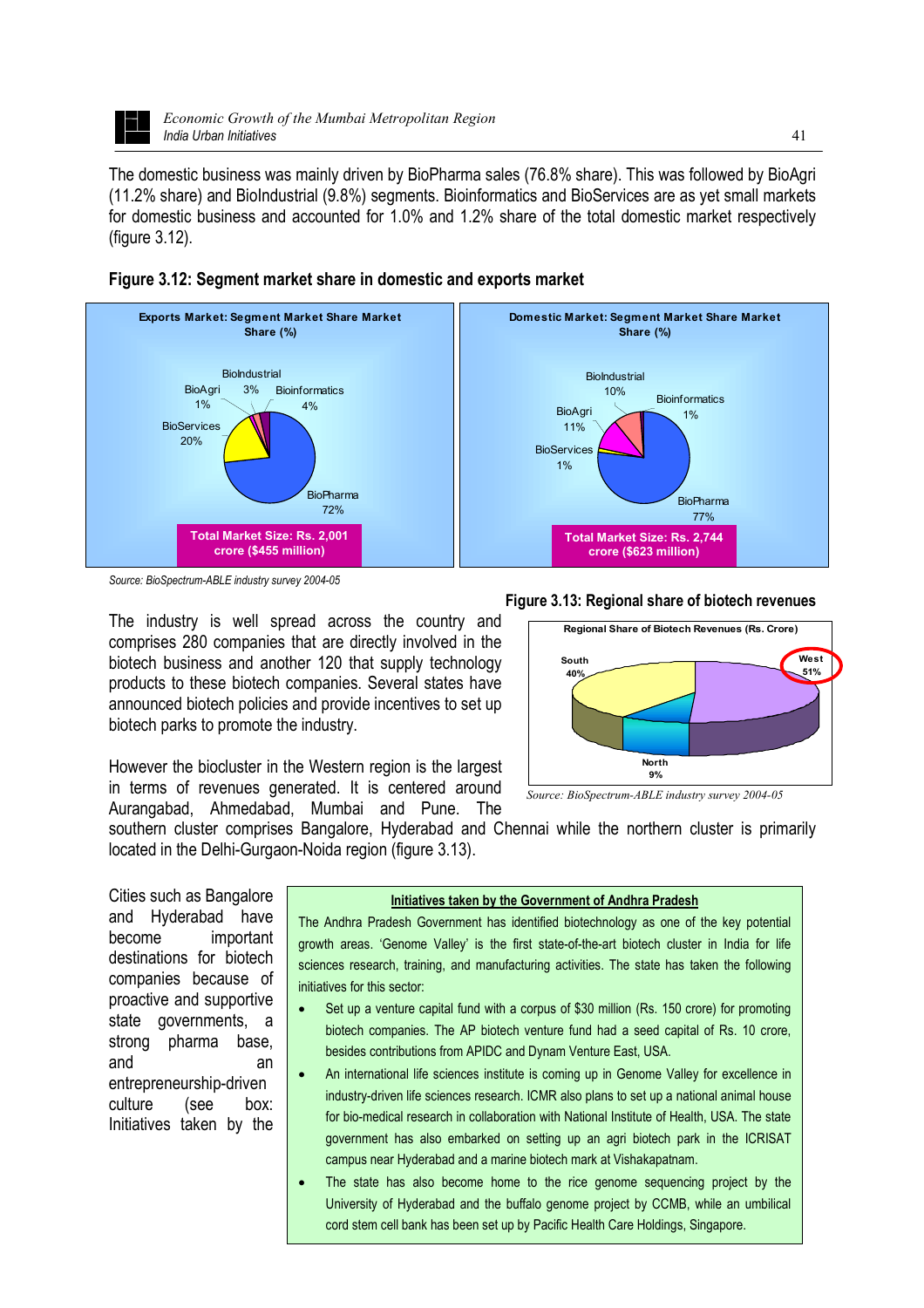The domestic business was mainly driven by BioPharma sales (76.8% share). This was followed by BioAgri (11.2% share) and BioIndustrial (9.8%) segments. Bioinformatics and BioServices are as yet small markets for domestic business and accounted for 1.0% and 1.2% share of the total domestic market respectively (figure 3.12).

**Figure 3.12: Segment market share in domestic and exports market**

**Exports Market: Segment Market Share Market Share (%)**

BioIndustrial 3%, BioAgri 1%, Bioinformatics 4%, BioServices 20%, BioPharma 72%

**Total Market Size: Rs. 2,001 crore ($455 million)**

**Domestic Market: Segment Market Share Market Share (%)**

BioIndustrial 10%, Bioinformatics 1%, BioAgri 11%, BioServices 1%, BioPharma 77%

**Total Market Size: Rs. 2,744 crore ($623 million)**

*Source: BioSpectrum-ABLE industry survey 2004-05*

The industry is well spread across the country and comprises 280 companies that are directly involved in the biotech business and another 120 that supply technology products to these biotech companies. Several states have announced biotech policies and provide incentives to set up biotech parks to promote the industry.

However the biocluster in the Western region is the largest in terms of revenues generated. It is centered around Aurangabad, Ahmedabad, Mumbai and Pune. The southern cluster comprises Bangalore, Hyderabad and Chennai while the northern cluster is primarily located in the Delhi-Gurgaon-Noida region (figure 3.13).

**Figure 3.13: Regional share of biotech revenues**

**Regional Share of Biotech Revenues (Rs. Crore)**

South 40%, West 51%, North 9%

*Source: BioSpectrum-ABLE industry survey 2004-05*

Cities such as Bangalore and Hyderabad have become important destinations for biotech companies because of proactive and supportive state governments, a strong pharma base, and an entrepreneurship-driven culture (see box: Initiatives taken by the

**Initiatives taken by the Government of Andhra Pradesh**

The Andhra Pradesh Government has identified biotechnology as one of the key potential growth areas. 'Genome Valley' is the first state-of-the-art biotech cluster in India for life sciences research, training, and manufacturing activities. The state has taken the following initiatives for this sector:

- Set up a venture capital fund with a corpus of $30 million (Rs. 150 crore) for promoting biotech companies. The AP biotech venture fund had a seed capital of Rs. 10 crore, besides contributions from APIDC and Dynam Venture East, USA.
- An international life sciences institute is coming up in Genome Valley for excellence in industry-driven life sciences research. ICMR also plans to set up a national animal house for bio-medical research in collaboration with National Institute of Health, USA. The state government has also embarked on setting up an agri biotech park in the ICRISAT campus near Hyderabad and a marine biotech mark at Vishakapatnam.
- The state has also become home to the rice genome sequencing project by the University of Hyderabad and the buffalo genome project by CCMB, while an umbilical cord stem cell bank has been set up by Pacific Health Care Holdings, Singapore.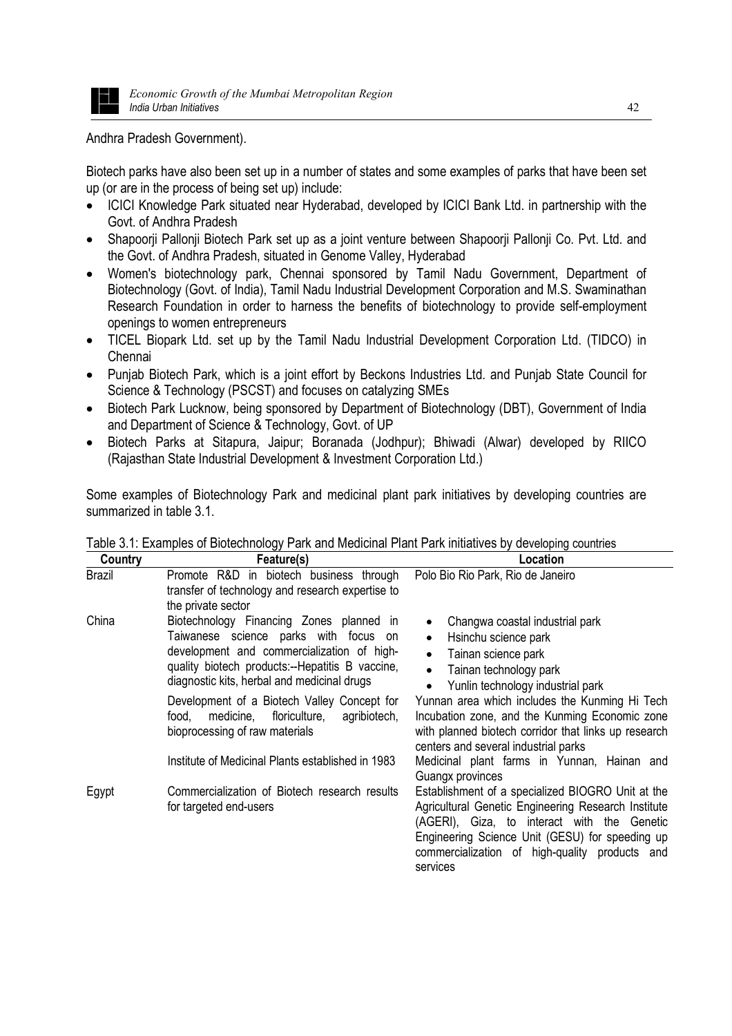Andhra Pradesh Government).

Biotech parks have also been set up in a number of states and some examples of parks that have been set up (or are in the process of being set up) include:

- ICICI Knowledge Park situated near Hyderabad, developed by ICICI Bank Ltd. in partnership with the Govt. of Andhra Pradesh
- Shapoorji Pallonji Biotech Park set up as a joint venture between Shapoorji Pallonji Co. Pvt. Ltd. and the Govt. of Andhra Pradesh, situated in Genome Valley, Hyderabad
- Women's biotechnology park, Chennai sponsored by Tamil Nadu Government, Department of Biotechnology (Govt. of India), Tamil Nadu Industrial Development Corporation and M.S. Swaminathan Research Foundation in order to harness the benefits of biotechnology to provide self-employment openings to women entrepreneurs
- TICEL Biopark Ltd. set up by the Tamil Nadu Industrial Development Corporation Ltd. (TIDCO) in Chennai
- Punjab Biotech Park, which is a joint effort by Beckons Industries Ltd. and Punjab State Council for Science & Technology (PSCST) and focuses on catalyzing SMEs
- Biotech Park Lucknow, being sponsored by Department of Biotechnology (DBT), Government of India and Department of Science & Technology, Govt. of UP
- Biotech Parks at Sitapura, Jaipur; Boranada (Jodhpur); Bhiwadi (Alwar) developed by RIICO (Rajasthan State Industrial Development & Investment Corporation Ltd.)

Some examples of Biotechnology Park and medicinal plant park initiatives by developing countries are summarized in table 3.1.

Table 3.1: Examples of Biotechnology Park and Medicinal Plant Park initiatives by developing countries

| Country | Feature(s) | Location |
|---|---|---|
| Brazil | Promote R&D in biotech business through transfer of technology and research expertise to the private sector | Polo Bio Rio Park, Rio de Janeiro |
| China | Biotechnology Financing Zones planned in Taiwanese science parks with focus on development and commercialization of high-quality biotech products:--Hepatitis B vaccine, diagnostic kits, herbal and medicinal drugs | • Changwa coastal industrial park<br>• Hsinchu science park<br>• Tainan science park<br>• Tainan technology park<br>• Yunlin technology industrial park |
| | Development of a Biotech Valley Concept for food, medicine, floriculture, agribiotech, bioprocessing of raw materials | Yunnan area which includes the Kunming Hi Tech Incubation zone, and the Kunming Economic zone with planned biotech corridor that links up research centers and several industrial parks |
| | Institute of Medicinal Plants established in 1983 | Medicinal plant farms in Yunnan, Hainan and Guangx provinces |
| Egypt | Commercialization of Biotech research results for targeted end-users | Establishment of a specialized BIOGRO Unit at the Agricultural Genetic Engineering Research Institute (AGERI), Giza, to interact with the Genetic Engineering Science Unit (GESU) for speeding up commercialization of high-quality products and services |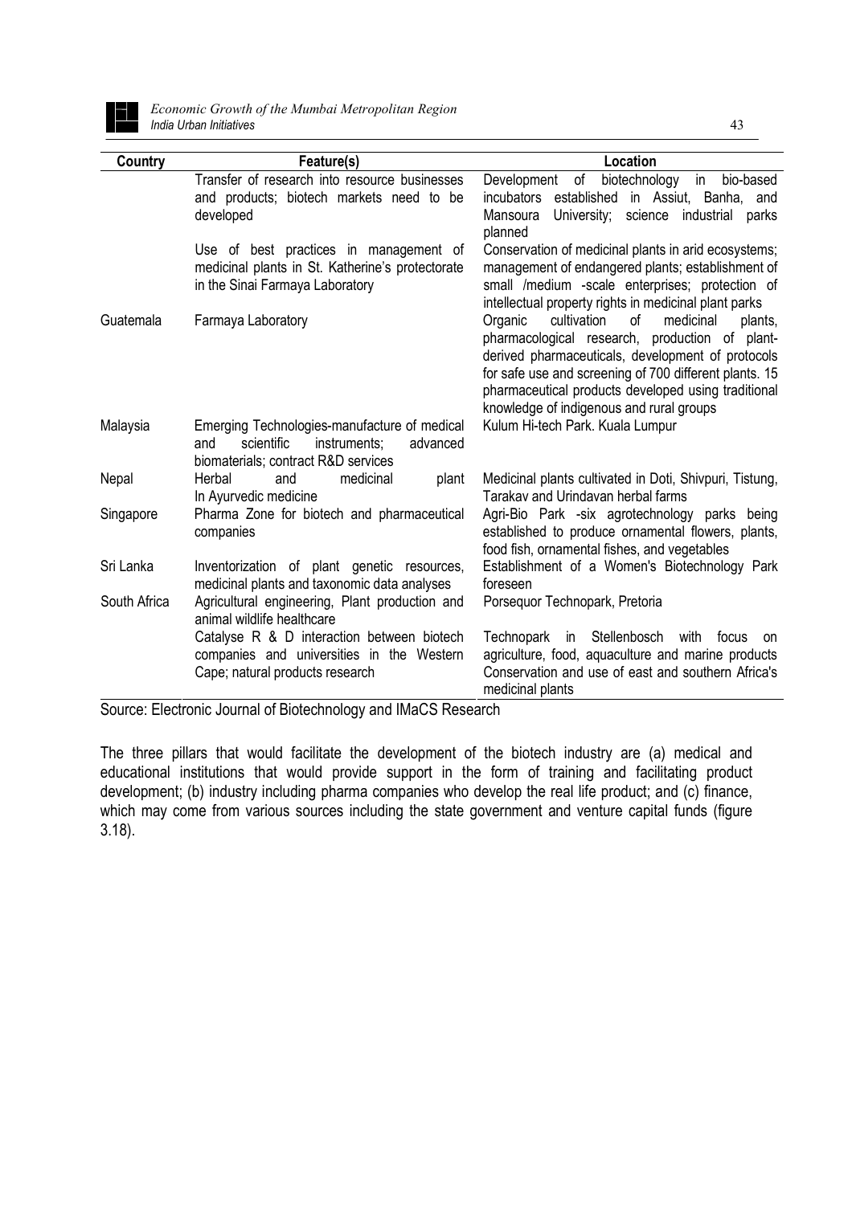| Country | Feature(s) | Location |
|---|---|---|
| | Transfer of research into resource businesses and products; biotech markets need to be developed | Development of biotechnology in bio-based incubators established in Assiut, Banha, and Mansoura University; science industrial parks planned |
| | Use of best practices in management of medicinal plants in St. Katherine's protectorate in the Sinai Farmaya Laboratory | Conservation of medicinal plants in arid ecosystems; management of endangered plants; establishment of small /medium -scale enterprises; protection of intellectual property rights in medicinal plant parks |
| Guatemala | Farmaya Laboratory | Organic cultivation of medicinal plants, pharmacological research, production of plant-derived pharmaceuticals, development of protocols for safe use and screening of 700 different plants. 15 pharmaceutical products developed using traditional knowledge of indigenous and rural groups |
| Malaysia | Emerging Technologies-manufacture of medical and scientific instruments; advanced biomaterials; contract R&D services | Kulum Hi-tech Park. Kuala Lumpur |
| Nepal | Herbal and medicinal plant In Ayurvedic medicine | Medicinal plants cultivated in Doti, Shivpuri, Tistung, Tarakav and Urindavan herbal farms |
| Singapore | Pharma Zone for biotech and pharmaceutical companies | Agri-Bio Park -six agrotechnology parks being established to produce ornamental flowers, plants, food fish, ornamental fishes, and vegetables |
| Sri Lanka | Inventorization of plant genetic resources, medicinal plants and taxonomic data analyses | Establishment of a Women's Biotechnology Park foreseen |
| South Africa | Agricultural engineering, Plant production and animal wildlife healthcare | Porsequor Technopark, Pretoria |
| | Catalyse R & D interaction between biotech companies and universities in the Western Cape; natural products research | Technopark in Stellenbosch with focus on agriculture, food, aquaculture and marine products Conservation and use of east and southern Africa's medicinal plants |

Source: Electronic Journal of Biotechnology and IMaCS Research

The three pillars that would facilitate the development of the biotech industry are (a) medical and educational institutions that would provide support in the form of training and facilitating product development; (b) industry including pharma companies who develop the real life product; and (c) finance, which may come from various sources including the state government and venture capital funds (figure 3.18).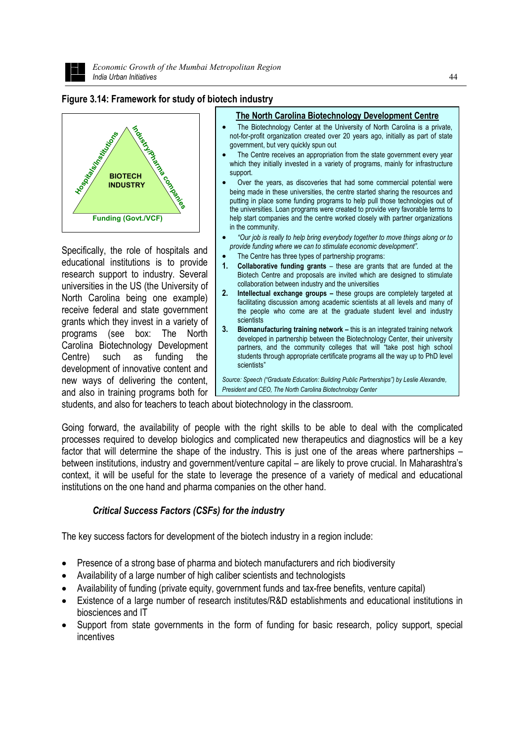**Figure 3.14: Framework for study of biotech industry**

BIOTECH INDUSTRY

Hospitals/Institutions — Industry/Pharma companies — Funding (Govt./VCF)

Specifically, the role of hospitals and educational institutions is to provide research support to industry. Several universities in the US (the University of North Carolina being one example) receive federal and state government grants which they invest in a variety of programs (see box: The North Carolina Biotechnology Development Centre) such as funding the development of innovative content and new ways of delivering the content, and also in training programs both for students, and also for teachers to teach about biotechnology in the classroom.

> **The North Carolina Biotechnology Development Centre**
>
> - The Biotechnology Center at the University of North Carolina is a private, not-for-profit organization created over 20 years ago, initially as part of state government, but very quickly spun out
> - The Centre receives an appropriation from the state government every year which they initially invested in a variety of programs, mainly for infrastructure support.
> - Over the years, as discoveries that had some commercial potential were being made in these universities, the centre started sharing the resources and putting in place some funding programs to help pull those technologies out of the universities. Loan programs were created to provide very favorable terms to help start companies and the centre worked closely with partner organizations in the community.
> - *"Our job is really to help bring everybody together to move things along or to provide funding where we can to stimulate economic development".*
> - The Centre has three types of partnership programs:
>
> 1. **Collaborative funding grants** – these are grants that are funded at the Biotech Centre and proposals are invited which are designed to stimulate collaboration between industry and the universities
> 2. **Intellectual exchange groups –** these groups are completely targeted at facilitating discussion among academic scientists at all levels and many of the people who come are at the graduate student level and industry scientists
> 3. **Biomanufacturing training network –** this is an integrated training network developed in partnership between the Biotechnology Center, their university partners, and the community colleges that will "take post high school students through appropriate certificate programs all the way up to PhD level scientists"
>
> *Source: Speech ("Graduate Education: Building Public Partnerships") by Leslie Alexandre, President and CEO, The North Carolina Biotechnology Center*

Going forward, the availability of people with the right skills to be able to deal with the complicated processes required to develop biologics and complicated new therapeutics and diagnostics will be a key factor that will determine the shape of the industry. This is just one of the areas where partnerships – between institutions, industry and government/venture capital – are likely to prove crucial. In Maharashtra's context, it will be useful for the state to leverage the presence of a variety of medical and educational institutions on the one hand and pharma companies on the other hand.

### *Critical Success Factors (CSFs) for the industry*

The key success factors for development of the biotech industry in a region include:

- Presence of a strong base of pharma and biotech manufacturers and rich biodiversity
- Availability of a large number of high caliber scientists and technologists
- Availability of funding (private equity, government funds and tax-free benefits, venture capital)
- Existence of a large number of research institutes/R&D establishments and educational institutions in biosciences and IT
- Support from state governments in the form of funding for basic research, policy support, special incentives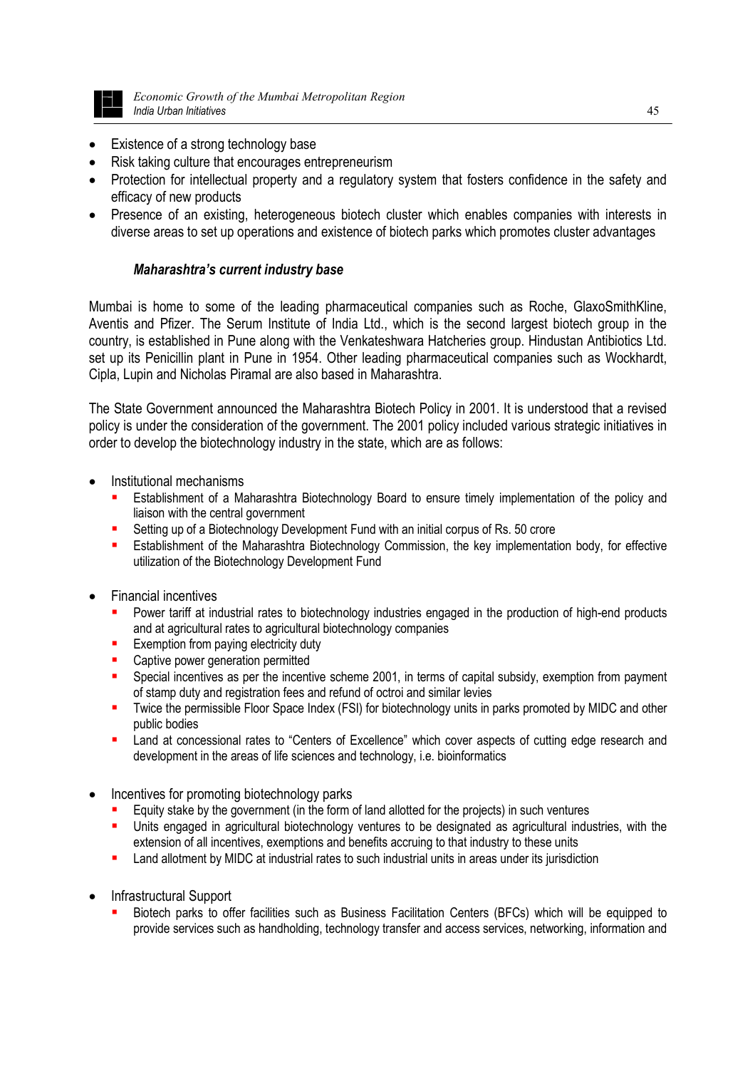- Existence of a strong technology base
- Risk taking culture that encourages entrepreneurism
- Protection for intellectual property and a regulatory system that fosters confidence in the safety and efficacy of new products
- Presence of an existing, heterogeneous biotech cluster which enables companies with interests in diverse areas to set up operations and existence of biotech parks which promotes cluster advantages

#### ***Maharashtra's current industry base***

Mumbai is home to some of the leading pharmaceutical companies such as Roche, GlaxoSmithKline, Aventis and Pfizer. The Serum Institute of India Ltd., which is the second largest biotech group in the country, is established in Pune along with the Venkateshwara Hatcheries group. Hindustan Antibiotics Ltd. set up its Penicillin plant in Pune in 1954. Other leading pharmaceutical companies such as Wockhardt, Cipla, Lupin and Nicholas Piramal are also based in Maharashtra.

The State Government announced the Maharashtra Biotech Policy in 2001. It is understood that a revised policy is under the consideration of the government. The 2001 policy included various strategic initiatives in order to develop the biotechnology industry in the state, which are as follows:

- Institutional mechanisms
  - Establishment of a Maharashtra Biotechnology Board to ensure timely implementation of the policy and liaison with the central government
  - Setting up of a Biotechnology Development Fund with an initial corpus of Rs. 50 crore
  - Establishment of the Maharashtra Biotechnology Commission, the key implementation body, for effective utilization of the Biotechnology Development Fund

- Financial incentives
  - Power tariff at industrial rates to biotechnology industries engaged in the production of high-end products and at agricultural rates to agricultural biotechnology companies
  - Exemption from paying electricity duty
  - Captive power generation permitted
  - Special incentives as per the incentive scheme 2001, in terms of capital subsidy, exemption from payment of stamp duty and registration fees and refund of octroi and similar levies
  - Twice the permissible Floor Space Index (FSI) for biotechnology units in parks promoted by MIDC and other public bodies
  - Land at concessional rates to "Centers of Excellence" which cover aspects of cutting edge research and development in the areas of life sciences and technology, i.e. bioinformatics

- Incentives for promoting biotechnology parks
  - Equity stake by the government (in the form of land allotted for the projects) in such ventures
  - Units engaged in agricultural biotechnology ventures to be designated as agricultural industries, with the extension of all incentives, exemptions and benefits accruing to that industry to these units
  - Land allotment by MIDC at industrial rates to such industrial units in areas under its jurisdiction

- Infrastructural Support
  - Biotech parks to offer facilities such as Business Facilitation Centers (BFCs) which will be equipped to provide services such as handholding, technology transfer and access services, networking, information and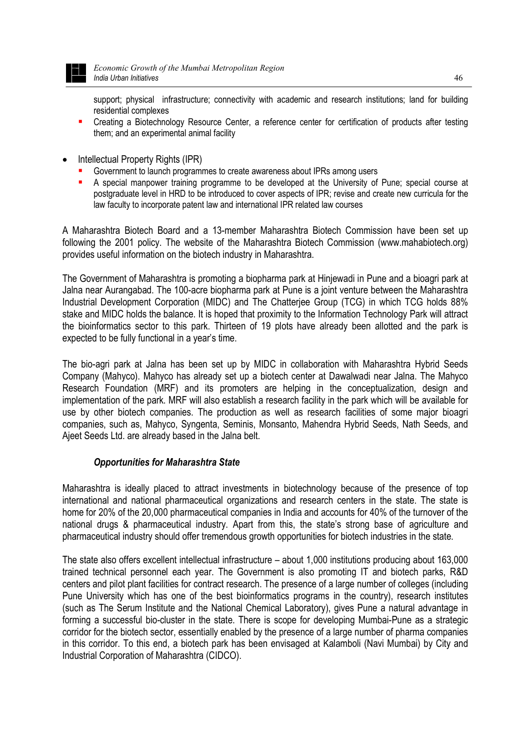support; physical infrastructure; connectivity with academic and research institutions; land for building residential complexes
  - Creating a Biotechnology Resource Center, a reference center for certification of products after testing them; and an experimental animal facility

- Intellectual Property Rights (IPR)
  - Government to launch programmes to create awareness about IPRs among users
  - A special manpower training programme to be developed at the University of Pune; special course at postgraduate level in HRD to be introduced to cover aspects of IPR; revise and create new curricula for the law faculty to incorporate patent law and international IPR related law courses

A Maharashtra Biotech Board and a 13-member Maharashtra Biotech Commission have been set up following the 2001 policy. The website of the Maharashtra Biotech Commission (www.mahabiotech.org) provides useful information on the biotech industry in Maharashtra.

The Government of Maharashtra is promoting a biopharma park at Hinjewadi in Pune and a bioagri park at Jalna near Aurangabad. The 100-acre biopharma park at Pune is a joint venture between the Maharashtra Industrial Development Corporation (MIDC) and The Chatterjee Group (TCG) in which TCG holds 88% stake and MIDC holds the balance. It is hoped that proximity to the Information Technology Park will attract the bioinformatics sector to this park. Thirteen of 19 plots have already been allotted and the park is expected to be fully functional in a year's time.

The bio-agri park at Jalna has been set up by MIDC in collaboration with Maharashtra Hybrid Seeds Company (Mahyco). Mahyco has already set up a biotech center at Dawalwadi near Jalna. The Mahyco Research Foundation (MRF) and its promoters are helping in the conceptualization, design and implementation of the park. MRF will also establish a research facility in the park which will be available for use by other biotech companies. The production as well as research facilities of some major bioagri companies, such as, Mahyco, Syngenta, Seminis, Monsanto, Mahendra Hybrid Seeds, Nath Seeds, and Ajeet Seeds Ltd. are already based in the Jalna belt.

***Opportunities for Maharashtra State***

Maharashtra is ideally placed to attract investments in biotechnology because of the presence of top international and national pharmaceutical organizations and research centers in the state. The state is home for 20% of the 20,000 pharmaceutical companies in India and accounts for 40% of the turnover of the national drugs & pharmaceutical industry. Apart from this, the state's strong base of agriculture and pharmaceutical industry should offer tremendous growth opportunities for biotech industries in the state.

The state also offers excellent intellectual infrastructure – about 1,000 institutions producing about 163,000 trained technical personnel each year. The Government is also promoting IT and biotech parks, R&D centers and pilot plant facilities for contract research. The presence of a large number of colleges (including Pune University which has one of the best bioinformatics programs in the country), research institutes (such as The Serum Institute and the National Chemical Laboratory), gives Pune a natural advantage in forming a successful bio-cluster in the state. There is scope for developing Mumbai-Pune as a strategic corridor for the biotech sector, essentially enabled by the presence of a large number of pharma companies in this corridor. To this end, a biotech park has been envisaged at Kalamboli (Navi Mumbai) by City and Industrial Corporation of Maharashtra (CIDCO).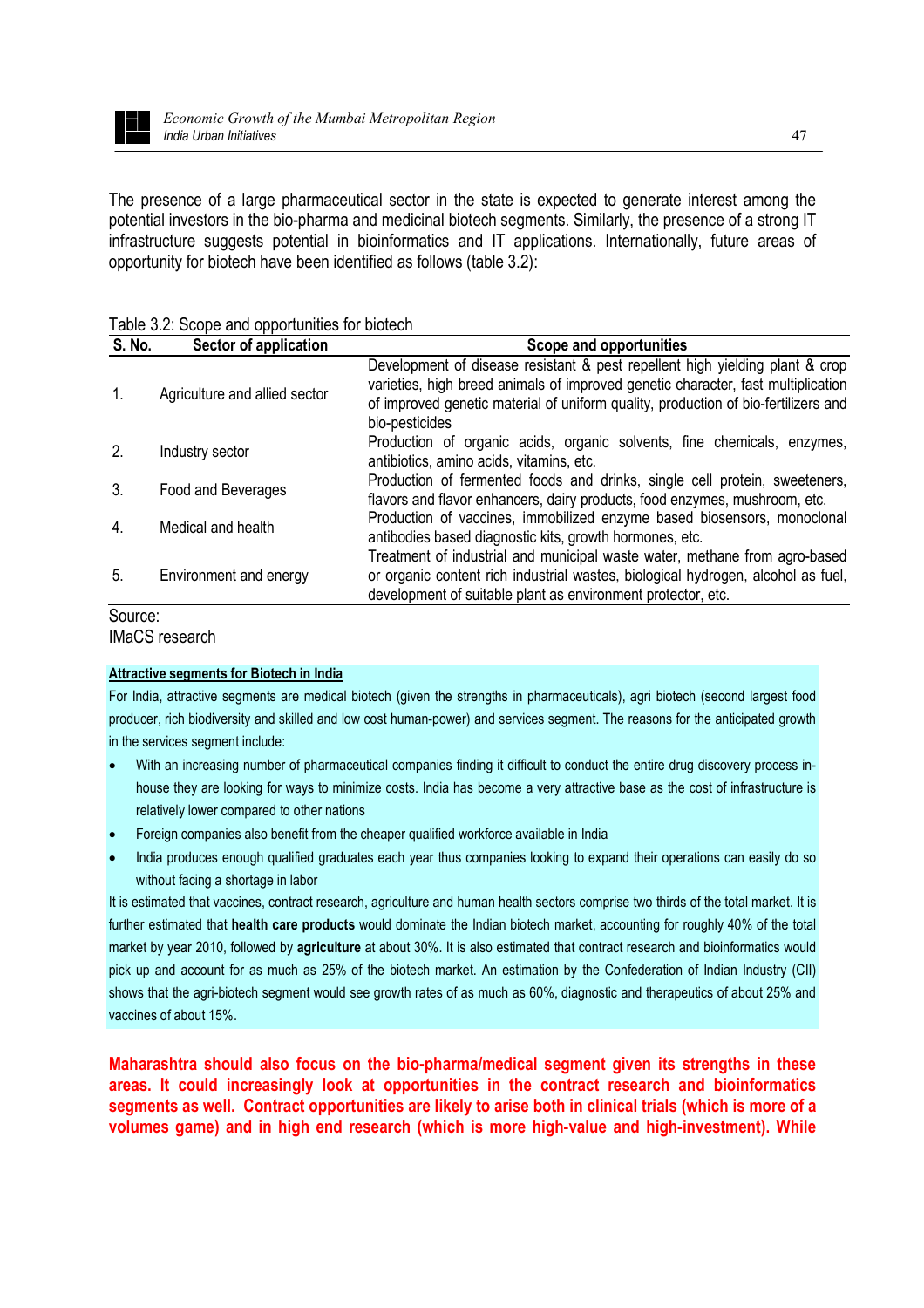The presence of a large pharmaceutical sector in the state is expected to generate interest among the potential investors in the bio-pharma and medicinal biotech segments. Similarly, the presence of a strong IT infrastructure suggests potential in bioinformatics and IT applications. Internationally, future areas of opportunity for biotech have been identified as follows (table 3.2):

Table 3.2: Scope and opportunities for biotech

| S. No. | Sector of application | Scope and opportunities |
|---|---|---|
| 1. | Agriculture and allied sector | Development of disease resistant & pest repellent high yielding plant & crop varieties, high breed animals of improved genetic character, fast multiplication of improved genetic material of uniform quality, production of bio-fertilizers and bio-pesticides |
| 2. | Industry sector | Production of organic acids, organic solvents, fine chemicals, enzymes, antibiotics, amino acids, vitamins, etc. |
| 3. | Food and Beverages | Production of fermented foods and drinks, single cell protein, sweeteners, flavors and flavor enhancers, dairy products, food enzymes, mushroom, etc. |
| 4. | Medical and health | Production of vaccines, immobilized enzyme based biosensors, monoclonal antibodies based diagnostic kits, growth hormones, etc. |
| 5. | Environment and energy | Treatment of industrial and municipal waste water, methane from agro-based or organic content rich industrial wastes, biological hydrogen, alcohol as fuel, development of suitable plant as environment protector, etc. |

Source:
IMaCS research

**Attractive segments for Biotech in India**

For India, attractive segments are medical biotech (given the strengths in pharmaceuticals), agri biotech (second largest food producer, rich biodiversity and skilled and low cost human-power) and services segment. The reasons for the anticipated growth in the services segment include:

- With an increasing number of pharmaceutical companies finding it difficult to conduct the entire drug discovery process in-house they are looking for ways to minimize costs. India has become a very attractive base as the cost of infrastructure is relatively lower compared to other nations
- Foreign companies also benefit from the cheaper qualified workforce available in India
- India produces enough qualified graduates each year thus companies looking to expand their operations can easily do so without facing a shortage in labor

It is estimated that vaccines, contract research, agriculture and human health sectors comprise two thirds of the total market. It is further estimated that **health care products** would dominate the Indian biotech market, accounting for roughly 40% of the total market by year 2010, followed by **agriculture** at about 30%. It is also estimated that contract research and bioinformatics would pick up and account for as much as 25% of the biotech market. An estimation by the Confederation of Indian Industry (CII) shows that the agri-biotech segment would see growth rates of as much as 60%, diagnostic and therapeutics of about 25% and vaccines of about 15%.

**Maharashtra should also focus on the bio-pharma/medical segment given its strengths in these areas. It could increasingly look at opportunities in the contract research and bioinformatics segments as well. Contract opportunities are likely to arise both in clinical trials (which is more of a volumes game) and in high end research (which is more high-value and high-investment). While**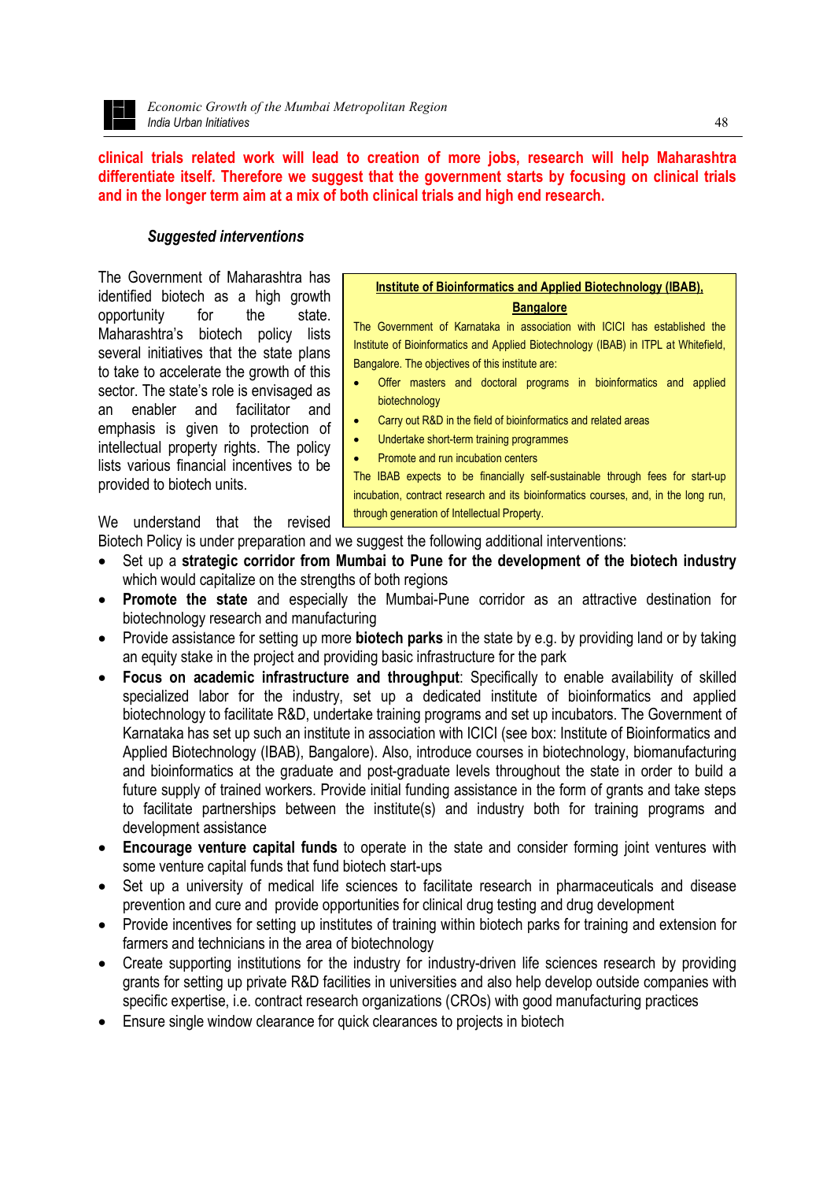**clinical trials related work will lead to creation of more jobs, research will help Maharashtra differentiate itself. Therefore we suggest that the government starts by focusing on clinical trials and in the longer term aim at a mix of both clinical trials and high end research.**

***Suggested interventions***

The Government of Maharashtra has identified biotech as a high growth opportunity for the state. Maharashtra's biotech policy lists several initiatives that the state plans to take to accelerate the growth of this sector. The state's role is envisaged as an enabler and facilitator and emphasis is given to protection of intellectual property rights. The policy lists various financial incentives to be provided to biotech units.

> **Institute of Bioinformatics and Applied Biotechnology (IBAB), Bangalore**
>
> The Government of Karnataka in association with ICICI has established the Institute of Bioinformatics and Applied Biotechnology (IBAB) in ITPL at Whitefield, Bangalore. The objectives of this institute are:
>
> - Offer masters and doctoral programs in bioinformatics and applied biotechnology
> - Carry out R&D in the field of bioinformatics and related areas
> - Undertake short-term training programmes
> - Promote and run incubation centers
>
> The IBAB expects to be financially self-sustainable through fees for start-up incubation, contract research and its bioinformatics courses, and, in the long run, through generation of Intellectual Property.

We understand that the revised Biotech Policy is under preparation and we suggest the following additional interventions:

- Set up a **strategic corridor from Mumbai to Pune for the development of the biotech industry** which would capitalize on the strengths of both regions
- **Promote the state** and especially the Mumbai-Pune corridor as an attractive destination for biotechnology research and manufacturing
- Provide assistance for setting up more **biotech parks** in the state by e.g. by providing land or by taking an equity stake in the project and providing basic infrastructure for the park
- **Focus on academic infrastructure and throughput**: Specifically to enable availability of skilled specialized labor for the industry, set up a dedicated institute of bioinformatics and applied biotechnology to facilitate R&D, undertake training programs and set up incubators. The Government of Karnataka has set up such an institute in association with ICICI (see box: Institute of Bioinformatics and Applied Biotechnology (IBAB), Bangalore). Also, introduce courses in biotechnology, biomanufacturing and bioinformatics at the graduate and post-graduate levels throughout the state in order to build a future supply of trained workers. Provide initial funding assistance in the form of grants and take steps to facilitate partnerships between the institute(s) and industry both for training programs and development assistance
- **Encourage venture capital funds** to operate in the state and consider forming joint ventures with some venture capital funds that fund biotech start-ups
- Set up a university of medical life sciences to facilitate research in pharmaceuticals and disease prevention and cure and provide opportunities for clinical drug testing and drug development
- Provide incentives for setting up institutes of training within biotech parks for training and extension for farmers and technicians in the area of biotechnology
- Create supporting institutions for the industry for industry-driven life sciences research by providing grants for setting up private R&D facilities in universities and also help develop outside companies with specific expertise, i.e. contract research organizations (CROs) with good manufacturing practices
- Ensure single window clearance for quick clearances to projects in biotech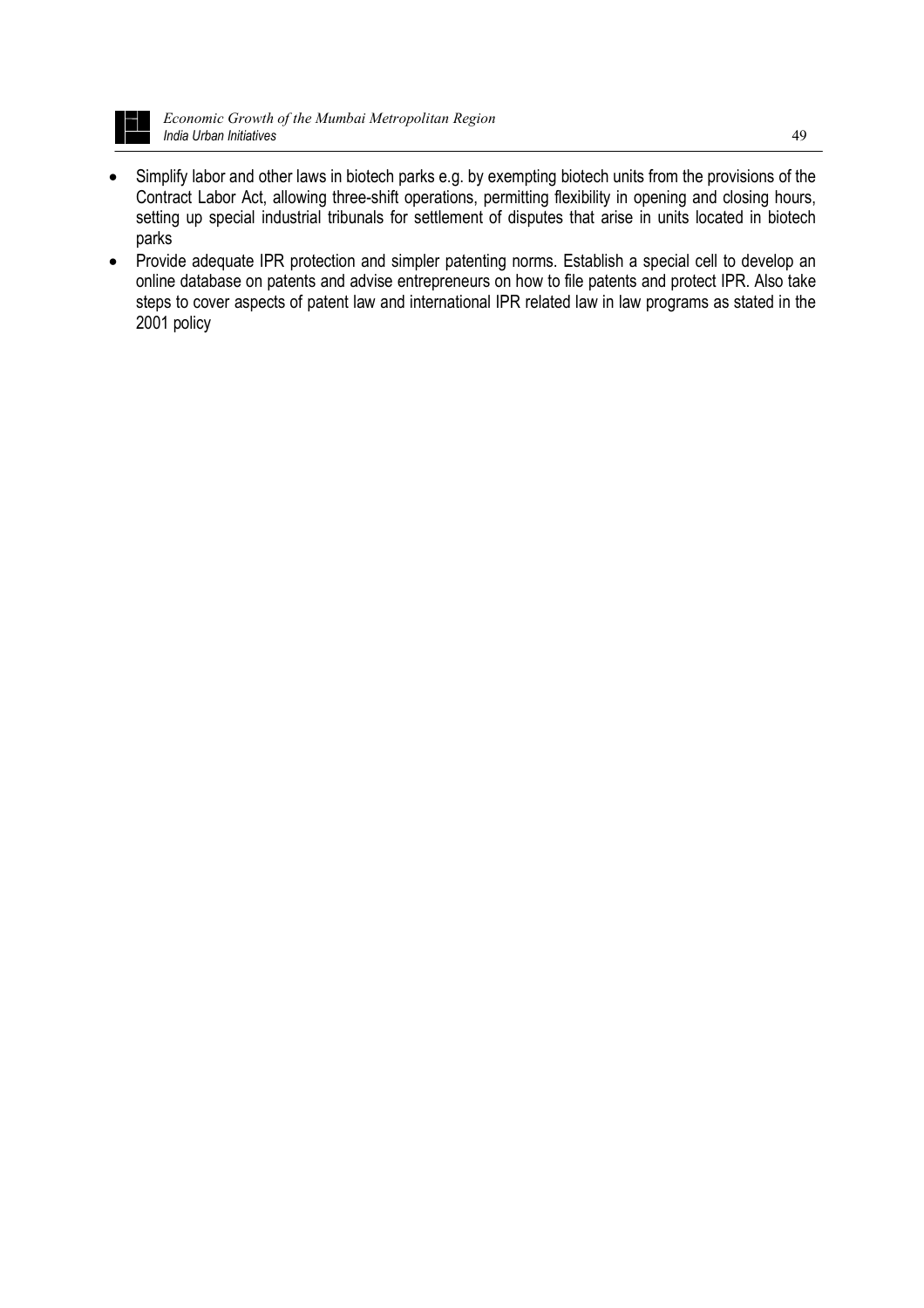- Simplify labor and other laws in biotech parks e.g. by exempting biotech units from the provisions of the Contract Labor Act, allowing three-shift operations, permitting flexibility in opening and closing hours, setting up special industrial tribunals for settlement of disputes that arise in units located in biotech parks
- Provide adequate IPR protection and simpler patenting norms. Establish a special cell to develop an online database on patents and advise entrepreneurs on how to file patents and protect IPR. Also take steps to cover aspects of patent law and international IPR related law in law programs as stated in the 2001 policy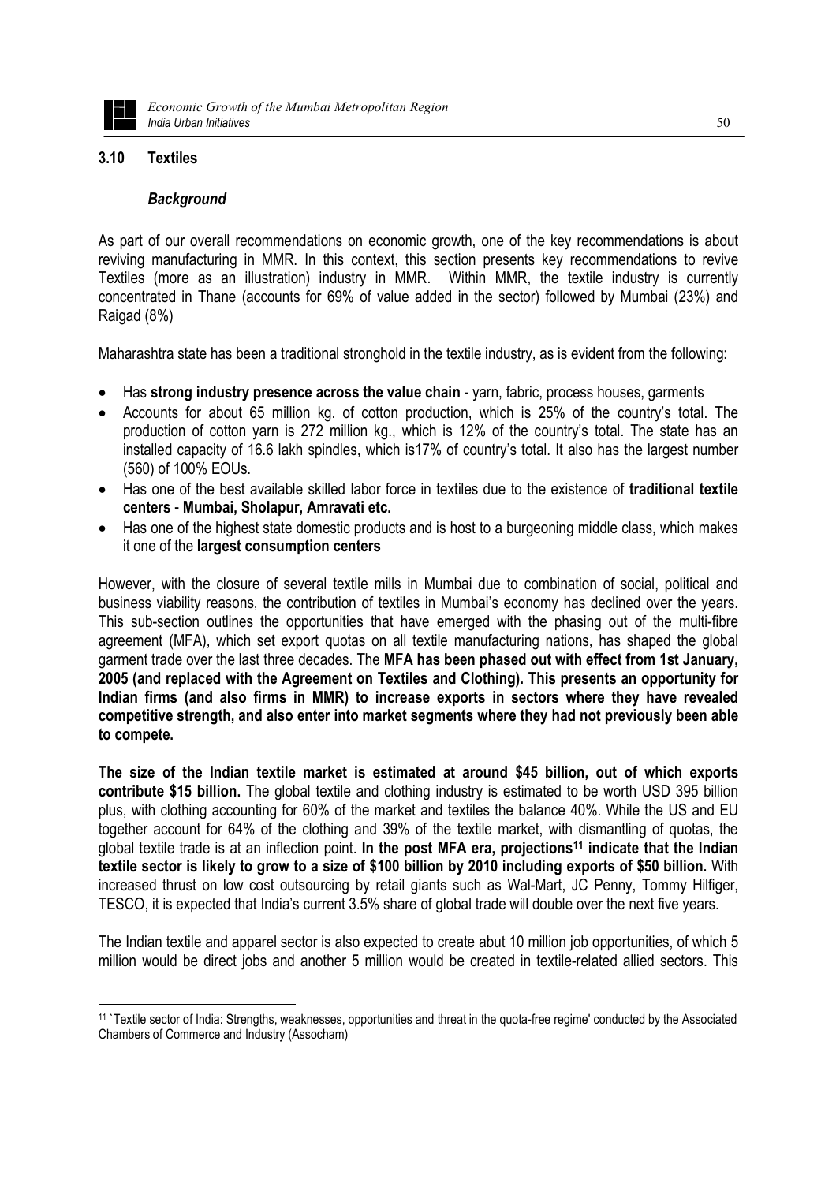### 3.10 Textiles

#### *Background*

As part of our overall recommendations on economic growth, one of the key recommendations is about reviving manufacturing in MMR. In this context, this section presents key recommendations to revive Textiles (more as an illustration) industry in MMR. Within MMR, the textile industry is currently concentrated in Thane (accounts for 69% of value added in the sector) followed by Mumbai (23%) and Raigad (8%)

Maharashtra state has been a traditional stronghold in the textile industry, as is evident from the following:

- Has **strong industry presence across the value chain** - yarn, fabric, process houses, garments
- Accounts for about 65 million kg. of cotton production, which is 25% of the country's total. The production of cotton yarn is 272 million kg., which is 12% of the country's total. The state has an installed capacity of 16.6 lakh spindles, which is17% of country's total. It also has the largest number (560) of 100% EOUs.
- Has one of the best available skilled labor force in textiles due to the existence of **traditional textile centers - Mumbai, Sholapur, Amravati etc.**
- Has one of the highest state domestic products and is host to a burgeoning middle class, which makes it one of the **largest consumption centers**

However, with the closure of several textile mills in Mumbai due to combination of social, political and business viability reasons, the contribution of textiles in Mumbai's economy has declined over the years. This sub-section outlines the opportunities that have emerged with the phasing out of the multi-fibre agreement (MFA), which set export quotas on all textile manufacturing nations, has shaped the global garment trade over the last three decades. The **MFA has been phased out with effect from 1st January, 2005 (and replaced with the Agreement on Textiles and Clothing). This presents an opportunity for Indian firms (and also firms in MMR) to increase exports in sectors where they have revealed competitive strength, and also enter into market segments where they had not previously been able to compete.**

**The size of the Indian textile market is estimated at around $45 billion, out of which exports contribute $15 billion.** The global textile and clothing industry is estimated to be worth USD 395 billion plus, with clothing accounting for 60% of the market and textiles the balance 40%. While the US and EU together account for 64% of the clothing and 39% of the textile market, with dismantling of quotas, the global textile trade is at an inflection point. **In the post MFA era, projections[11] indicate that the Indian textile sector is likely to grow to a size of $100 billion by 2010 including exports of $50 billion.** With increased thrust on low cost outsourcing by retail giants such as Wal-Mart, JC Penny, Tommy Hilfiger, TESCO, it is expected that India's current 3.5% share of global trade will double over the next five years.

The Indian textile and apparel sector is also expected to create abut 10 million job opportunities, of which 5 million would be direct jobs and another 5 million would be created in textile-related allied sectors. This

[11] `Textile sector of India: Strengths, weaknesses, opportunities and threat in the quota-free regime' conducted by the Associated Chambers of Commerce and Industry (Assocham)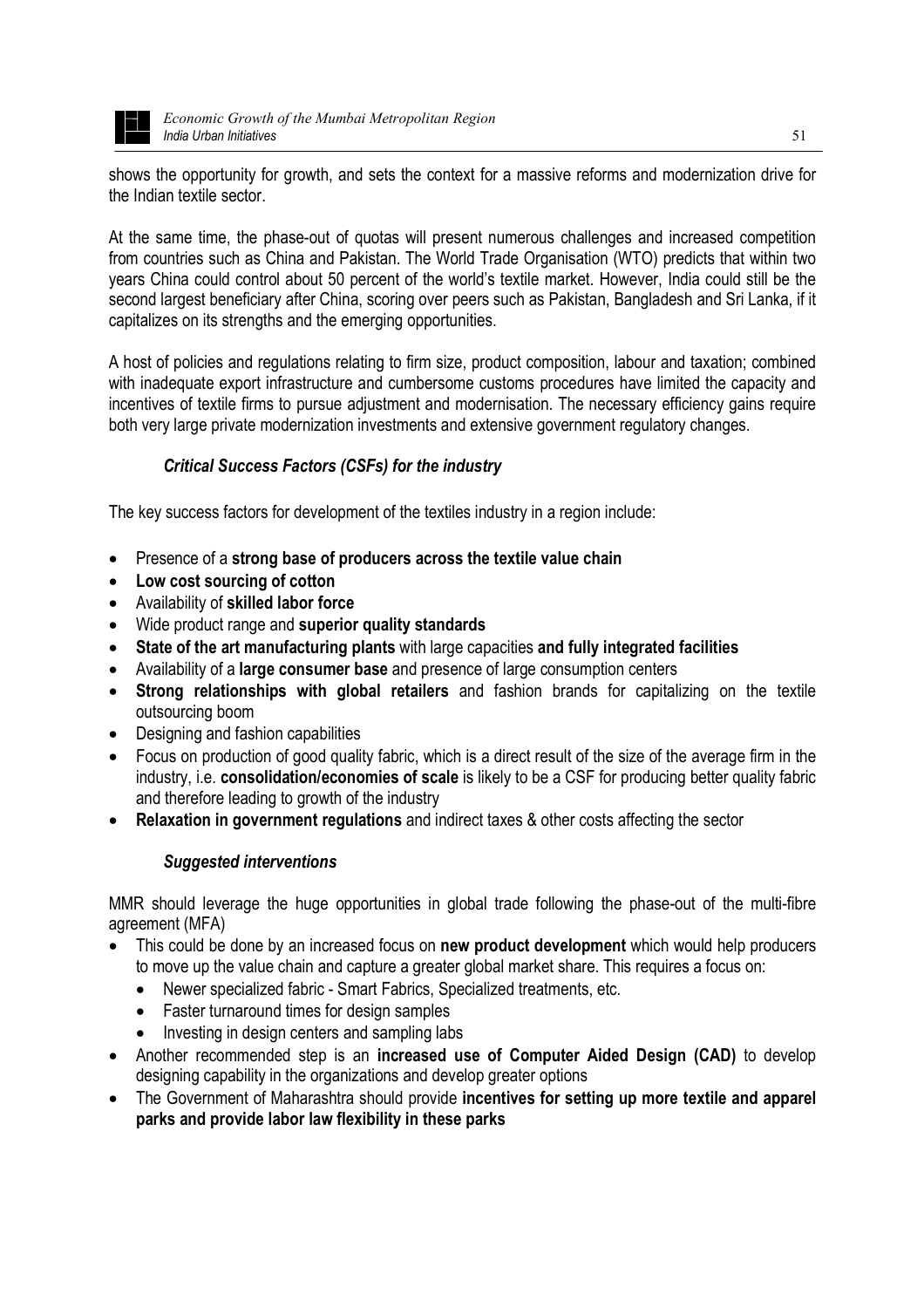shows the opportunity for growth, and sets the context for a massive reforms and modernization drive for the Indian textile sector.

At the same time, the phase-out of quotas will present numerous challenges and increased competition from countries such as China and Pakistan. The World Trade Organisation (WTO) predicts that within two years China could control about 50 percent of the world's textile market. However, India could still be the second largest beneficiary after China, scoring over peers such as Pakistan, Bangladesh and Sri Lanka, if it capitalizes on its strengths and the emerging opportunities.

A host of policies and regulations relating to firm size, product composition, labour and taxation; combined with inadequate export infrastructure and cumbersome customs procedures have limited the capacity and incentives of textile firms to pursue adjustment and modernisation. The necessary efficiency gains require both very large private modernization investments and extensive government regulatory changes.

### *Critical Success Factors (CSFs) for the industry*

The key success factors for development of the textiles industry in a region include:

- Presence of a **strong base of producers across the textile value chain**
- **Low cost sourcing of cotton**
- Availability of **skilled labor force**
- Wide product range and **superior quality standards**
- **State of the art manufacturing plants** with large capacities **and fully integrated facilities**
- Availability of a **large consumer base** and presence of large consumption centers
- **Strong relationships with global retailers** and fashion brands for capitalizing on the textile outsourcing boom
- Designing and fashion capabilities
- Focus on production of good quality fabric, which is a direct result of the size of the average firm in the industry, i.e. **consolidation/economies of scale** is likely to be a CSF for producing better quality fabric and therefore leading to growth of the industry
- **Relaxation in government regulations** and indirect taxes & other costs affecting the sector

### *Suggested interventions*

MMR should leverage the huge opportunities in global trade following the phase-out of the multi-fibre agreement (MFA)

- This could be done by an increased focus on **new product development** which would help producers to move up the value chain and capture a greater global market share. This requires a focus on:
  - Newer specialized fabric - Smart Fabrics, Specialized treatments, etc.
  - Faster turnaround times for design samples
  - Investing in design centers and sampling labs
- Another recommended step is an **increased use of Computer Aided Design (CAD)** to develop designing capability in the organizations and develop greater options
- The Government of Maharashtra should provide **incentives for setting up more textile and apparel parks and provide labor law flexibility in these parks**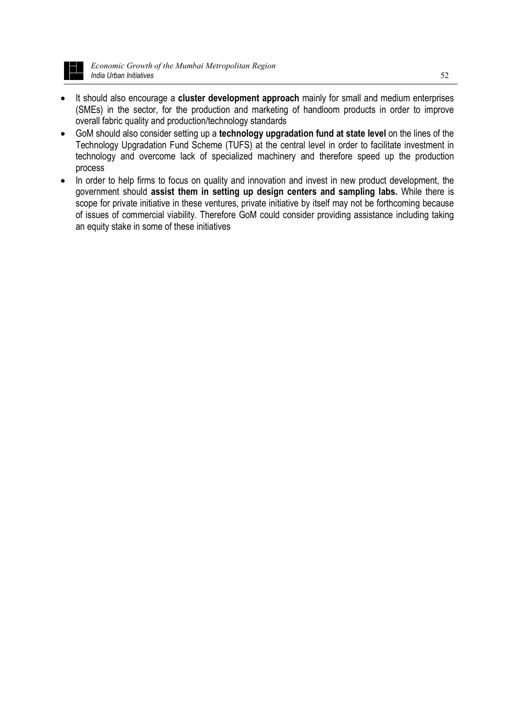- It should also encourage a **cluster development approach** mainly for small and medium enterprises (SMEs) in the sector, for the production and marketing of handloom products in order to improve overall fabric quality and production/technology standards
- GoM should also consider setting up a **technology upgradation fund at state level** on the lines of the Technology Upgradation Fund Scheme (TUFS) at the central level in order to facilitate investment in technology and overcome lack of specialized machinery and therefore speed up the production process
- In order to help firms to focus on quality and innovation and invest in new product development, the government should **assist them in setting up design centers and sampling labs.** While there is scope for private initiative in these ventures, private initiative by itself may not be forthcoming because of issues of commercial viability. Therefore GoM could consider providing assistance including taking an equity stake in some of these initiatives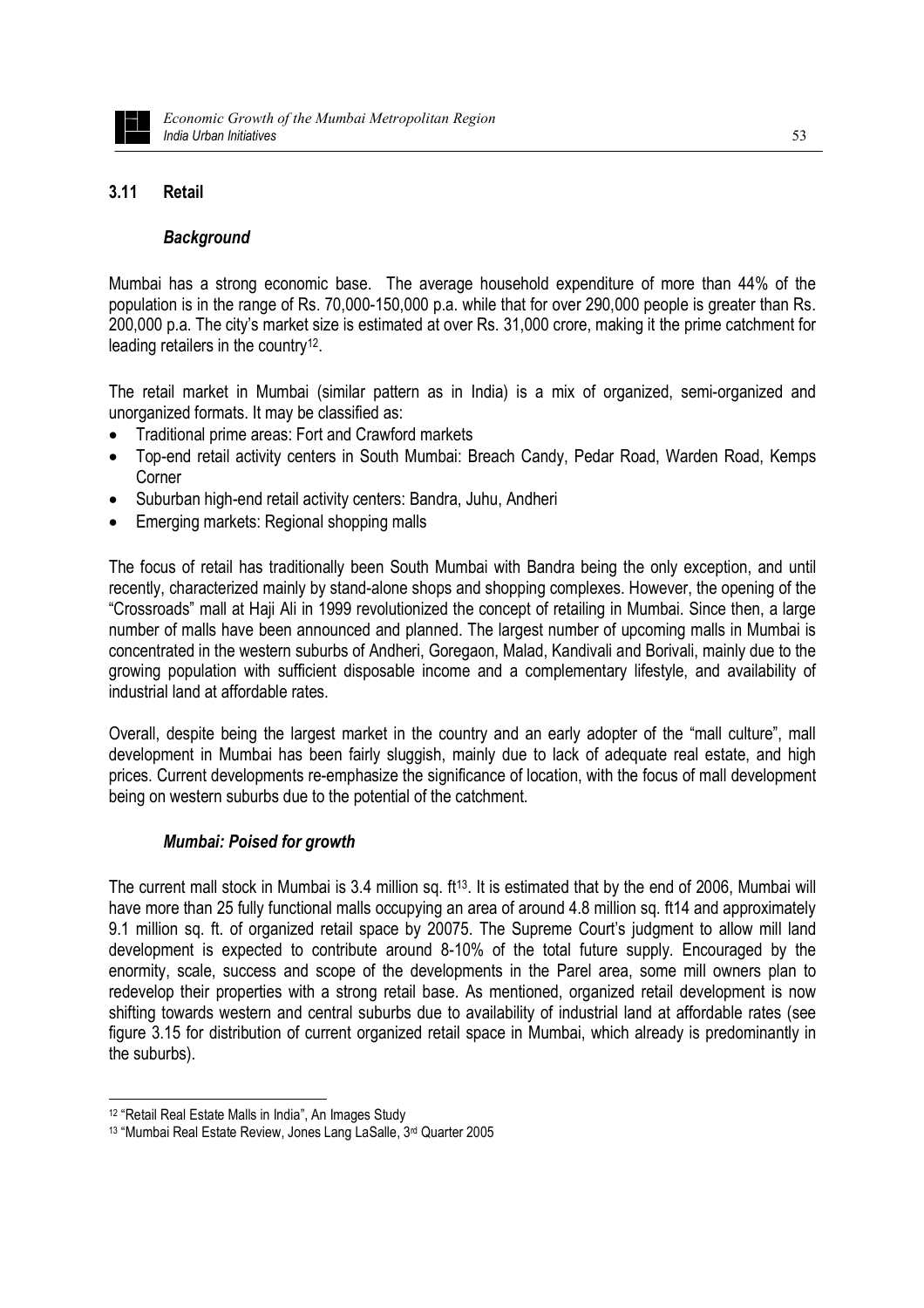## 3.11 Retail

### *Background*

Mumbai has a strong economic base. The average household expenditure of more than 44% of the population is in the range of Rs. 70,000-150,000 p.a. while that for over 290,000 people is greater than Rs. 200,000 p.a. The city's market size is estimated at over Rs. 31,000 crore, making it the prime catchment for leading retailers in the country[12].

The retail market in Mumbai (similar pattern as in India) is a mix of organized, semi-organized and unorganized formats. It may be classified as:

- Traditional prime areas: Fort and Crawford markets
- Top-end retail activity centers in South Mumbai: Breach Candy, Pedar Road, Warden Road, Kemps Corner
- Suburban high-end retail activity centers: Bandra, Juhu, Andheri
- Emerging markets: Regional shopping malls

The focus of retail has traditionally been South Mumbai with Bandra being the only exception, and until recently, characterized mainly by stand-alone shops and shopping complexes. However, the opening of the "Crossroads" mall at Haji Ali in 1999 revolutionized the concept of retailing in Mumbai. Since then, a large number of malls have been announced and planned. The largest number of upcoming malls in Mumbai is concentrated in the western suburbs of Andheri, Goregaon, Malad, Kandivali and Borivali, mainly due to the growing population with sufficient disposable income and a complementary lifestyle, and availability of industrial land at affordable rates.

Overall, despite being the largest market in the country and an early adopter of the "mall culture", mall development in Mumbai has been fairly sluggish, mainly due to lack of adequate real estate, and high prices. Current developments re-emphasize the significance of location, with the focus of mall development being on western suburbs due to the potential of the catchment.

### *Mumbai: Poised for growth*

The current mall stock in Mumbai is 3.4 million sq. ft[13]. It is estimated that by the end of 2006, Mumbai will have more than 25 fully functional malls occupying an area of around 4.8 million sq. ft14 and approximately 9.1 million sq. ft. of organized retail space by 20075. The Supreme Court's judgment to allow mill land development is expected to contribute around 8-10% of the total future supply. Encouraged by the enormity, scale, success and scope of the developments in the Parel area, some mill owners plan to redevelop their properties with a strong retail base. As mentioned, organized retail development is now shifting towards western and central suburbs due to availability of industrial land at affordable rates (see figure 3.15 for distribution of current organized retail space in Mumbai, which already is predominantly in the suburbs).

---

[12] "Retail Real Estate Malls in India", An Images Study

[13] "Mumbai Real Estate Review, Jones Lang LaSalle, 3rd Quarter 2005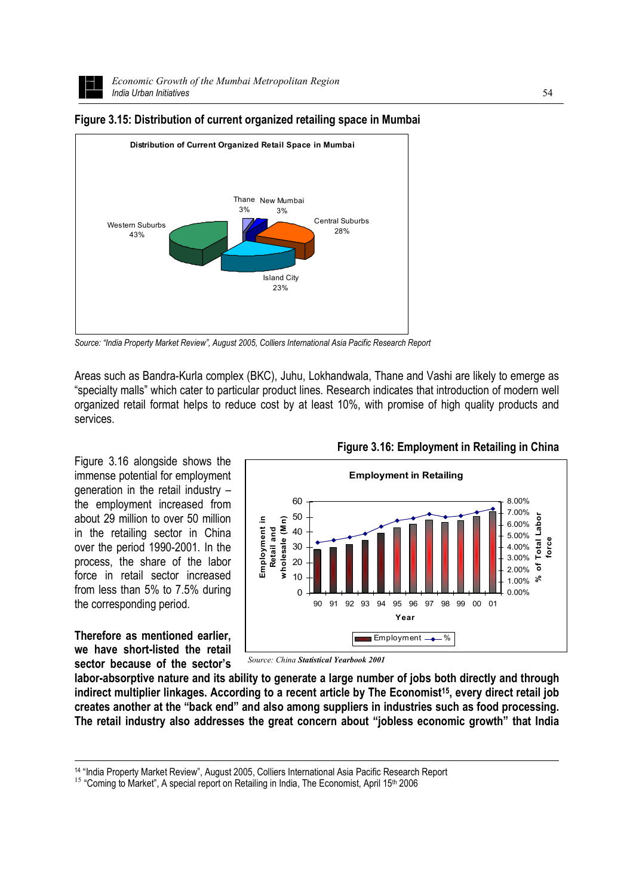**Figure 3.15: Distribution of current organized retailing space in Mumbai**

Source: *"India Property Market Review", August 2005, Colliers International Asia Pacific Research Report*

Areas such as Bandra-Kurla complex (BKC), Juhu, Lokhandwala, Thane and Vashi are likely to emerge as "specialty malls" which cater to particular product lines. Research indicates that introduction of modern well organized retail format helps to reduce cost by at least 10%, with promise of high quality products and services.

**Figure 3.16: Employment in Retailing in China**

Source: *China **Statistical Yearbook 2001***

Figure 3.16 alongside shows the immense potential for employment generation in the retail industry – the employment increased from about 29 million to over 50 million in the retailing sector in China over the period 1990-2001. In the process, the share of the labor force in retail sector increased from less than 5% to 7.5% during the corresponding period.

**Therefore as mentioned earlier, we have short-listed the retail sector because of the sector's labor-absorptive nature and its ability to generate a large number of jobs both directly and through indirect multiplier linkages. According to a recent article by The Economist[15], every direct retail job creates another at the "back end" and also among suppliers in industries such as food processing. The retail industry also addresses the great concern about "jobless economic growth" that India**

[14] "India Property Market Review", August 2005, Colliers International Asia Pacific Research Report

[15] "Coming to Market", A special report on Retailing in India, The Economist, April 15th 2006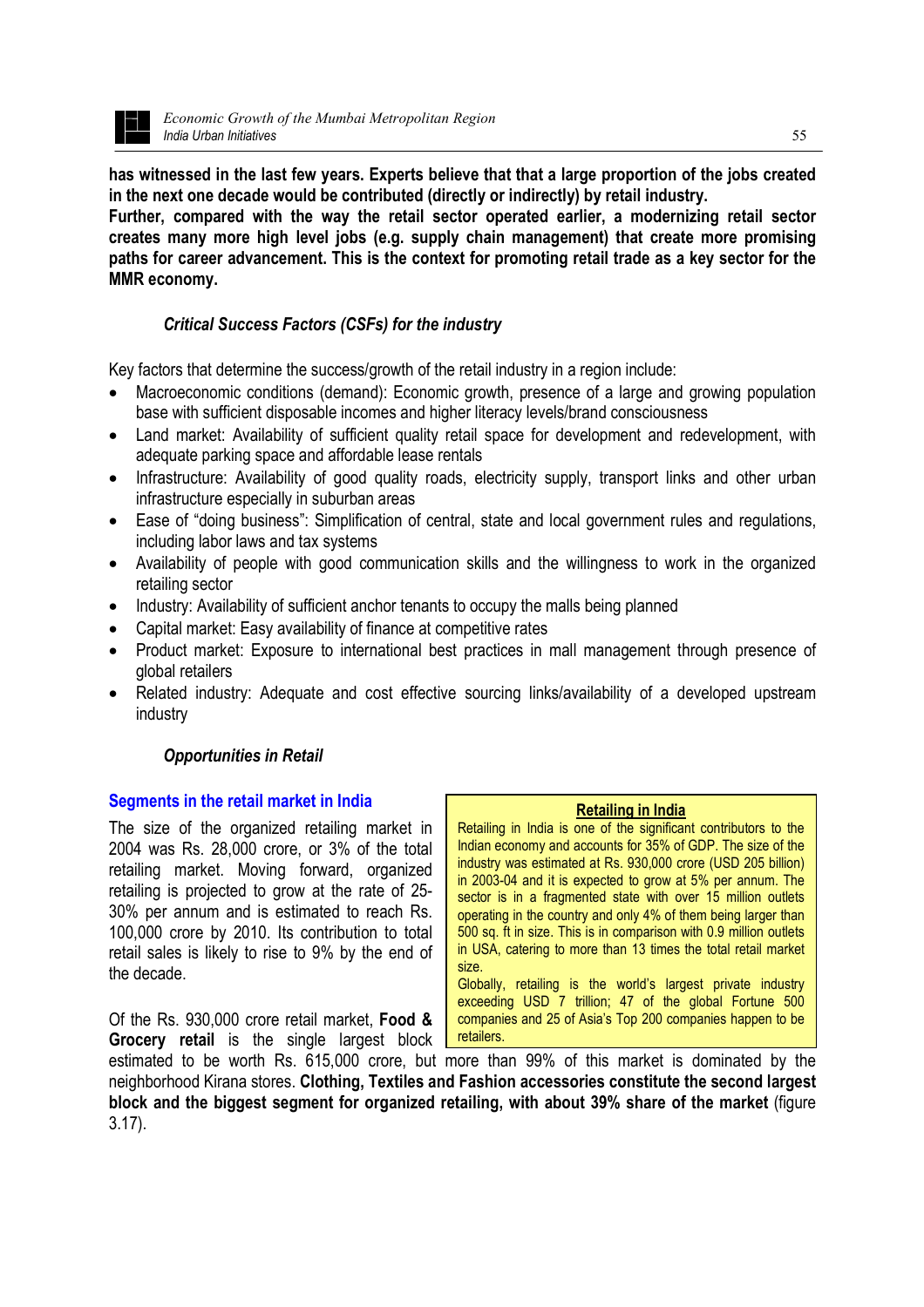**has witnessed in the last few years. Experts believe that that a large proportion of the jobs created in the next one decade would be contributed (directly or indirectly) by retail industry.**

**Further, compared with the way the retail sector operated earlier, a modernizing retail sector creates many more high level jobs (e.g. supply chain management) that create more promising paths for career advancement. This is the context for promoting retail trade as a key sector for the MMR economy.**

### *Critical Success Factors (CSFs) for the industry*

Key factors that determine the success/growth of the retail industry in a region include:

- Macroeconomic conditions (demand): Economic growth, presence of a large and growing population base with sufficient disposable incomes and higher literacy levels/brand consciousness
- Land market: Availability of sufficient quality retail space for development and redevelopment, with adequate parking space and affordable lease rentals
- Infrastructure: Availability of good quality roads, electricity supply, transport links and other urban infrastructure especially in suburban areas
- Ease of "doing business": Simplification of central, state and local government rules and regulations, including labor laws and tax systems
- Availability of people with good communication skills and the willingness to work in the organized retailing sector
- Industry: Availability of sufficient anchor tenants to occupy the malls being planned
- Capital market: Easy availability of finance at competitive rates
- Product market: Exposure to international best practices in mall management through presence of global retailers
- Related industry: Adequate and cost effective sourcing links/availability of a developed upstream industry

### *Opportunities in Retail*

#### Segments in the retail market in India

The size of the organized retailing market in 2004 was Rs. 28,000 crore, or 3% of the total retailing market. Moving forward, organized retailing is projected to grow at the rate of 25-30% per annum and is estimated to reach Rs. 100,000 crore by 2010. Its contribution to total retail sales is likely to rise to 9% by the end of the decade.

Of the Rs. 930,000 crore retail market, **Food & Grocery retail** is the single largest block estimated to be worth Rs. 615,000 crore, but more than 99% of this market is dominated by the neighborhood Kirana stores. **Clothing, Textiles and Fashion accessories constitute the second largest block and the biggest segment for organized retailing, with about 39% share of the market** (figure 3.17).

> **Retailing in India**
>
> Retailing in India is one of the significant contributors to the Indian economy and accounts for 35% of GDP. The size of the industry was estimated at Rs. 930,000 crore (USD 205 billion) in 2003-04 and it is expected to grow at 5% per annum. The sector is in a fragmented state with over 15 million outlets operating in the country and only 4% of them being larger than 500 sq. ft in size. This is in comparison with 0.9 million outlets in USA, catering to more than 13 times the total retail market size.
>
> Globally, retailing is the world's largest private industry exceeding USD 7 trillion; 47 of the global Fortune 500 companies and 25 of Asia's Top 200 companies happen to be retailers.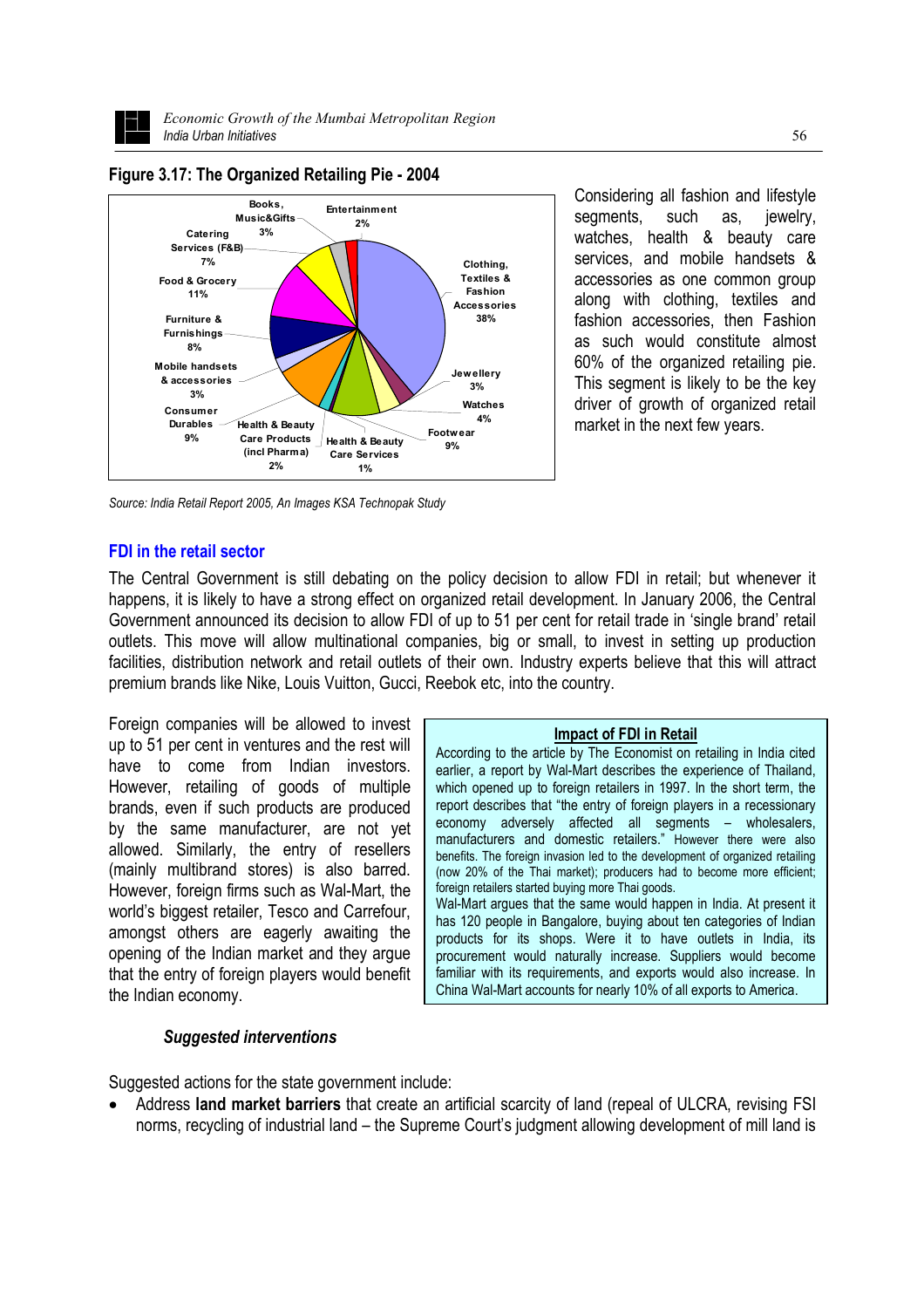**Figure 3.17: The Organized Retailing Pie - 2004**

| Segment | Share |
|---|---|
| Clothing, Textiles & Fashion Accessories | 38% |
| Jewellery | 3% |
| Watches | 4% |
| Footwear | 9% |
| Health & Beauty Care Services | 1% |
| Health & Beauty Care Products (incl Pharma) | 2% |
| Consumer Durables | 9% |
| Mobile handsets & accessories | 3% |
| Furniture & Furnishings | 8% |
| Food & Grocery | 11% |
| Catering Services (F&B) | 7% |
| Books, Music&Gifts | 3% |
| Entertainment | 2% |

*Source: India Retail Report 2005, An Images KSA Technopak Study*

Considering all fashion and lifestyle segments, such as, jewelry, watches, health & beauty care services, and mobile handsets & accessories as one common group along with clothing, textiles and fashion accessories, then Fashion as such would constitute almost 60% of the organized retailing pie. This segment is likely to be the key driver of growth of organized retail market in the next few years.

## FDI in the retail sector

The Central Government is still debating on the policy decision to allow FDI in retail; but whenever it happens, it is likely to have a strong effect on organized retail development. In January 2006, the Central Government announced its decision to allow FDI of up to 51 per cent for retail trade in 'single brand' retail outlets. This move will allow multinational companies, big or small, to invest in setting up production facilities, distribution network and retail outlets of their own. Industry experts believe that this will attract premium brands like Nike, Louis Vuitton, Gucci, Reebok etc, into the country.

Foreign companies will be allowed to invest up to 51 per cent in ventures and the rest will have to come from Indian investors. However, retailing of goods of multiple brands, even if such products are produced by the same manufacturer, are not yet allowed. Similarly, the entry of resellers (mainly multibrand stores) is also barred. However, foreign firms such as Wal-Mart, the world's biggest retailer, Tesco and Carrefour, amongst others are eagerly awaiting the opening of the Indian market and they argue that the entry of foreign players would benefit the Indian economy.

**Impact of FDI in Retail**

According to the article by The Economist on retailing in India cited earlier, a report by Wal-Mart describes the experience of Thailand, which opened up to foreign retailers in 1997. In the short term, the report describes that "the entry of foreign players in a recessionary economy adversely affected all segments – wholesalers, manufacturers and domestic retailers." However there were also benefits. The foreign invasion led to the development of organized retailing (now 20% of the Thai market); producers had to become more efficient; foreign retailers started buying more Thai goods.

Wal-Mart argues that the same would happen in India. At present it has 120 people in Bangalore, buying about ten categories of Indian products for its shops. Were it to have outlets in India, its procurement would naturally increase. Suppliers would become familiar with its requirements, and exports would also increase. In China Wal-Mart accounts for nearly 10% of all exports to America.

### *Suggested interventions*

Suggested actions for the state government include:

- Address **land market barriers** that create an artificial scarcity of land (repeal of ULCRA, revising FSI norms, recycling of industrial land – the Supreme Court's judgment allowing development of mill land is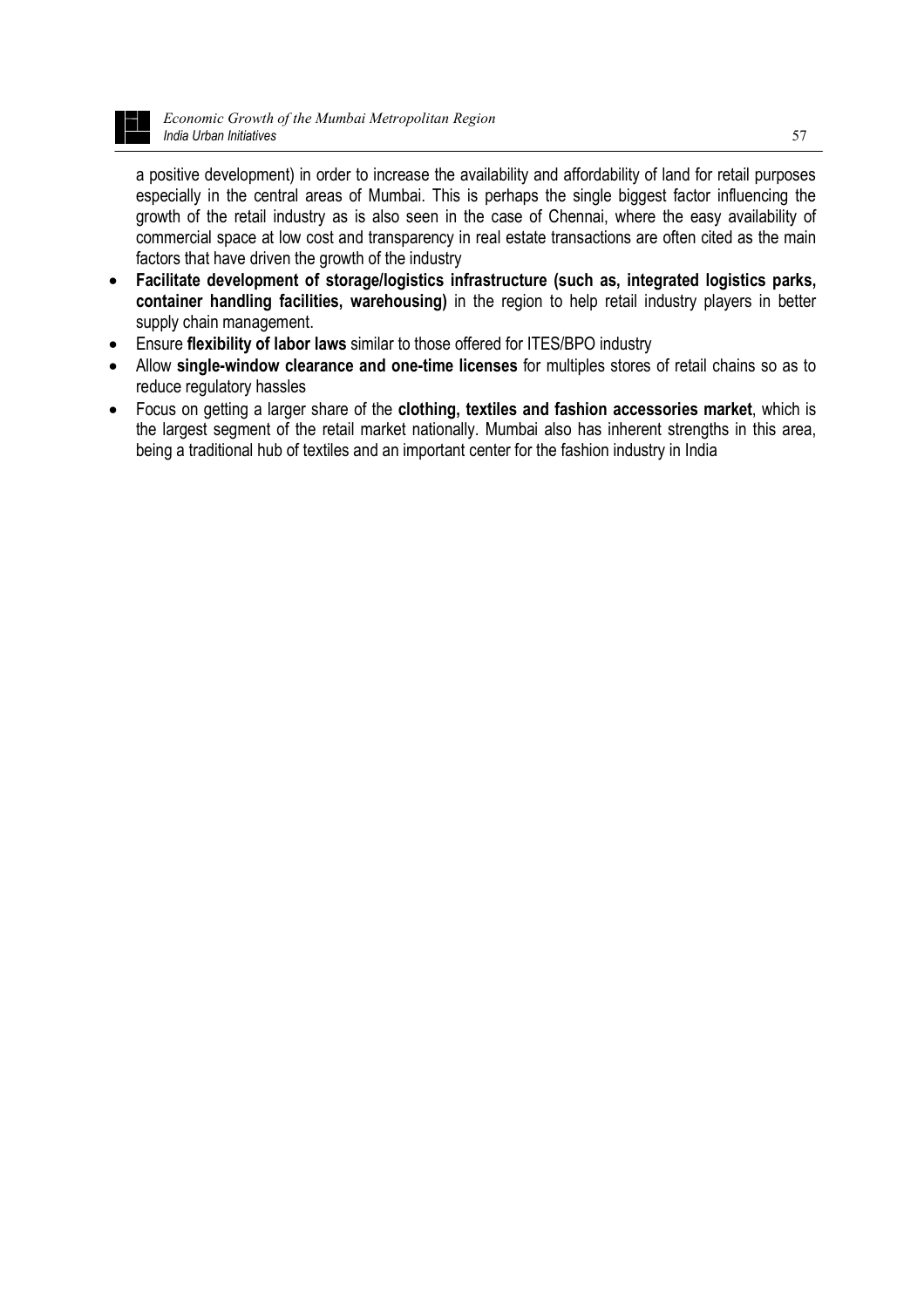a positive development) in order to increase the availability and affordability of land for retail purposes especially in the central areas of Mumbai. This is perhaps the single biggest factor influencing the growth of the retail industry as is also seen in the case of Chennai, where the easy availability of commercial space at low cost and transparency in real estate transactions are often cited as the main factors that have driven the growth of the industry

- **Facilitate development of storage/logistics infrastructure (such as, integrated logistics parks, container handling facilities, warehousing)** in the region to help retail industry players in better supply chain management.
- Ensure **flexibility of labor laws** similar to those offered for ITES/BPO industry
- Allow **single-window clearance and one-time licenses** for multiples stores of retail chains so as to reduce regulatory hassles
- Focus on getting a larger share of the **clothing, textiles and fashion accessories market**, which is the largest segment of the retail market nationally. Mumbai also has inherent strengths in this area, being a traditional hub of textiles and an important center for the fashion industry in India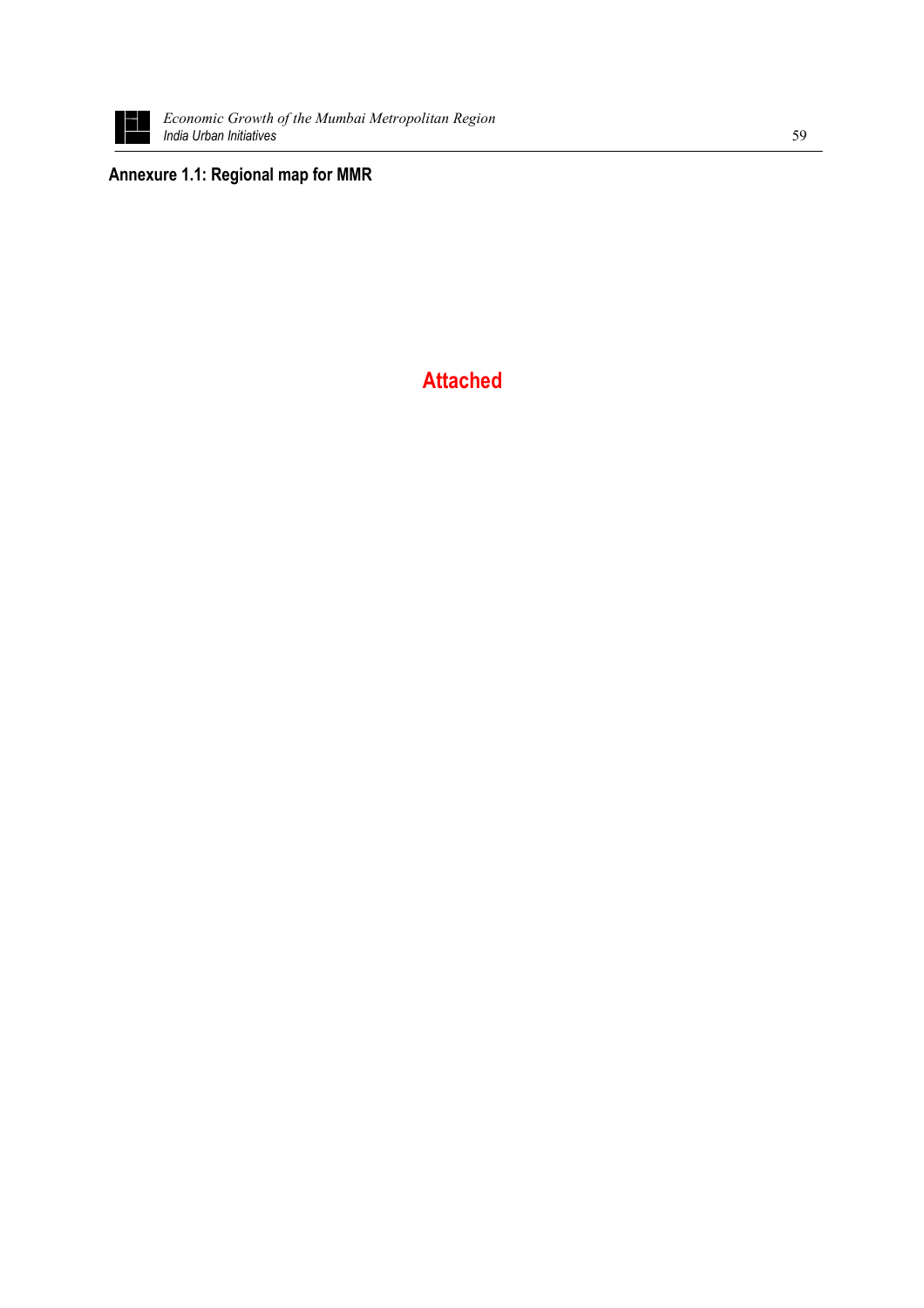**Annexure 1.1: Regional map for MMR**

**Attached**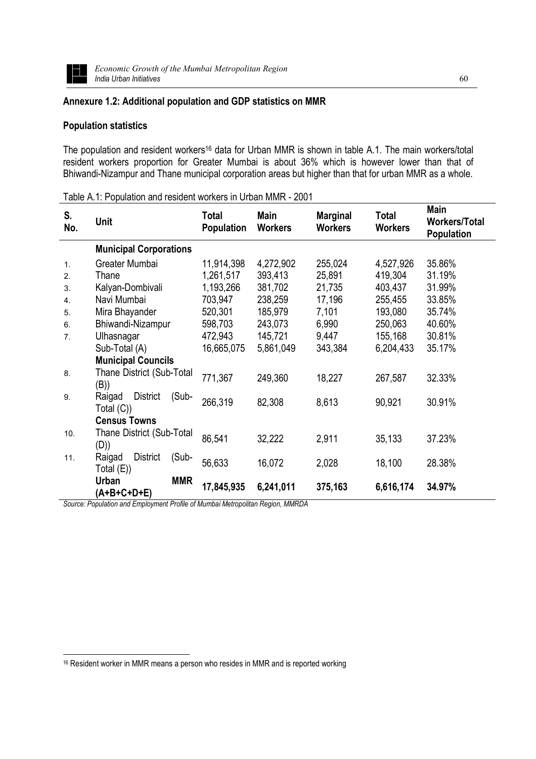## Annexure 1.2: Additional population and GDP statistics on MMR

### Population statistics

The population and resident workers[16] data for Urban MMR is shown in table A.1. The main workers/total resident workers proportion for Greater Mumbai is about 36% which is however lower than that of Bhiwandi-Nizampur and Thane municipal corporation areas but higher than that for urban MMR as a whole.

Table A.1: Population and resident workers in Urban MMR - 2001

| S. No. | Unit | Total Population | Main Workers | Marginal Workers | Total Workers | Main Workers/Total Population |
|---|---|---|---|---|---|---|
| | **Municipal Corporations** | | | | | |
| 1. | Greater Mumbai | 11,914,398 | 4,272,902 | 255,024 | 4,527,926 | 35.86% |
| 2. | Thane | 1,261,517 | 393,413 | 25,891 | 419,304 | 31.19% |
| 3. | Kalyan-Dombivali | 1,193,266 | 381,702 | 21,735 | 403,437 | 31.99% |
| 4. | Navi Mumbai | 703,947 | 238,259 | 17,196 | 255,455 | 33.85% |
| 5. | Mira Bhayander | 520,301 | 185,979 | 7,101 | 193,080 | 35.74% |
| 6. | Bhiwandi-Nizampur | 598,703 | 243,073 | 6,990 | 250,063 | 40.60% |
| 7. | Ulhasnagar | 472,943 | 145,721 | 9,447 | 155,168 | 30.81% |
| | Sub-Total (A) | 16,665,075 | 5,861,049 | 343,384 | 6,204,433 | 35.17% |
| | **Municipal Councils** | | | | | |
| 8. | Thane District (Sub-Total (B)) | 771,367 | 249,360 | 18,227 | 267,587 | 32.33% |
| 9. | Raigad District (Sub-Total (C)) | 266,319 | 82,308 | 8,613 | 90,921 | 30.91% |
| | **Census Towns** | | | | | |
| 10. | Thane District (Sub-Total (D)) | 86,541 | 32,222 | 2,911 | 35,133 | 37.23% |
| 11. | Raigad District (Sub-Total (E)) | 56,633 | 16,072 | 2,028 | 18,100 | 28.38% |
| | **Urban MMR (A+B+C+D+E)** | **17,845,935** | **6,241,011** | **375,163** | **6,616,174** | **34.97%** |

*Source: Population and Employment Profile of Mumbai Metropolitan Region, MMRDA*

[16] Resident worker in MMR means a person who resides in MMR and is reported working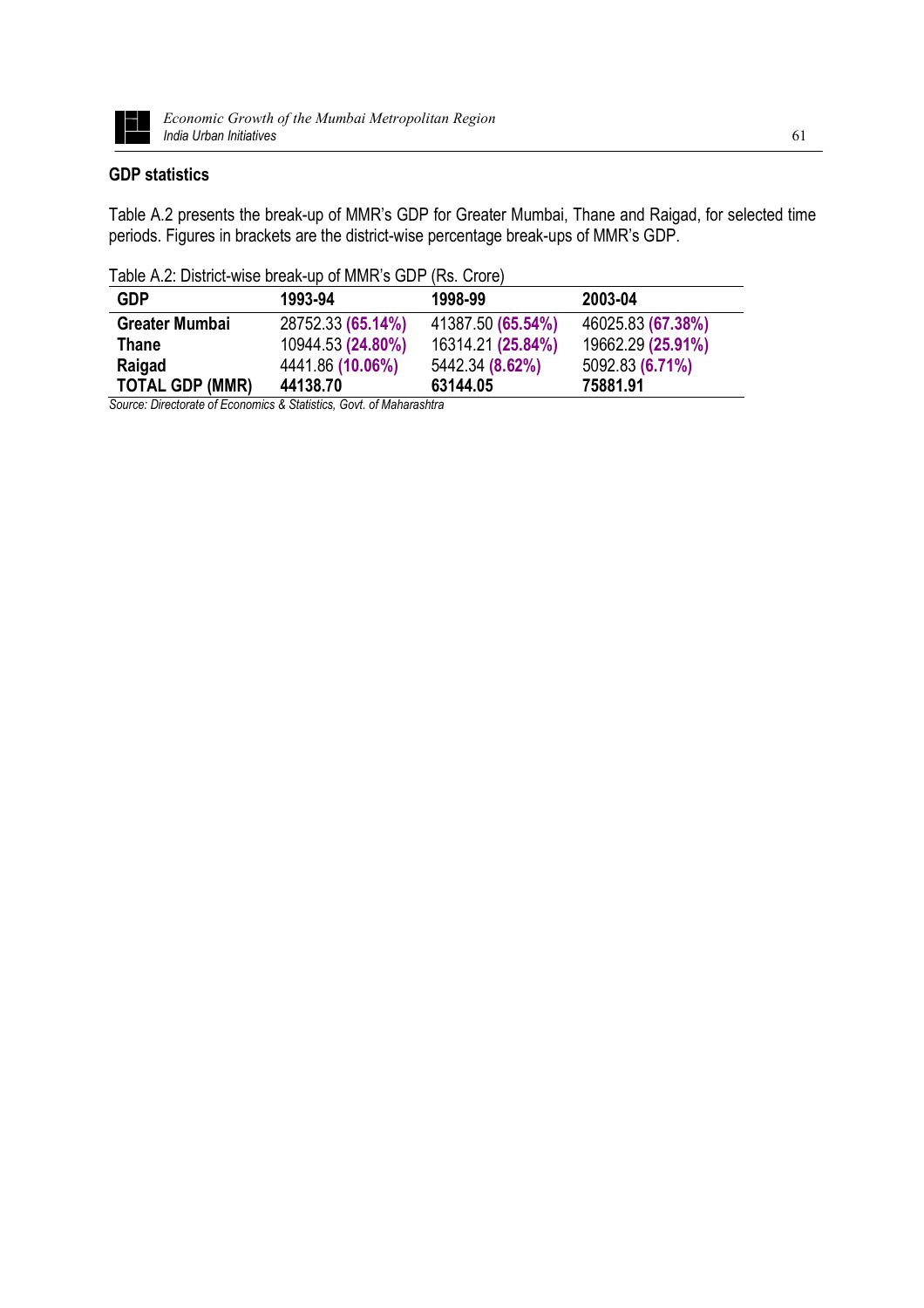## GDP statistics

Table A.2 presents the break-up of MMR's GDP for Greater Mumbai, Thane and Raigad, for selected time periods. Figures in brackets are the district-wise percentage break-ups of MMR's GDP.

Table A.2: District-wise break-up of MMR's GDP (Rs. Crore)

| GDP | 1993-94 | 1998-99 | 2003-04 |
|---|---|---|---|
| **Greater Mumbai** | 28752.33 **(65.14%)** | 41387.50 **(65.54%)** | 46025.83 **(67.38%)** |
| **Thane** | 10944.53 **(24.80%)** | 16314.21 **(25.84%)** | 19662.29 **(25.91%)** |
| **Raigad** | 4441.86 **(10.06%)** | 5442.34 **(8.62%)** | 5092.83 **(6.71%)** |
| **TOTAL GDP (MMR)** | **44138.70** | **63144.05** | **75881.91** |

*Source: Directorate of Economics & Statistics, Govt. of Maharashtra*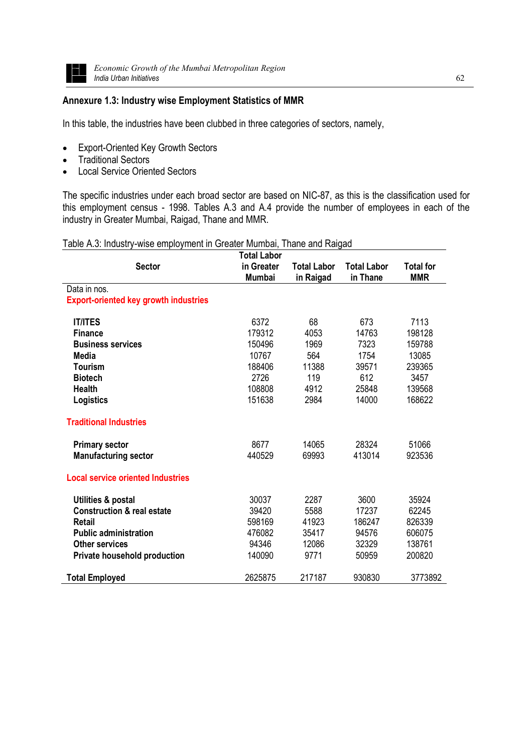## Annexure 1.3: Industry wise Employment Statistics of MMR

In this table, the industries have been clubbed in three categories of sectors, namely,

- Export-Oriented Key Growth Sectors
- Traditional Sectors
- Local Service Oriented Sectors

The specific industries under each broad sector are based on NIC-87, as this is the classification used for this employment census - 1998. Tables A.3 and A.4 provide the number of employees in each of the industry in Greater Mumbai, Raigad, Thane and MMR.

Table A.3: Industry-wise employment in Greater Mumbai, Thane and Raigad

| Sector | Total Labor in Greater Mumbai | Total Labor in Raigad | Total Labor in Thane | Total for MMR |
|---|---|---|---|---|
| Data in nos. | | | | |
| **Export-oriented key growth industries** | | | | |
| **IT/ITES** | 6372 | 68 | 673 | 7113 |
| **Finance** | 179312 | 4053 | 14763 | 198128 |
| **Business services** | 150496 | 1969 | 7323 | 159788 |
| **Media** | 10767 | 564 | 1754 | 13085 |
| **Tourism** | 188406 | 11388 | 39571 | 239365 |
| **Biotech** | 2726 | 119 | 612 | 3457 |
| **Health** | 108808 | 4912 | 25848 | 139568 |
| **Logistics** | 151638 | 2984 | 14000 | 168622 |
| **Traditional Industries** | | | | |
| **Primary sector** | 8677 | 14065 | 28324 | 51066 |
| **Manufacturing sector** | 440529 | 69993 | 413014 | 923536 |
| **Local service oriented Industries** | | | | |
| **Utilities & postal** | 30037 | 2287 | 3600 | 35924 |
| **Construction & real estate** | 39420 | 5588 | 17237 | 62245 |
| **Retail** | 598169 | 41923 | 186247 | 826339 |
| **Public administration** | 476082 | 35417 | 94576 | 606075 |
| **Other services** | 94346 | 12086 | 32329 | 138761 |
| **Private household production** | 140090 | 9771 | 50959 | 200820 |
| **Total Employed** | 2625875 | 217187 | 930830 | 3773892 |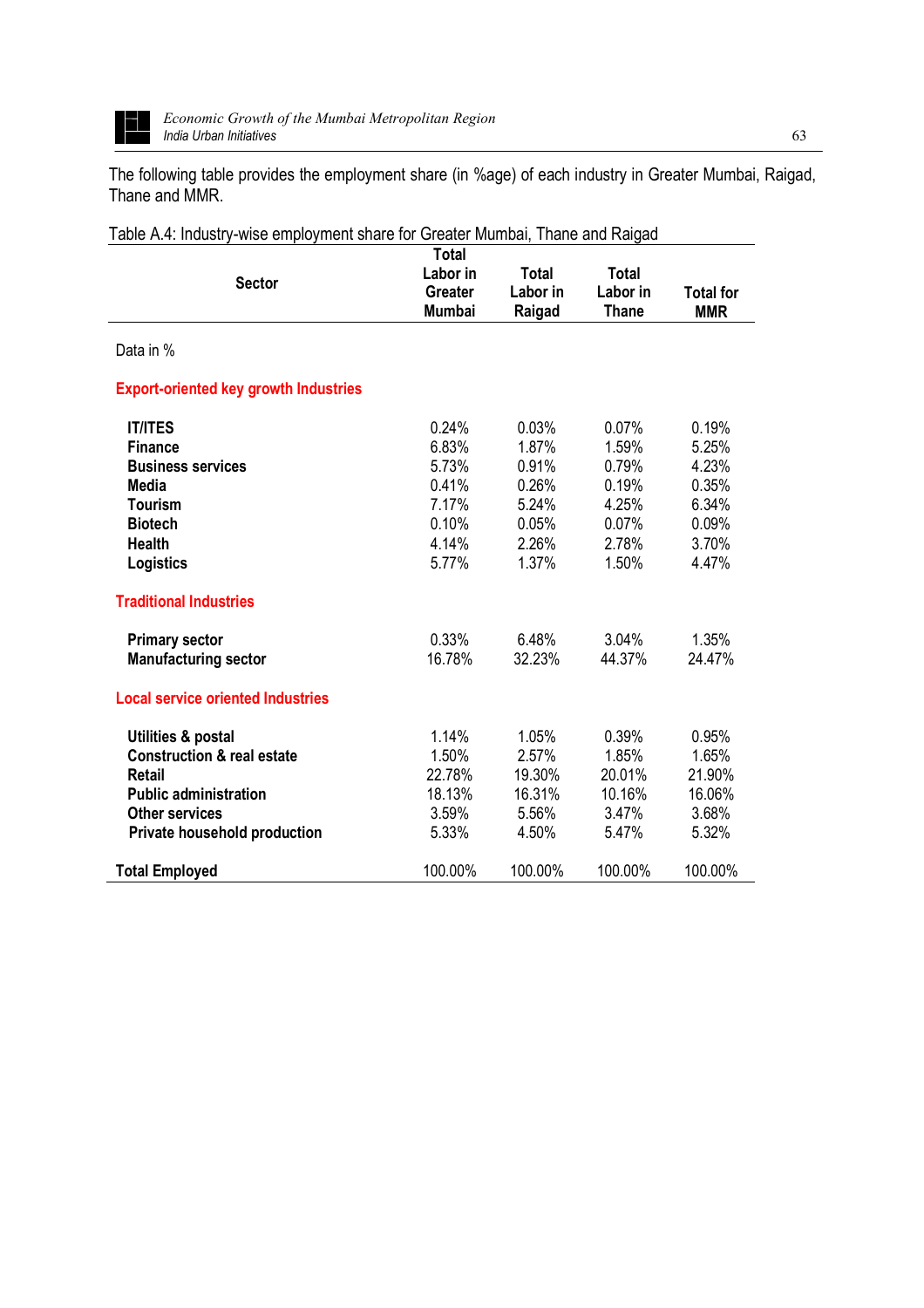The following table provides the employment share (in %age) of each industry in Greater Mumbai, Raigad, Thane and MMR.

Table A.4: Industry-wise employment share for Greater Mumbai, Thane and Raigad

| Sector | Total Labor in Greater Mumbai | Total Labor in Raigad | Total Labor in Thane | Total for MMR |
|---|---|---|---|---|
| Data in % | | | | |
| **Export-oriented key growth Industries** | | | | |
| **IT/ITES** | 0.24% | 0.03% | 0.07% | 0.19% |
| **Finance** | 6.83% | 1.87% | 1.59% | 5.25% |
| **Business services** | 5.73% | 0.91% | 0.79% | 4.23% |
| **Media** | 0.41% | 0.26% | 0.19% | 0.35% |
| **Tourism** | 7.17% | 5.24% | 4.25% | 6.34% |
| **Biotech** | 0.10% | 0.05% | 0.07% | 0.09% |
| **Health** | 4.14% | 2.26% | 2.78% | 3.70% |
| **Logistics** | 5.77% | 1.37% | 1.50% | 4.47% |
| **Traditional Industries** | | | | |
| **Primary sector** | 0.33% | 6.48% | 3.04% | 1.35% |
| **Manufacturing sector** | 16.78% | 32.23% | 44.37% | 24.47% |
| **Local service oriented Industries** | | | | |
| **Utilities & postal** | 1.14% | 1.05% | 0.39% | 0.95% |
| **Construction & real estate** | 1.50% | 2.57% | 1.85% | 1.65% |
| **Retail** | 22.78% | 19.30% | 20.01% | 21.90% |
| **Public administration** | 18.13% | 16.31% | 10.16% | 16.06% |
| **Other services** | 3.59% | 5.56% | 3.47% | 3.68% |
| **Private household production** | 5.33% | 4.50% | 5.47% | 5.32% |
| **Total Employed** | 100.00% | 100.00% | 100.00% | 100.00% |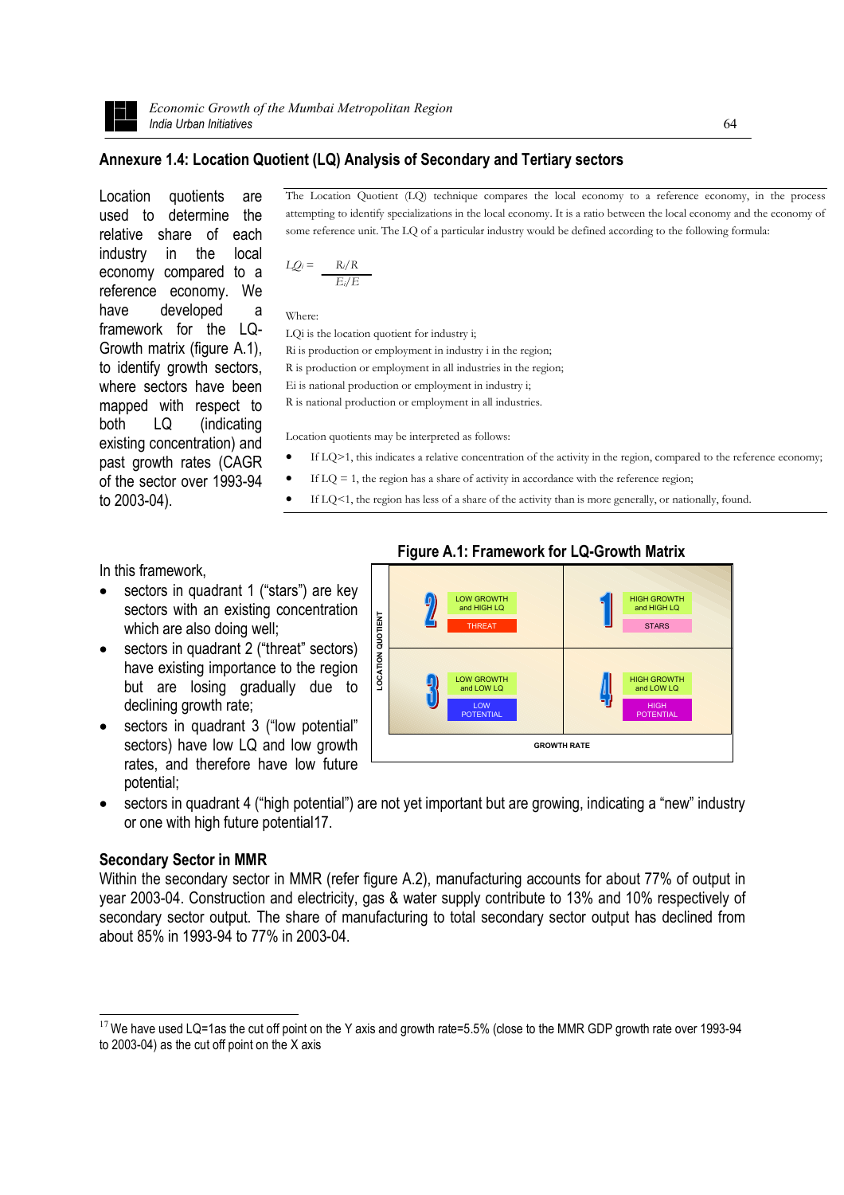## Annexure 1.4: Location Quotient (LQ) Analysis of Secondary and Tertiary sectors

Location quotients are used to determine the relative share of each industry in the local economy compared to a reference economy. We have developed a framework for the LQ-Growth matrix (figure A.1), to identify growth sectors, where sectors have been mapped with respect to both LQ (indicating existing concentration) and past growth rates (CAGR of the sector over 1993-94 to 2003-04).

The Location Quotient (LQ) technique compares the local economy to a reference economy, in the process attempting to identify specializations in the local economy. It is a ratio between the local economy and the economy of some reference unit. The LQ of a particular industry would be defined according to the following formula:

$$LQ_i = \frac{R_i/R}{E_i/E}$$

Where:
LQi is the location quotient for industry i;
Ri is production or employment in industry i in the region;
R is production or employment in all industries in the region;
Ei is national production or employment in industry i;
R is national production or employment in all industries.

Location quotients may be interpreted as follows:

- If LQ>1, this indicates a relative concentration of the activity in the region, compared to the reference economy;
- If LQ = 1, the region has a share of activity in accordance with the reference region;
- If LQ<1, the region has less of a share of the activity than is more generally, or nationally, found.

**Figure A.1: Framework for LQ-Growth Matrix**

| LOCATION QUOTIENT | | |
|---|---|---|
| | 2 — LOW GROWTH and HIGH LQ — THREAT | 1 — HIGH GROWTH and HIGH LQ — STARS |
| | 3 — LOW GROWTH and LOW LQ — LOW POTENTIAL | 4 — HIGH GROWTH and LOW LQ — HIGH POTENTIAL |
| | GROWTH RATE | |

In this framework,

- sectors in quadrant 1 ("stars") are key sectors with an existing concentration which are also doing well;
- sectors in quadrant 2 ("threat" sectors) have existing importance to the region but are losing gradually due to declining growth rate;
- sectors in quadrant 3 ("low potential" sectors) have low LQ and low growth rates, and therefore have low future potential;
- sectors in quadrant 4 ("high potential") are not yet important but are growing, indicating a "new" industry or one with high future potential[17].

### Secondary Sector in MMR

Within the secondary sector in MMR (refer figure A.2), manufacturing accounts for about 77% of output in year 2003-04. Construction and electricity, gas & water supply contribute to 13% and 10% respectively of secondary sector output. The share of manufacturing to total secondary sector output has declined from about 85% in 1993-94 to 77% in 2003-04.

---

[17] We have used LQ=1as the cut off point on the Y axis and growth rate=5.5% (close to the MMR GDP growth rate over 1993-94 to 2003-04) as the cut off point on the X axis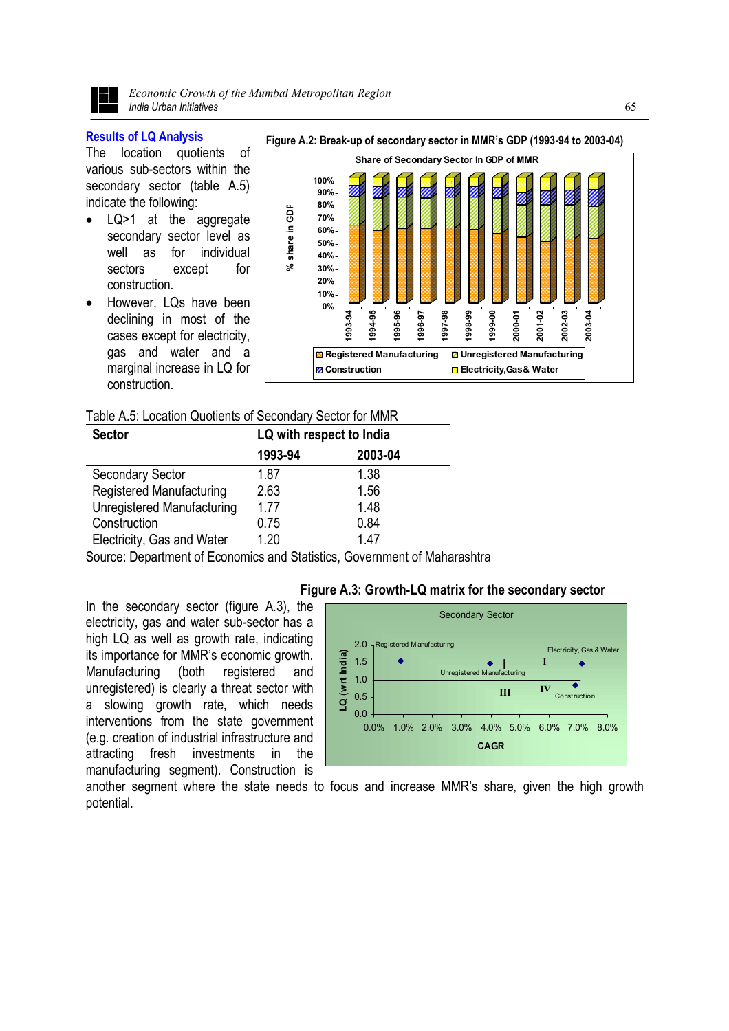### Results of LQ Analysis

The location quotients of various sub-sectors within the secondary sector (table A.5) indicate the following:

- LQ>1 at the aggregate secondary sector level as well as for individual sectors except for construction.
- However, LQs have been declining in most of the cases except for electricity, gas and water and a marginal increase in LQ for construction.

**Figure A.2: Break-up of secondary sector in MMR's GDP (1993-94 to 2003-04)**

Table A.5: Location Quotients of Secondary Sector for MMR

| Sector | LQ with respect to India | |
|---|---|---|
| | 1993-94 | 2003-04 |
| Secondary Sector | 1.87 | 1.38 |
| Registered Manufacturing | 2.63 | 1.56 |
| Unregistered Manufacturing | 1.77 | 1.48 |
| Construction | 0.75 | 0.84 |
| Electricity, Gas and Water | 1.20 | 1.47 |

Source: Department of Economics and Statistics, Government of Maharashtra

**Figure A.3: Growth-LQ matrix for the secondary sector**

In the secondary sector (figure A.3), the electricity, gas and water sub-sector has a high LQ as well as growth rate, indicating its importance for MMR's economic growth. Manufacturing (both registered and unregistered) is clearly a threat sector with a slowing growth rate, which needs interventions from the state government (e.g. creation of industrial infrastructure and attracting fresh investments in the manufacturing segment). Construction is another segment where the state needs to focus and increase MMR's share, given the high growth potential.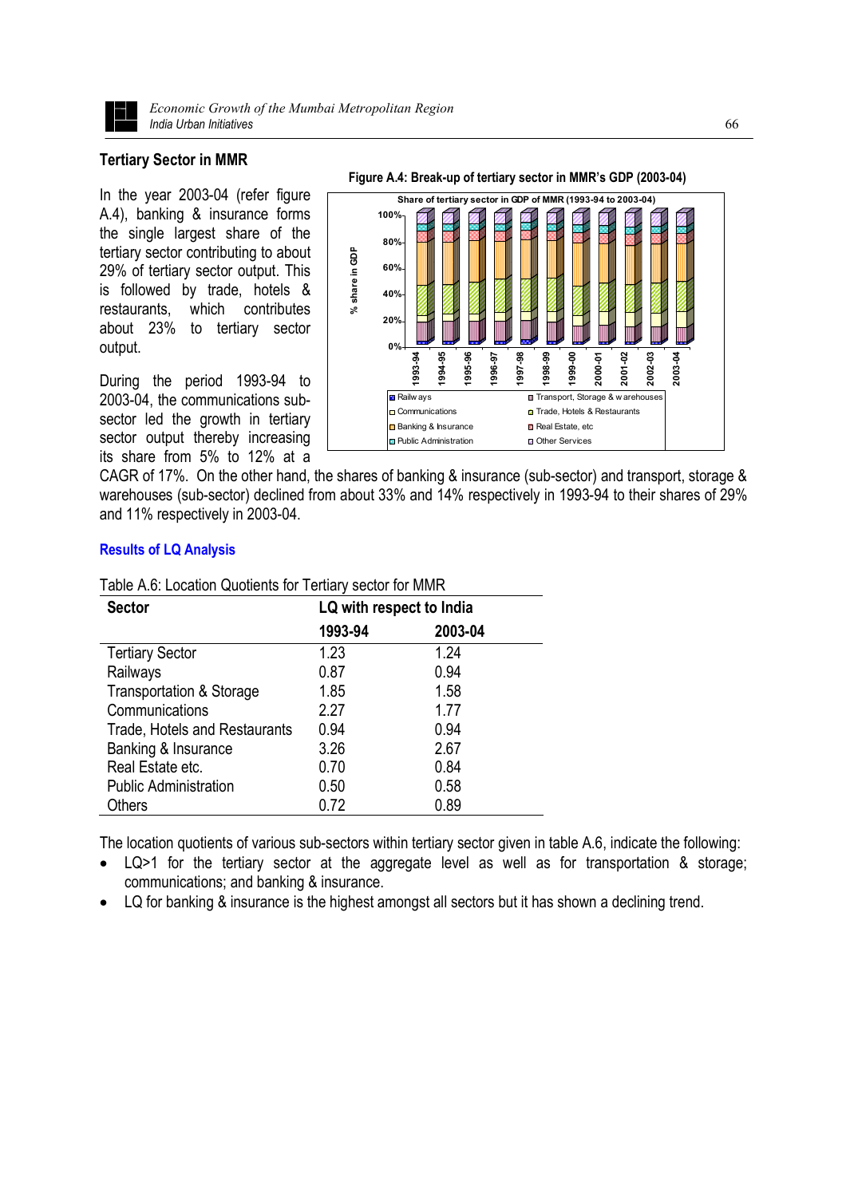## Tertiary Sector in MMR

In the year 2003-04 (refer figure A.4), banking & insurance forms the single largest share of the tertiary sector contributing to about 29% of tertiary sector output. This is followed by trade, hotels & restaurants, which contributes about 23% to tertiary sector output.

**Figure A.4: Break-up of tertiary sector in MMR's GDP (2003-04)**

During the period 1993-94 to 2003-04, the communications sub-sector led the growth in tertiary sector output thereby increasing its share from 5% to 12% at a CAGR of 17%. On the other hand, the shares of banking & insurance (sub-sector) and transport, storage & warehouses (sub-sector) declined from about 33% and 14% respectively in 1993-94 to their shares of 29% and 11% respectively in 2003-04.

### Results of LQ Analysis

Table A.6: Location Quotients for Tertiary sector for MMR

| Sector | LQ with respect to India | |
|---|---|---|
| | **1993-94** | **2003-04** |
| Tertiary Sector | 1.23 | 1.24 |
| Railways | 0.87 | 0.94 |
| Transportation & Storage | 1.85 | 1.58 |
| Communications | 2.27 | 1.77 |
| Trade, Hotels and Restaurants | 0.94 | 0.94 |
| Banking & Insurance | 3.26 | 2.67 |
| Real Estate etc. | 0.70 | 0.84 |
| Public Administration | 0.50 | 0.58 |
| Others | 0.72 | 0.89 |

The location quotients of various sub-sectors within tertiary sector given in table A.6, indicate the following:

- LQ>1 for the tertiary sector at the aggregate level as well as for transportation & storage; communications; and banking & insurance.
- LQ for banking & insurance is the highest amongst all sectors but it has shown a declining trend.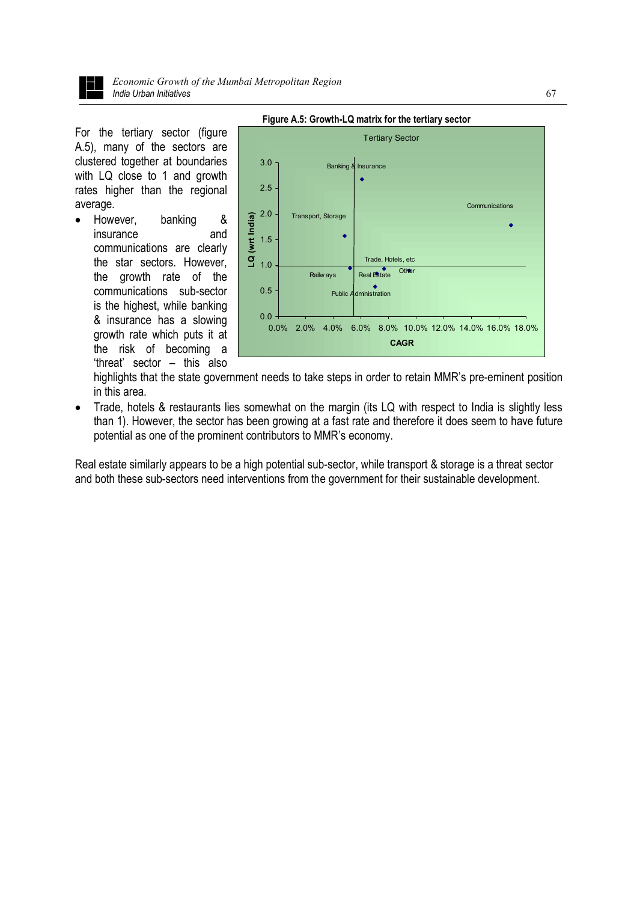For the tertiary sector (figure A.5), many of the sectors are clustered together at boundaries with LQ close to 1 and growth rates higher than the regional average.

**Figure A.5: Growth-LQ matrix for the tertiary sector**

- However, banking & insurance and communications are clearly the star sectors. However, the growth rate of the communications sub-sector is the highest, while banking & insurance has a slowing growth rate which puts it at the risk of becoming a 'threat' sector – this also highlights that the state government needs to take steps in order to retain MMR's pre-eminent position in this area.
- Trade, hotels & restaurants lies somewhat on the margin (its LQ with respect to India is slightly less than 1). However, the sector has been growing at a fast rate and therefore it does seem to have future potential as one of the prominent contributors to MMR's economy.

Real estate similarly appears to be a high potential sub-sector, while transport & storage is a threat sector and both these sub-sectors need interventions from the government for their sustainable development.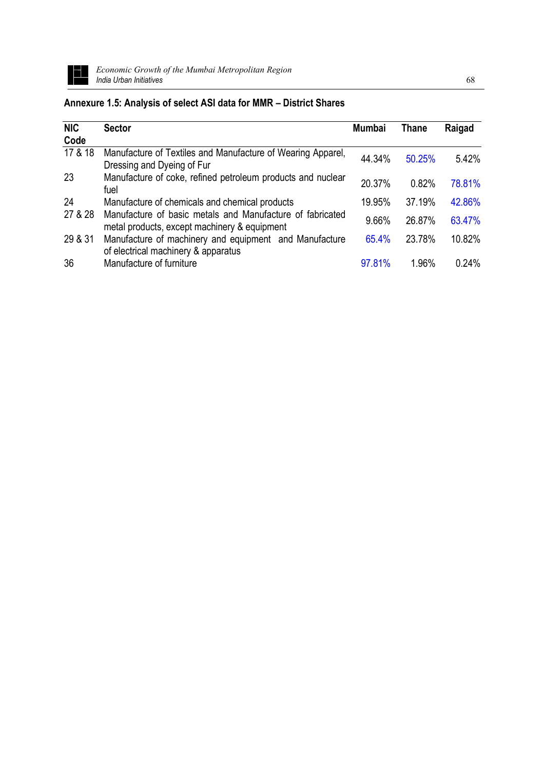## Annexure 1.5: Analysis of select ASI data for MMR – District Shares

| NIC Code | Sector | Mumbai | Thane | Raigad |
|---|---|---|---|---|
| 17 & 18 | Manufacture of Textiles and Manufacture of Wearing Apparel, Dressing and Dyeing of Fur | 44.34% | 50.25% | 5.42% |
| 23 | Manufacture of coke, refined petroleum products and nuclear fuel | 20.37% | 0.82% | 78.81% |
| 24 | Manufacture of chemicals and chemical products | 19.95% | 37.19% | 42.86% |
| 27 & 28 | Manufacture of basic metals and Manufacture of fabricated metal products, except machinery & equipment | 9.66% | 26.87% | 63.47% |
| 29 & 31 | Manufacture of machinery and equipment and Manufacture of electrical machinery & apparatus | 65.4% | 23.78% | 10.82% |
| 36 | Manufacture of furniture | 97.81% | 1.96% | 0.24% |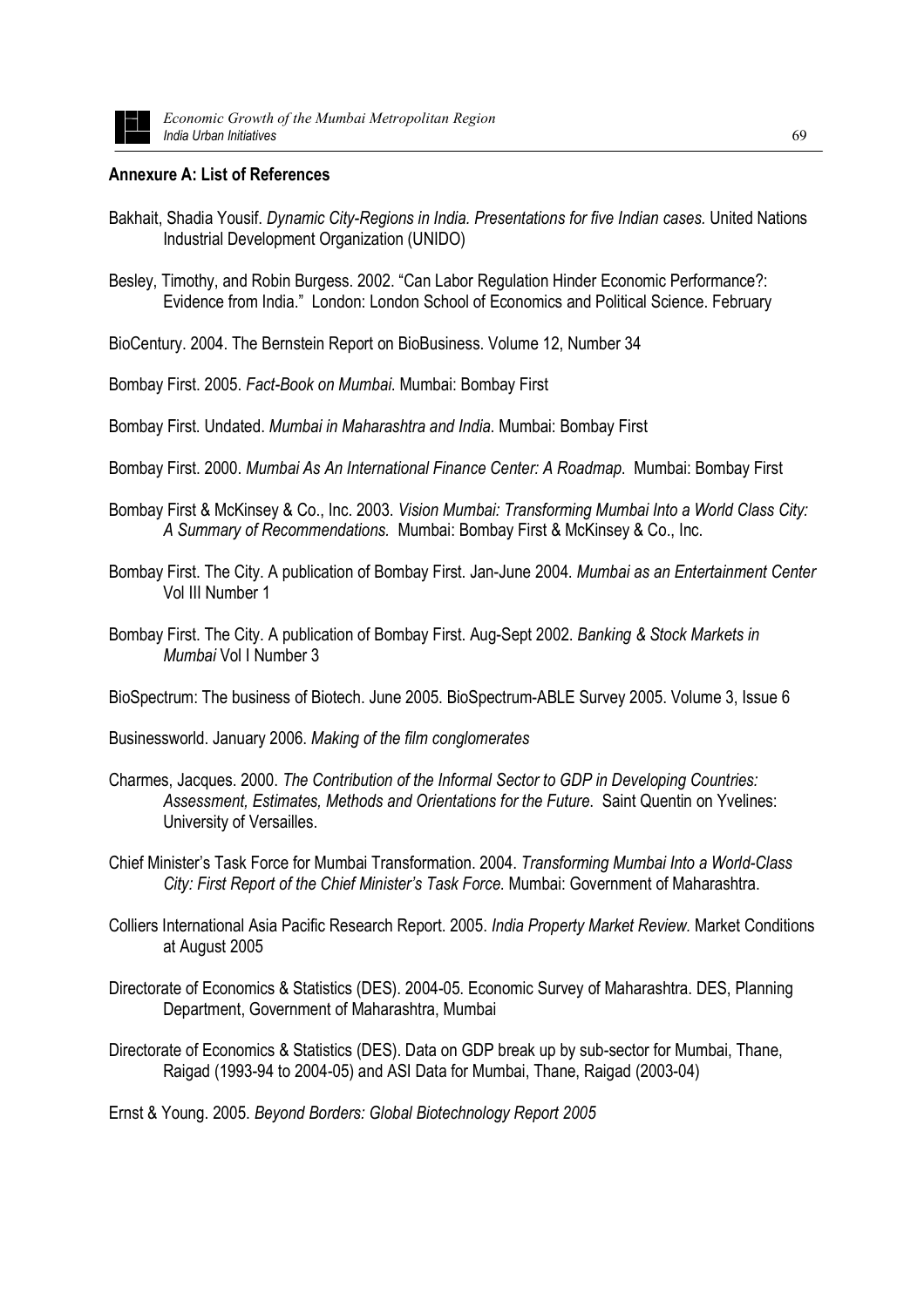## Annexure A: List of References

Bakhait, Shadia Yousif. *Dynamic City-Regions in India. Presentations for five Indian cases.* United Nations Industrial Development Organization (UNIDO)

Besley, Timothy, and Robin Burgess. 2002. "Can Labor Regulation Hinder Economic Performance?: Evidence from India." London: London School of Economics and Political Science. February

BioCentury. 2004. The Bernstein Report on BioBusiness. Volume 12, Number 34

Bombay First. 2005. *Fact-Book on Mumbai*. Mumbai: Bombay First

Bombay First. Undated. *Mumbai in Maharashtra and India*. Mumbai: Bombay First

Bombay First. 2000. *Mumbai As An International Finance Center: A Roadmap*. Mumbai: Bombay First

Bombay First & McKinsey & Co., Inc. 2003. *Vision Mumbai: Transforming Mumbai Into a World Class City: A Summary of Recommendations.* Mumbai: Bombay First & McKinsey & Co., Inc.

Bombay First. The City. A publication of Bombay First. Jan-June 2004. *Mumbai as an Entertainment Center* Vol III Number 1

Bombay First. The City. A publication of Bombay First. Aug-Sept 2002. *Banking & Stock Markets in Mumbai* Vol I Number 3

BioSpectrum: The business of Biotech. June 2005. BioSpectrum-ABLE Survey 2005. Volume 3, Issue 6

Businessworld. January 2006. *Making of the film conglomerates*

Charmes, Jacques. 2000. *The Contribution of the Informal Sector to GDP in Developing Countries: Assessment, Estimates, Methods and Orientations for the Future*. Saint Quentin on Yvelines: University of Versailles.

Chief Minister's Task Force for Mumbai Transformation. 2004. *Transforming Mumbai Into a World-Class City: First Report of the Chief Minister's Task Force.* Mumbai: Government of Maharashtra.

Colliers International Asia Pacific Research Report. 2005. *India Property Market Review.* Market Conditions at August 2005

Directorate of Economics & Statistics (DES). 2004-05. Economic Survey of Maharashtra. DES, Planning Department, Government of Maharashtra, Mumbai

Directorate of Economics & Statistics (DES). Data on GDP break up by sub-sector for Mumbai, Thane, Raigad (1993-94 to 2004-05) and ASI Data for Mumbai, Thane, Raigad (2003-04)

Ernst & Young. 2005. *Beyond Borders: Global Biotechnology Report 2005*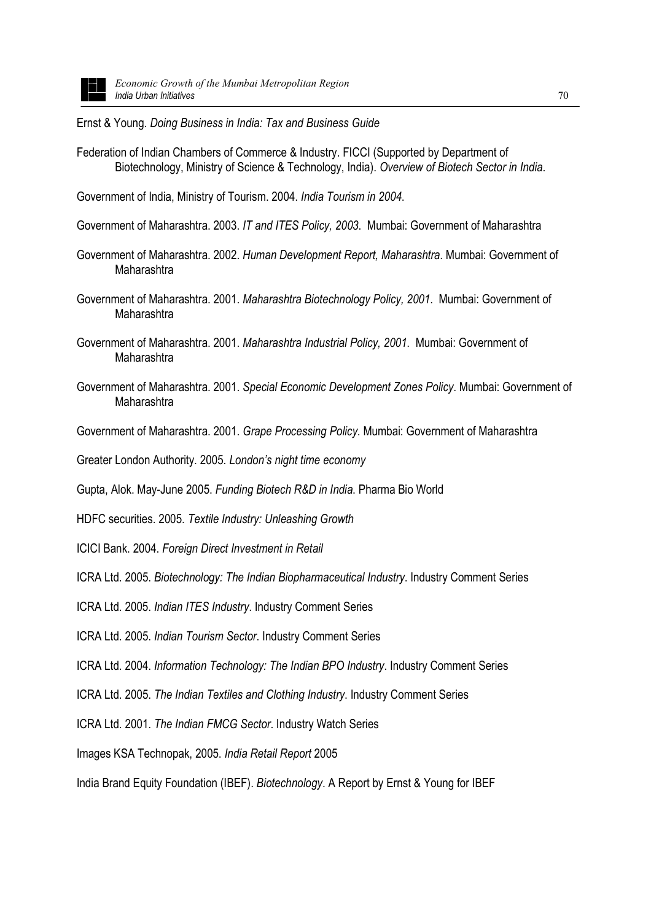Ernst & Young. *Doing Business in India: Tax and Business Guide*

Federation of Indian Chambers of Commerce & Industry. FICCI (Supported by Department of Biotechnology, Ministry of Science & Technology, India). *Overview of Biotech Sector in India*.

Government of India, Ministry of Tourism. 2004. *India Tourism in 2004.*

Government of Maharashtra. 2003. *IT and ITES Policy, 2003*. Mumbai: Government of Maharashtra

Government of Maharashtra. 2002. *Human Development Report, Maharashtra*. Mumbai: Government of Maharashtra

Government of Maharashtra. 2001. *Maharashtra Biotechnology Policy, 2001*. Mumbai: Government of Maharashtra

Government of Maharashtra. 2001. *Maharashtra Industrial Policy, 2001*. Mumbai: Government of Maharashtra

Government of Maharashtra. 2001. *Special Economic Development Zones Policy*. Mumbai: Government of Maharashtra

Government of Maharashtra. 2001. *Grape Processing Policy*. Mumbai: Government of Maharashtra

Greater London Authority. 2005. *London's night time economy*

Gupta, Alok. May-June 2005. *Funding Biotech R&D in India*. Pharma Bio World

HDFC securities. 2005. *Textile Industry: Unleashing Growth*

ICICI Bank. 2004. *Foreign Direct Investment in Retail*

ICRA Ltd. 2005. *Biotechnology: The Indian Biopharmaceutical Industry*. Industry Comment Series

ICRA Ltd. 2005. *Indian ITES Industry*. Industry Comment Series

ICRA Ltd. 2005. *Indian Tourism Sector*. Industry Comment Series

ICRA Ltd. 2004. *Information Technology: The Indian BPO Industry*. Industry Comment Series

ICRA Ltd. 2005. *The Indian Textiles and Clothing Industry*. Industry Comment Series

ICRA Ltd. 2001. *The Indian FMCG Sector*. Industry Watch Series

Images KSA Technopak, 2005. *India Retail Report* 2005

India Brand Equity Foundation (IBEF). *Biotechnology*. A Report by Ernst & Young for IBEF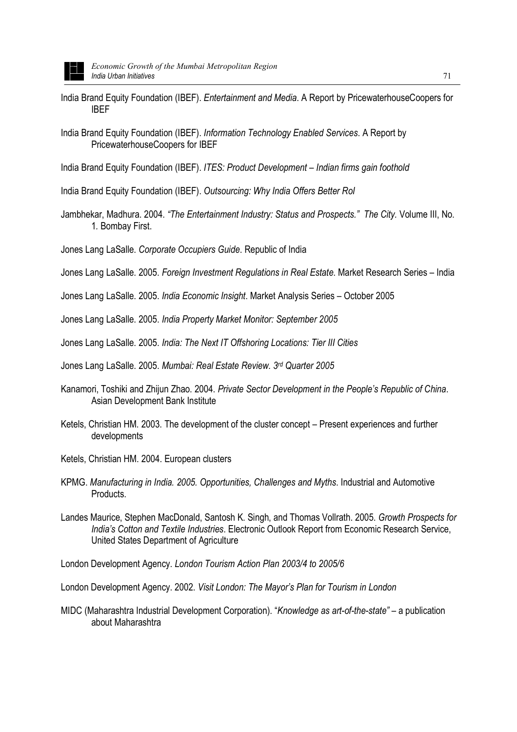India Brand Equity Foundation (IBEF). *Entertainment and Media*. A Report by PricewaterhouseCoopers for IBEF

India Brand Equity Foundation (IBEF). *Information Technology Enabled Services*. A Report by PricewaterhouseCoopers for IBEF

India Brand Equity Foundation (IBEF). *ITES: Product Development – Indian firms gain foothold*

India Brand Equity Foundation (IBEF). *Outsourcing: Why India Offers Better RoI*

Jambhekar, Madhura. 2004. *"The Entertainment Industry: Status and Prospects." The City.* Volume III, No. 1. Bombay First.

Jones Lang LaSalle. *Corporate Occupiers Guide*. Republic of India

Jones Lang LaSalle. 2005. *Foreign Investment Regulations in Real Estate*. Market Research Series – India

Jones Lang LaSalle. 2005. *India Economic Insight*. Market Analysis Series – October 2005

Jones Lang LaSalle. 2005. *India Property Market Monitor: September 2005*

Jones Lang LaSalle. 2005. *India: The Next IT Offshoring Locations: Tier III Cities*

Jones Lang LaSalle. 2005. *Mumbai: Real Estate Review. 3rd Quarter 2005*

Kanamori, Toshiki and Zhijun Zhao. 2004. *Private Sector Development in the People's Republic of China*. Asian Development Bank Institute

Ketels, Christian HM. 2003. The development of the cluster concept – Present experiences and further developments

Ketels, Christian HM. 2004. European clusters

KPMG. *Manufacturing in India. 2005. Opportunities, Challenges and Myths*. Industrial and Automotive Products.

Landes Maurice, Stephen MacDonald, Santosh K. Singh, and Thomas Vollrath. 2005. *Growth Prospects for India's Cotton and Textile Industries*. Electronic Outlook Report from Economic Research Service, United States Department of Agriculture

London Development Agency. *London Tourism Action Plan 2003/4 to 2005/6*

London Development Agency. 2002. *Visit London: The Mayor's Plan for Tourism in London*

MIDC (Maharashtra Industrial Development Corporation). "*Knowledge as art-of-the-state"* – a publication about Maharashtra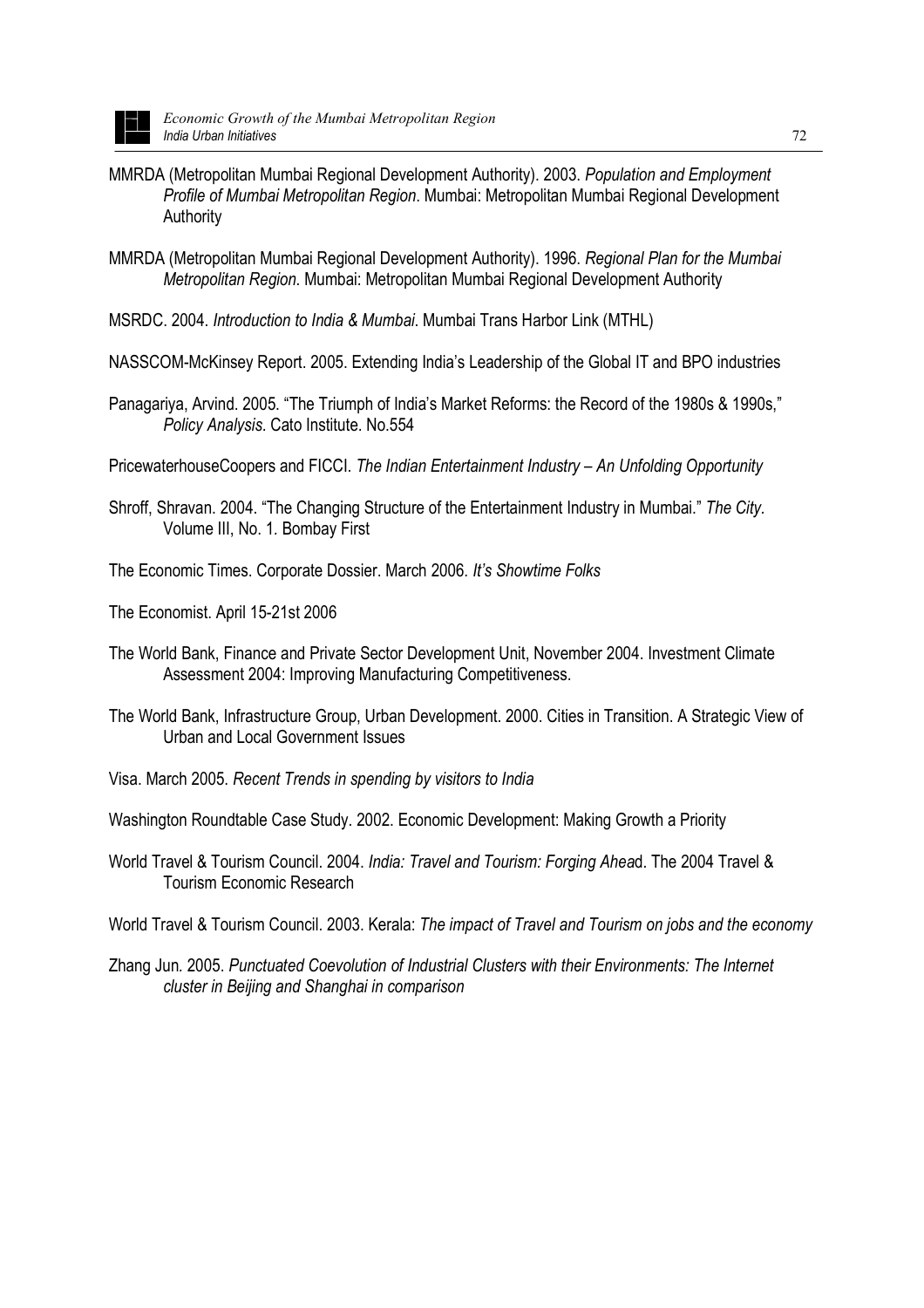MMRDA (Metropolitan Mumbai Regional Development Authority). 2003. *Population and Employment Profile of Mumbai Metropolitan Region*. Mumbai: Metropolitan Mumbai Regional Development Authority

MMRDA (Metropolitan Mumbai Regional Development Authority). 1996. *Regional Plan for the Mumbai Metropolitan Region*. Mumbai: Metropolitan Mumbai Regional Development Authority

MSRDC. 2004. *Introduction to India & Mumbai*. Mumbai Trans Harbor Link (MTHL)

NASSCOM-McKinsey Report. 2005. Extending India's Leadership of the Global IT and BPO industries

Panagariya, Arvind. 2005. "The Triumph of India's Market Reforms: the Record of the 1980s & 1990s," *Policy Analysis*. Cato Institute. No.554

PricewaterhouseCoopers and FICCI. *The Indian Entertainment Industry – An Unfolding Opportunity*

Shroff, Shravan. 2004. "The Changing Structure of the Entertainment Industry in Mumbai." *The City*. Volume III, No. 1. Bombay First

The Economic Times. Corporate Dossier. March 2006. *It's Showtime Folks*

The Economist. April 15-21st 2006

The World Bank, Finance and Private Sector Development Unit, November 2004. Investment Climate Assessment 2004: Improving Manufacturing Competitiveness.

The World Bank, Infrastructure Group, Urban Development. 2000. Cities in Transition. A Strategic View of Urban and Local Government Issues

Visa. March 2005. *Recent Trends in spending by visitors to India*

Washington Roundtable Case Study. 2002. Economic Development: Making Growth a Priority

World Travel & Tourism Council. 2004. *India: Travel and Tourism: Forging Ahea*d. The 2004 Travel & Tourism Economic Research

World Travel & Tourism Council. 2003. Kerala: *The impact of Travel and Tourism on jobs and the economy*

Zhang Jun. 2005. *Punctuated Coevolution of Industrial Clusters with their Environments: The Internet cluster in Beijing and Shanghai in comparison*